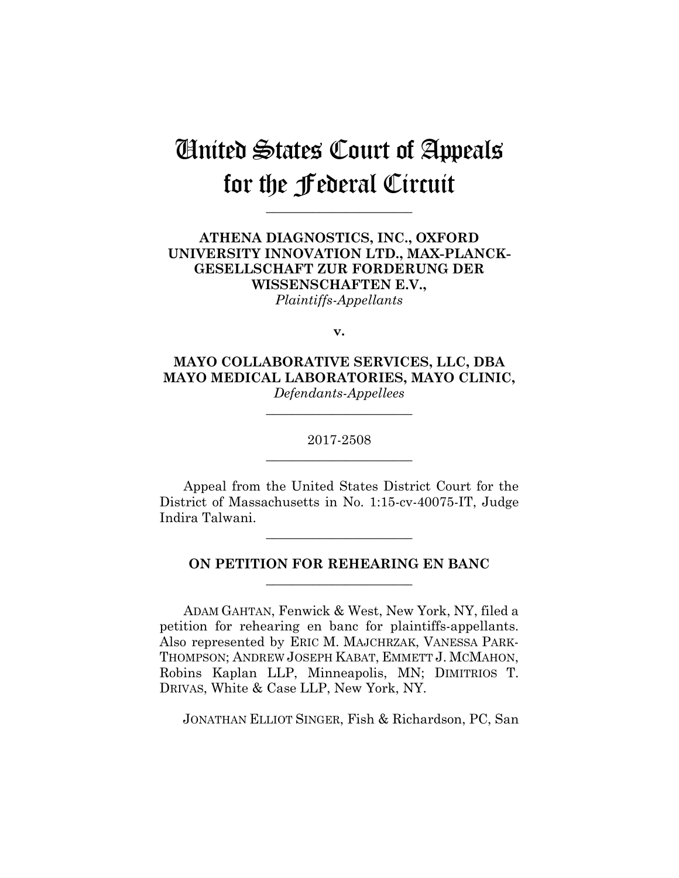# United States Court of Appeals for the Federal Circuit

______________________

**ATHENA DIAGNOSTICS, INC., OXFORD UNIVERSITY INNOVATION LTD., MAX-PLANCK-GESELLSCHAFT ZUR FORDERUNG DER WISSENSCHAFTEN E.V.,**
*Plaintiffs-Appellants*

**v.**

**MAYO COLLABORATIVE SERVICES, LLC, DBA MAYO MEDICAL LABORATORIES, MAYO CLINIC,**
*Defendants-Appellees*

______________________

2017-2508

______________________

Appeal from the United States District Court for the District of Massachusetts in No. 1:15-cv-40075-IT, Judge Indira Talwani.

______________________

**ON PETITION FOR REHEARING EN BANC**

______________________

ADAM GAHTAN, Fenwick & West, New York, NY, filed a petition for rehearing en banc for plaintiffs-appellants. Also represented by ERIC M. MAJCHRZAK, VANESSA PARK-THOMPSON; ANDREW JOSEPH KABAT, EMMETT J. MCMAHON, Robins Kaplan LLP, Minneapolis, MN; DIMITRIOS T. DRIVAS, White & Case LLP, New York, NY.

JONATHAN ELLIOT SINGER, Fish & Richardson, PC, San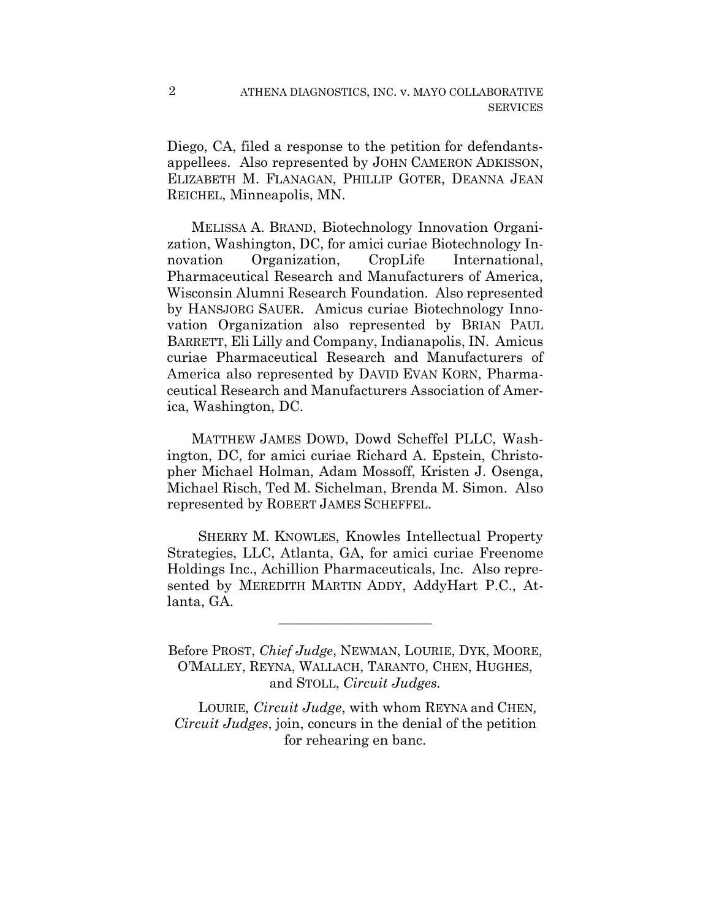Diego, CA, filed a response to the petition for defendants-appellees. Also represented by JOHN CAMERON ADKISSON, ELIZABETH M. FLANAGAN, PHILLIP GOTER, DEANNA JEAN REICHEL, Minneapolis, MN.

MELISSA A. BRAND, Biotechnology Innovation Organization, Washington, DC, for amici curiae Biotechnology Innovation Organization, CropLife International, Pharmaceutical Research and Manufacturers of America, Wisconsin Alumni Research Foundation. Also represented by HANSJORG SAUER. Amicus curiae Biotechnology Innovation Organization also represented by BRIAN PAUL BARRETT, Eli Lilly and Company, Indianapolis, IN. Amicus curiae Pharmaceutical Research and Manufacturers of America also represented by DAVID EVAN KORN, Pharmaceutical Research and Manufacturers Association of America, Washington, DC.

MATTHEW JAMES DOWD, Dowd Scheffel PLLC, Washington, DC, for amici curiae Richard A. Epstein, Christopher Michael Holman, Adam Mossoff, Kristen J. Osenga, Michael Risch, Ted M. Sichelman, Brenda M. Simon. Also represented by ROBERT JAMES SCHEFFEL.

SHERRY M. KNOWLES, Knowles Intellectual Property Strategies, LLC, Atlanta, GA, for amici curiae Freenome Holdings Inc., Achillion Pharmaceuticals, Inc. Also represented by MEREDITH MARTIN ADDY, AddyHart P.C., Atlanta, GA.

______________________

Before PROST, *Chief Judge*, NEWMAN, LOURIE, DYK, MOORE, O'MALLEY, REYNA, WALLACH, TARANTO, CHEN, HUGHES, and STOLL, *Circuit Judges*.

LOURIE, *Circuit Judge*, with whom REYNA and CHEN, *Circuit Judges*, join, concurs in the denial of the petition for rehearing en banc.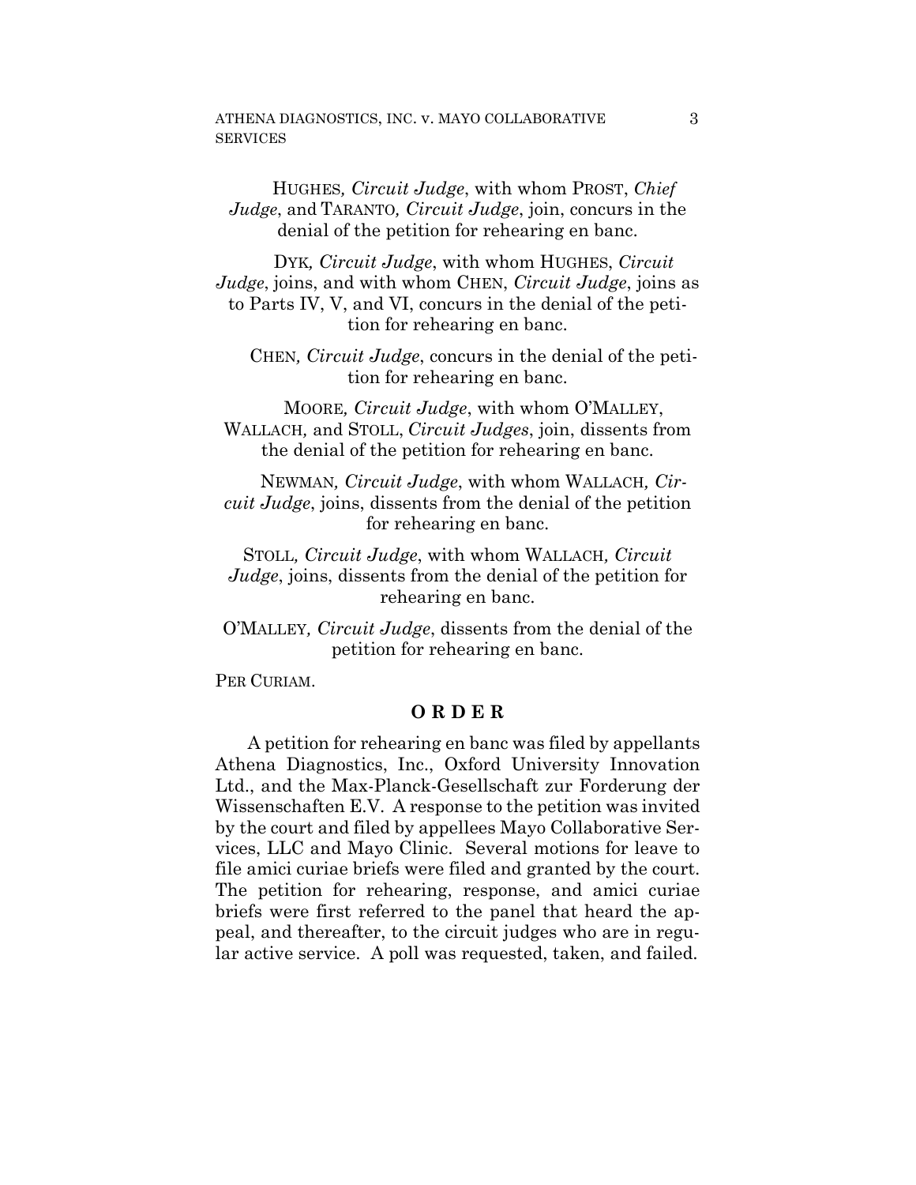HUGHES, *Circuit Judge*, with whom PROST, *Chief Judge*, and TARANTO, *Circuit Judge*, join, concurs in the denial of the petition for rehearing en banc.

DYK, *Circuit Judge*, with whom HUGHES, *Circuit Judge*, joins, and with whom CHEN, *Circuit Judge*, joins as to Parts IV, V, and VI, concurs in the denial of the petition for rehearing en banc.

CHEN, *Circuit Judge*, concurs in the denial of the petition for rehearing en banc.

MOORE, *Circuit Judge*, with whom O'MALLEY, WALLACH, and STOLL, *Circuit Judges*, join, dissents from the denial of the petition for rehearing en banc.

NEWMAN, *Circuit Judge*, with whom WALLACH, *Circuit Judge*, joins, dissents from the denial of the petition for rehearing en banc.

STOLL, *Circuit Judge*, with whom WALLACH, *Circuit Judge*, joins, dissents from the denial of the petition for rehearing en banc.

O'MALLEY, *Circuit Judge*, dissents from the denial of the petition for rehearing en banc.

PER CURIAM.

**O R D E R**

A petition for rehearing en banc was filed by appellants Athena Diagnostics, Inc., Oxford University Innovation Ltd., and the Max-Planck-Gesellschaft zur Forderung der Wissenschaften E.V. A response to the petition was invited by the court and filed by appellees Mayo Collaborative Services, LLC and Mayo Clinic. Several motions for leave to file amici curiae briefs were filed and granted by the court. The petition for rehearing, response, and amici curiae briefs were first referred to the panel that heard the appeal, and thereafter, to the circuit judges who are in regular active service. A poll was requested, taken, and failed.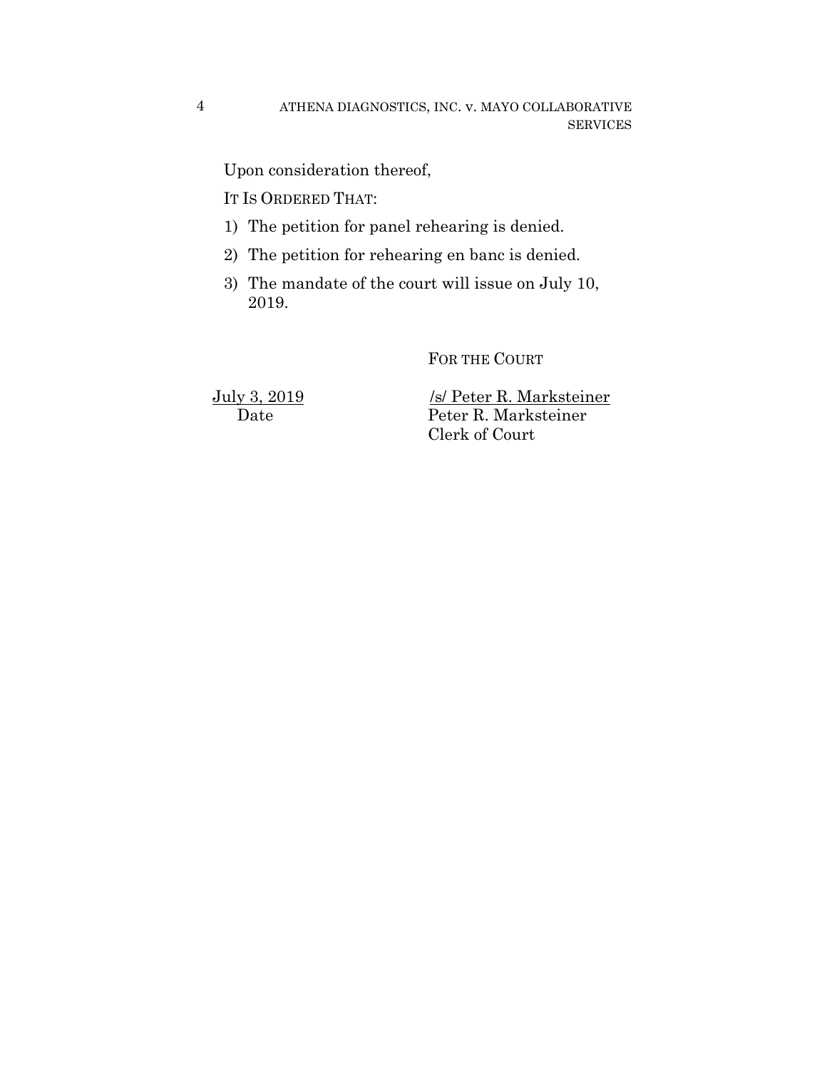Upon consideration thereof,

IT IS ORDERED THAT:

1) The petition for panel rehearing is denied.
2) The petition for rehearing en banc is denied.
3) The mandate of the court will issue on July 10, 2019.

FOR THE COURT

July 3, 2019
Date

/s/ Peter R. Marksteiner
Peter R. Marksteiner
Clerk of Court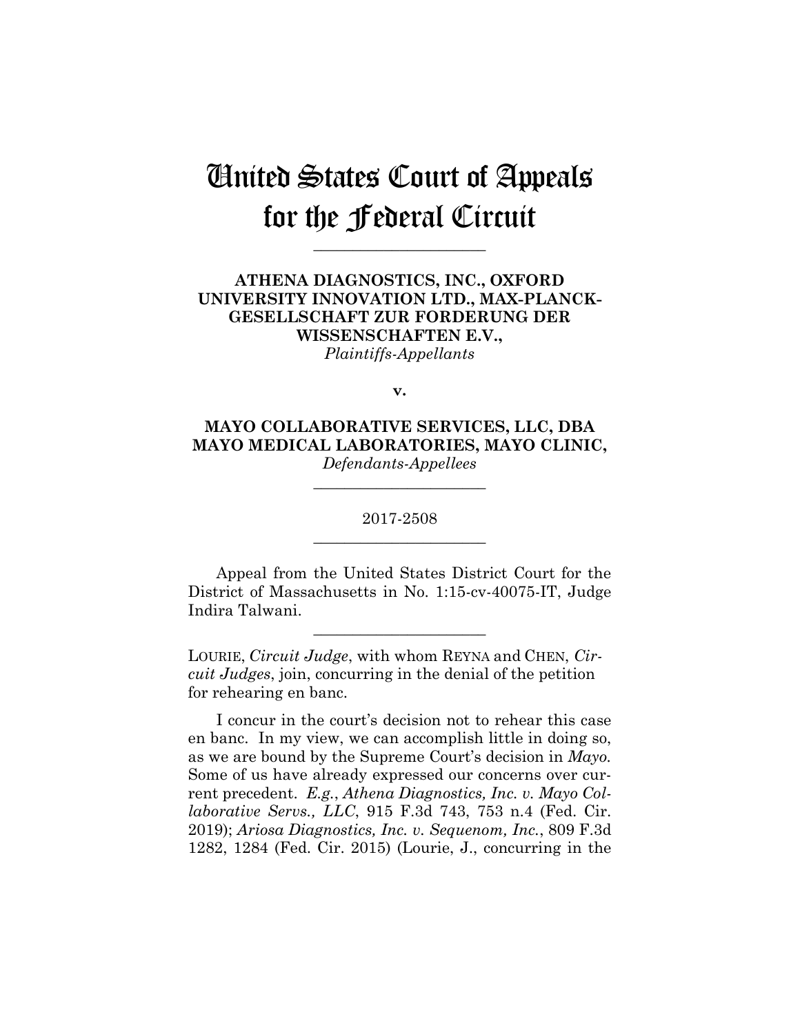# United States Court of Appeals for the Federal Circuit

---

**ATHENA DIAGNOSTICS, INC., OXFORD UNIVERSITY INNOVATION LTD., MAX-PLANCK-GESELLSCHAFT ZUR FORDERUNG DER WISSENSCHAFTEN E.V.,**
*Plaintiffs-Appellants*

**v.**

**MAYO COLLABORATIVE SERVICES, LLC, DBA MAYO MEDICAL LABORATORIES, MAYO CLINIC,**
*Defendants-Appellees*

---

2017-2508

---

Appeal from the United States District Court for the District of Massachusetts in No. 1:15-cv-40075-IT, Judge Indira Talwani.

---

LOURIE, *Circuit Judge*, with whom REYNA and CHEN, *Circuit Judges*, join, concurring in the denial of the petition for rehearing en banc.

I concur in the court's decision not to rehear this case en banc. In my view, we can accomplish little in doing so, as we are bound by the Supreme Court's decision in *Mayo*. Some of us have already expressed our concerns over current precedent. *E.g.*, *Athena Diagnostics, Inc. v. Mayo Collaborative Servs., LLC*, 915 F.3d 743, 753 n.4 (Fed. Cir. 2019); *Ariosa Diagnostics, Inc. v. Sequenom, Inc.*, 809 F.3d 1282, 1284 (Fed. Cir. 2015) (Lourie, J., concurring in the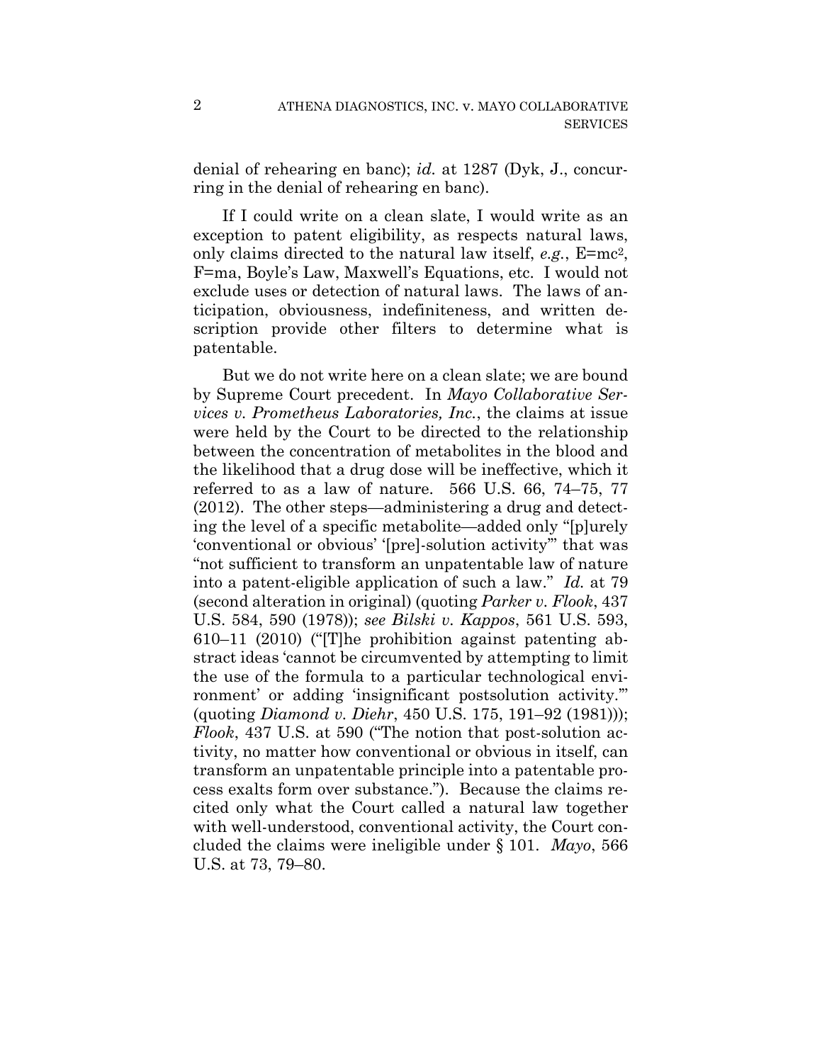denial of rehearing en banc); *id.* at 1287 (Dyk, J., concurring in the denial of rehearing en banc).

If I could write on a clean slate, I would write as an exception to patent eligibility, as respects natural laws, only claims directed to the natural law itself, *e.g.*, $E=mc^2$, $F=ma$, Boyle's Law, Maxwell's Equations, etc. I would not exclude uses or detection of natural laws. The laws of anticipation, obviousness, indefiniteness, and written description provide other filters to determine what is patentable.

But we do not write here on a clean slate; we are bound by Supreme Court precedent. In *Mayo Collaborative Services v. Prometheus Laboratories, Inc.*, the claims at issue were held by the Court to be directed to the relationship between the concentration of metabolites in the blood and the likelihood that a drug dose will be ineffective, which it referred to as a law of nature. 566 U.S. 66, 74–75, 77 (2012). The other steps—administering a drug and detecting the level of a specific metabolite—added only "[p]urely 'conventional or obvious' '[pre]-solution activity'" that was "not sufficient to transform an unpatentable law of nature into a patent-eligible application of such a law." *Id.* at 79 (second alteration in original) (quoting *Parker v. Flook*, 437 U.S. 584, 590 (1978)); *see Bilski v. Kappos*, 561 U.S. 593, 610–11 (2010) ("[T]he prohibition against patenting abstract ideas 'cannot be circumvented by attempting to limit the use of the formula to a particular technological environment' or adding 'insignificant postsolution activity.'" (quoting *Diamond v. Diehr*, 450 U.S. 175, 191–92 (1981))); *Flook*, 437 U.S. at 590 ("The notion that post-solution activity, no matter how conventional or obvious in itself, can transform an unpatentable principle into a patentable process exalts form over substance."). Because the claims recited only what the Court called a natural law together with well-understood, conventional activity, the Court concluded the claims were ineligible under § 101. *Mayo*, 566 U.S. at 73, 79–80.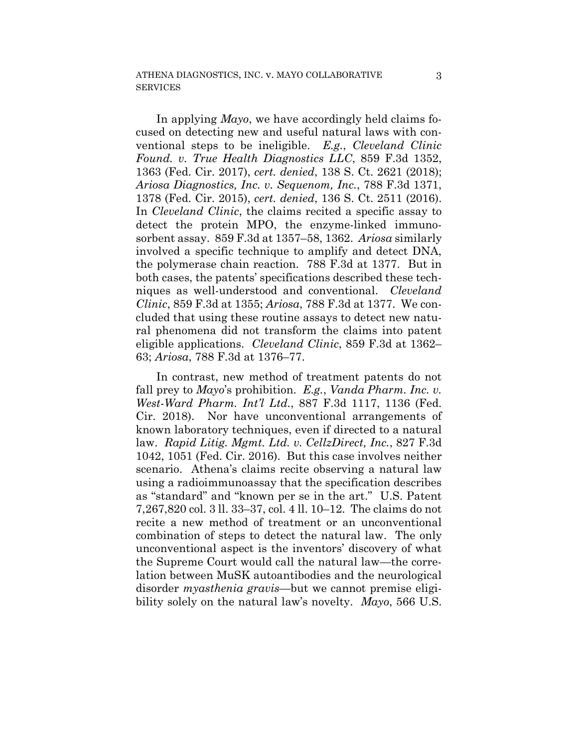In applying *Mayo*, we have accordingly held claims focused on detecting new and useful natural laws with conventional steps to be ineligible. *E.g.*, *Cleveland Clinic Found. v. True Health Diagnostics LLC*, 859 F.3d 1352, 1363 (Fed. Cir. 2017), *cert. denied*, 138 S. Ct. 2621 (2018); *Ariosa Diagnostics, Inc. v. Sequenom, Inc.*, 788 F.3d 1371, 1378 (Fed. Cir. 2015), *cert. denied*, 136 S. Ct. 2511 (2016). In *Cleveland Clinic*, the claims recited a specific assay to detect the protein MPO, the enzyme-linked immunosorbent assay. 859 F.3d at 1357–58, 1362. *Ariosa* similarly involved a specific technique to amplify and detect DNA, the polymerase chain reaction. 788 F.3d at 1377. But in both cases, the patents' specifications described these techniques as well-understood and conventional. *Cleveland Clinic*, 859 F.3d at 1355; *Ariosa*, 788 F.3d at 1377. We concluded that using these routine assays to detect new natural phenomena did not transform the claims into patent eligible applications. *Cleveland Clinic*, 859 F.3d at 1362–63; *Ariosa*, 788 F.3d at 1376–77.

In contrast, new method of treatment patents do not fall prey to *Mayo*'s prohibition. *E.g.*, *Vanda Pharm. Inc. v. West-Ward Pharm. Int'l Ltd.*, 887 F.3d 1117, 1136 (Fed. Cir. 2018). Nor have unconventional arrangements of known laboratory techniques, even if directed to a natural law. *Rapid Litig. Mgmt. Ltd. v. CellzDirect, Inc.*, 827 F.3d 1042, 1051 (Fed. Cir. 2016). But this case involves neither scenario. Athena's claims recite observing a natural law using a radioimmunoassay that the specification describes as "standard" and "known per se in the art." U.S. Patent 7,267,820 col. 3 ll. 33–37, col. 4 ll. 10–12. The claims do not recite a new method of treatment or an unconventional combination of steps to detect the natural law. The only unconventional aspect is the inventors' discovery of what the Supreme Court would call the natural law—the correlation between MuSK autoantibodies and the neurological disorder *myasthenia gravis*—but we cannot premise eligibility solely on the natural law's novelty. *Mayo*, 566 U.S.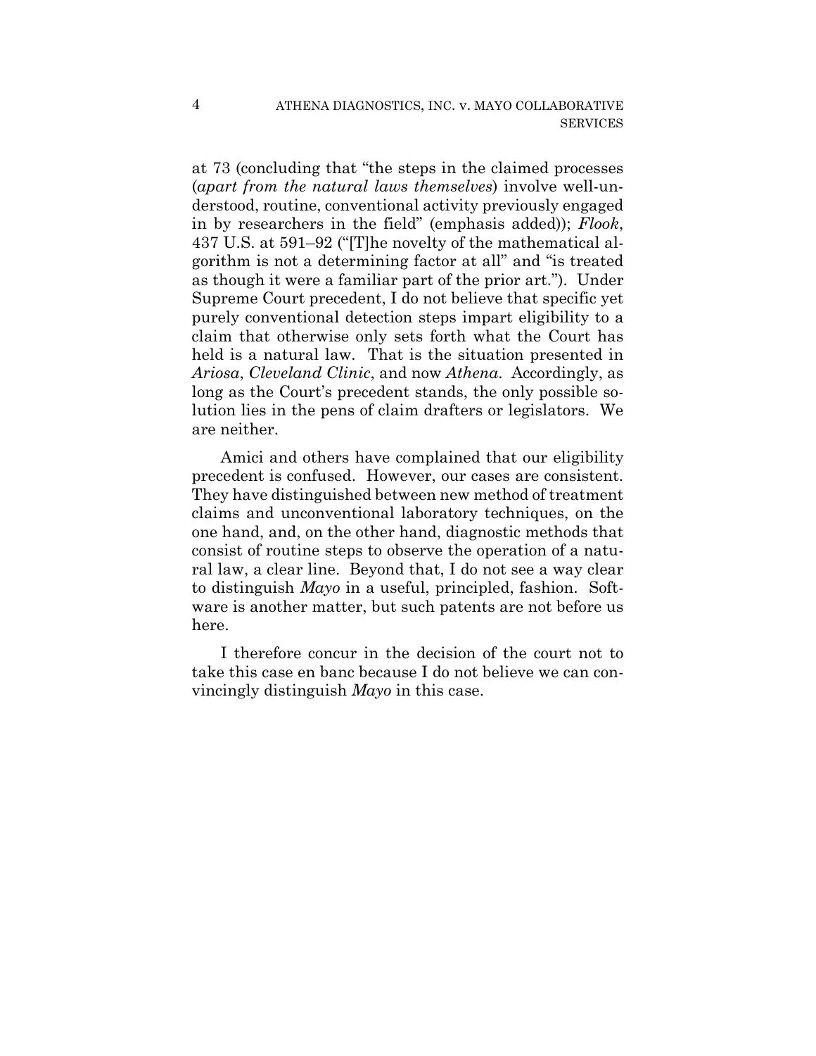at 73 (concluding that "the steps in the claimed processes (*apart from the natural laws themselves*) involve well-understood, routine, conventional activity previously engaged in by researchers in the field" (emphasis added)); *Flook*, 437 U.S. at 591–92 ("[T]he novelty of the mathematical algorithm is not a determining factor at all" and "is treated as though it were a familiar part of the prior art."). Under Supreme Court precedent, I do not believe that specific yet purely conventional detection steps impart eligibility to a claim that otherwise only sets forth what the Court has held is a natural law. That is the situation presented in *Ariosa*, *Cleveland Clinic*, and now *Athena*. Accordingly, as long as the Court's precedent stands, the only possible solution lies in the pens of claim drafters or legislators. We are neither.

Amici and others have complained that our eligibility precedent is confused. However, our cases are consistent. They have distinguished between new method of treatment claims and unconventional laboratory techniques, on the one hand, and, on the other hand, diagnostic methods that consist of routine steps to observe the operation of a natural law, a clear line. Beyond that, I do not see a way clear to distinguish *Mayo* in a useful, principled, fashion. Software is another matter, but such patents are not before us here.

I therefore concur in the decision of the court not to take this case en banc because I do not believe we can convincingly distinguish *Mayo* in this case.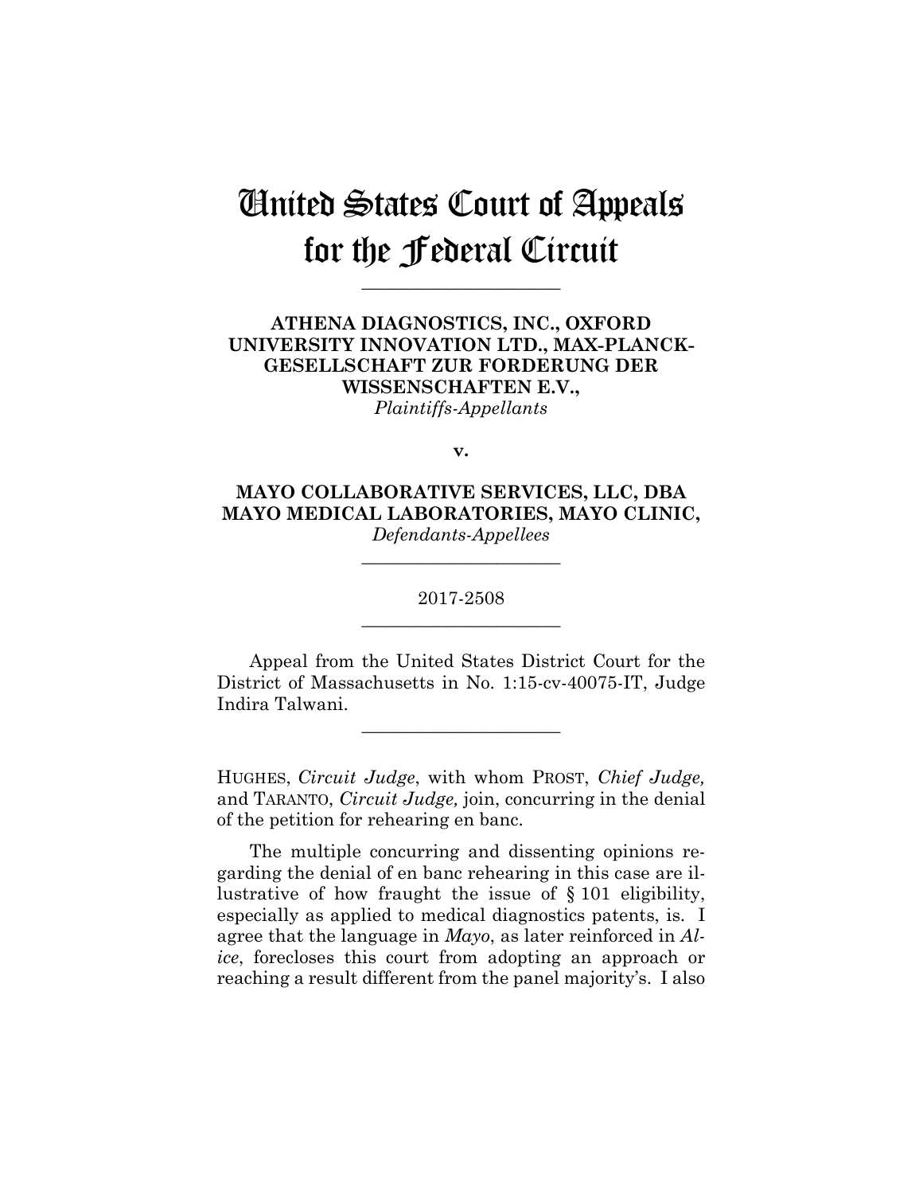# United States Court of Appeals for the Federal Circuit

______________________

**ATHENA DIAGNOSTICS, INC., OXFORD UNIVERSITY INNOVATION LTD., MAX-PLANCK-GESELLSCHAFT ZUR FORDERUNG DER WISSENSCHAFTEN E.V.,**
*Plaintiffs-Appellants*

**v.**

**MAYO COLLABORATIVE SERVICES, LLC, DBA MAYO MEDICAL LABORATORIES, MAYO CLINIC,**
*Defendants-Appellees*

______________________

2017-2508

______________________

Appeal from the United States District Court for the District of Massachusetts in No. 1:15-cv-40075-IT, Judge Indira Talwani.

______________________

HUGHES, *Circuit Judge*, with whom PROST, *Chief Judge,* and TARANTO, *Circuit Judge,* join, concurring in the denial of the petition for rehearing en banc.

The multiple concurring and dissenting opinions regarding the denial of en banc rehearing in this case are illustrative of how fraught the issue of § 101 eligibility, especially as applied to medical diagnostics patents, is. I agree that the language in *Mayo*, as later reinforced in *Alice*, forecloses this court from adopting an approach or reaching a result different from the panel majority's. I also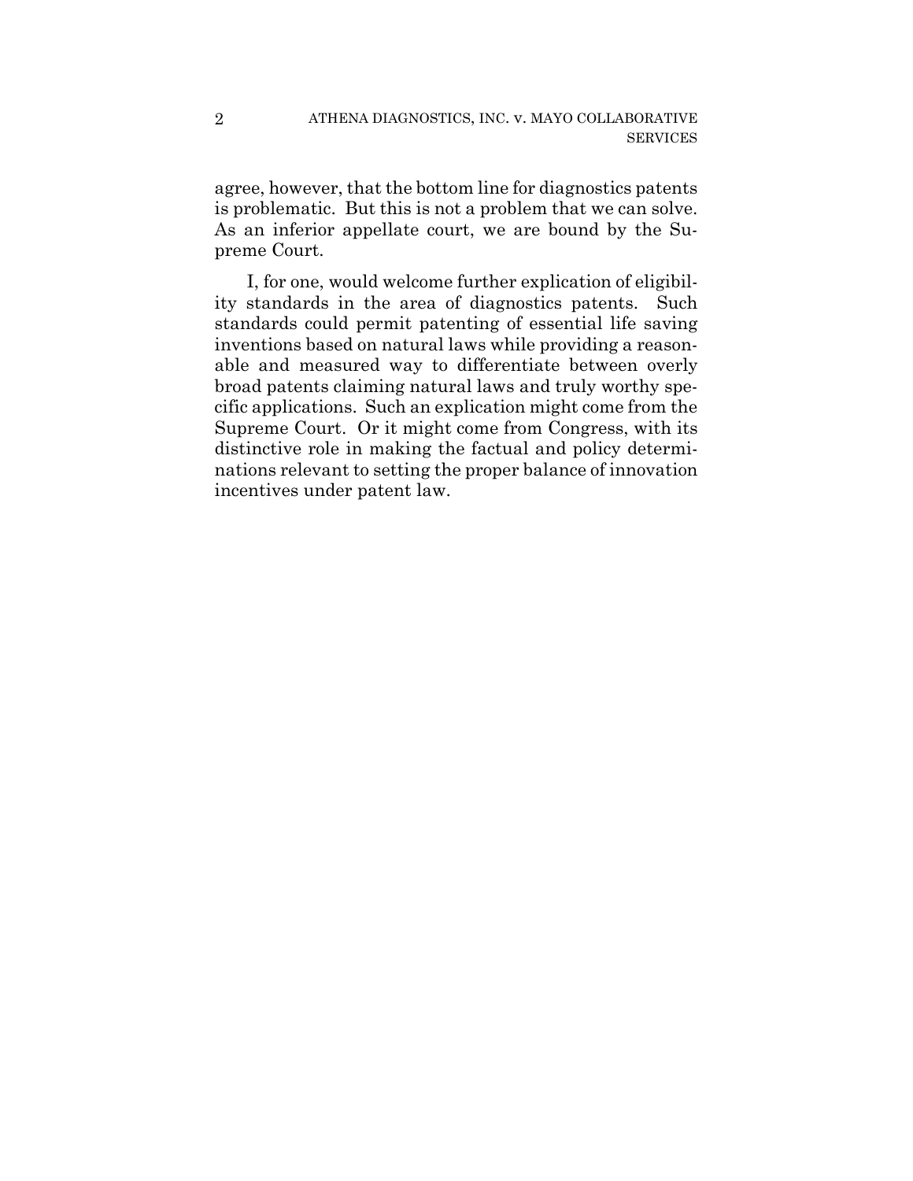agree, however, that the bottom line for diagnostics patents is problematic. But this is not a problem that we can solve. As an inferior appellate court, we are bound by the Supreme Court.

I, for one, would welcome further explication of eligibility standards in the area of diagnostics patents. Such standards could permit patenting of essential life saving inventions based on natural laws while providing a reasonable and measured way to differentiate between overly broad patents claiming natural laws and truly worthy specific applications. Such an explication might come from the Supreme Court. Or it might come from Congress, with its distinctive role in making the factual and policy determinations relevant to setting the proper balance of innovation incentives under patent law.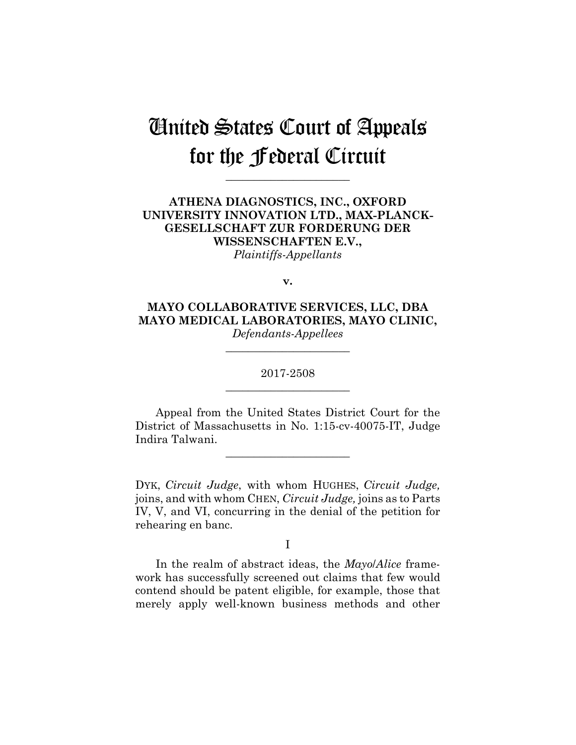# United States Court of Appeals for the Federal Circuit

______________________

**ATHENA DIAGNOSTICS, INC., OXFORD UNIVERSITY INNOVATION LTD., MAX-PLANCK-GESELLSCHAFT ZUR FORDERUNG DER WISSENSCHAFTEN E.V.,**
*Plaintiffs-Appellants*

**v.**

**MAYO COLLABORATIVE SERVICES, LLC, DBA MAYO MEDICAL LABORATORIES, MAYO CLINIC,**
*Defendants-Appellees*

______________________

2017-2508

______________________

Appeal from the United States District Court for the District of Massachusetts in No. 1:15-cv-40075-IT, Judge Indira Talwani.

______________________

DYK, *Circuit Judge*, with whom HUGHES, *Circuit Judge,* joins, and with whom CHEN, *Circuit Judge,* joins as to Parts IV, V, and VI, concurring in the denial of the petition for rehearing en banc.

I

In the realm of abstract ideas, the *Mayo*/*Alice* framework has successfully screened out claims that few would contend should be patent eligible, for example, those that merely apply well-known business methods and other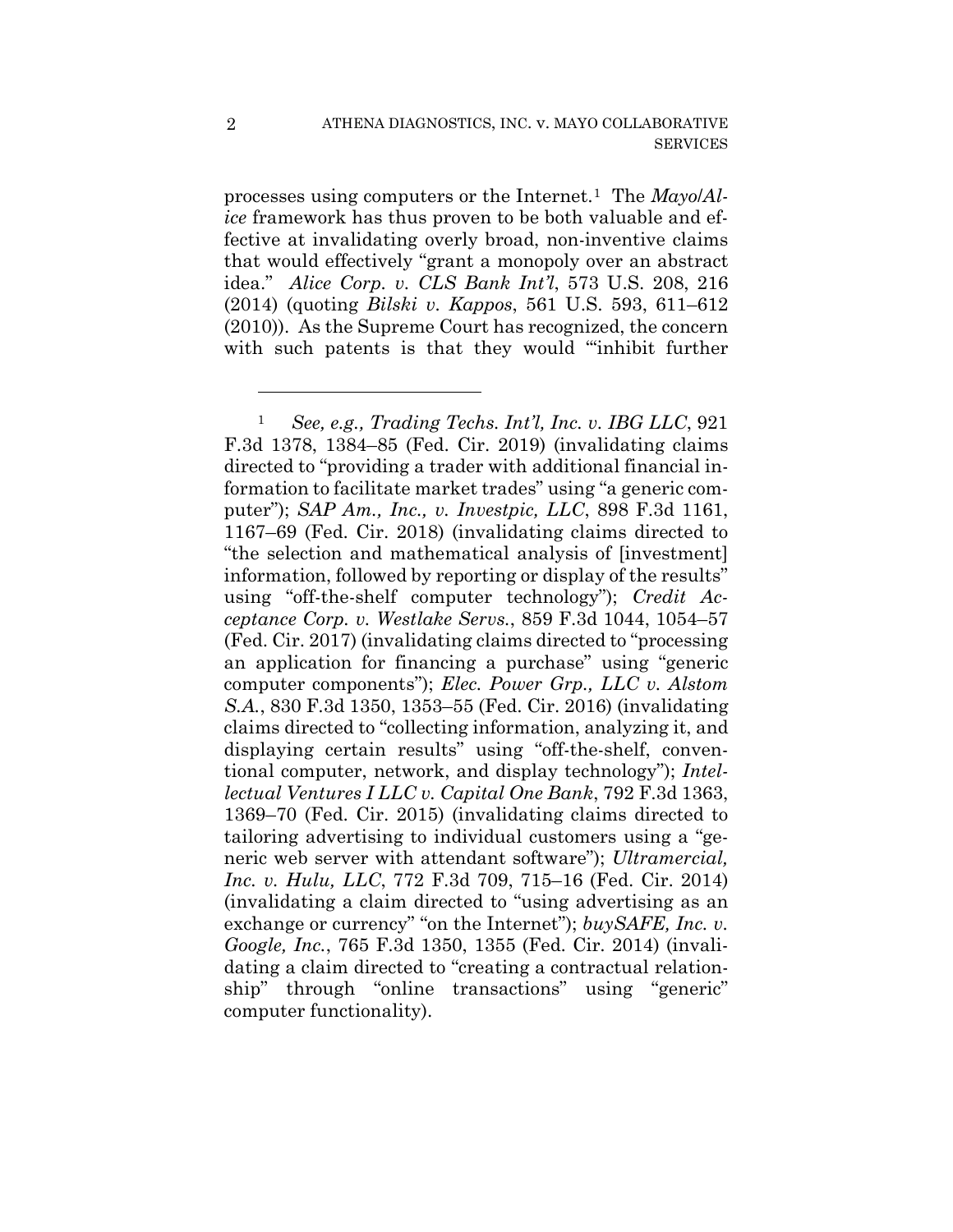processes using computers or the Internet.[1] The *Mayo*/*Alice* framework has thus proven to be both valuable and effective at invalidating overly broad, non-inventive claims that would effectively "grant a monopoly over an abstract idea." *Alice Corp. v. CLS Bank Int'l*, 573 U.S. 208, 216 (2014) (quoting *Bilski v. Kappos*, 561 U.S. 593, 611–612 (2010)). As the Supreme Court has recognized, the concern with such patents is that they would "'inhibit further

---

[1] *See, e.g., Trading Techs. Int'l, Inc. v. IBG LLC*, 921 F.3d 1378, 1384–85 (Fed. Cir. 2019) (invalidating claims directed to "providing a trader with additional financial information to facilitate market trades" using "a generic computer"); *SAP Am., Inc., v. Investpic, LLC*, 898 F.3d 1161, 1167–69 (Fed. Cir. 2018) (invalidating claims directed to "the selection and mathematical analysis of [investment] information, followed by reporting or display of the results" using "off-the-shelf computer technology"); *Credit Acceptance Corp. v. Westlake Servs.*, 859 F.3d 1044, 1054–57 (Fed. Cir. 2017) (invalidating claims directed to "processing an application for financing a purchase" using "generic computer components"); *Elec. Power Grp., LLC v. Alstom S.A.*, 830 F.3d 1350, 1353–55 (Fed. Cir. 2016) (invalidating claims directed to "collecting information, analyzing it, and displaying certain results" using "off-the-shelf, conventional computer, network, and display technology"); *Intellectual Ventures I LLC v. Capital One Bank*, 792 F.3d 1363, 1369–70 (Fed. Cir. 2015) (invalidating claims directed to tailoring advertising to individual customers using a "generic web server with attendant software"); *Ultramercial, Inc. v. Hulu, LLC*, 772 F.3d 709, 715–16 (Fed. Cir. 2014) (invalidating a claim directed to "using advertising as an exchange or currency" "on the Internet"); *buySAFE, Inc. v. Google, Inc.*, 765 F.3d 1350, 1355 (Fed. Cir. 2014) (invalidating a claim directed to "creating a contractual relationship" through "online transactions" using "generic" computer functionality).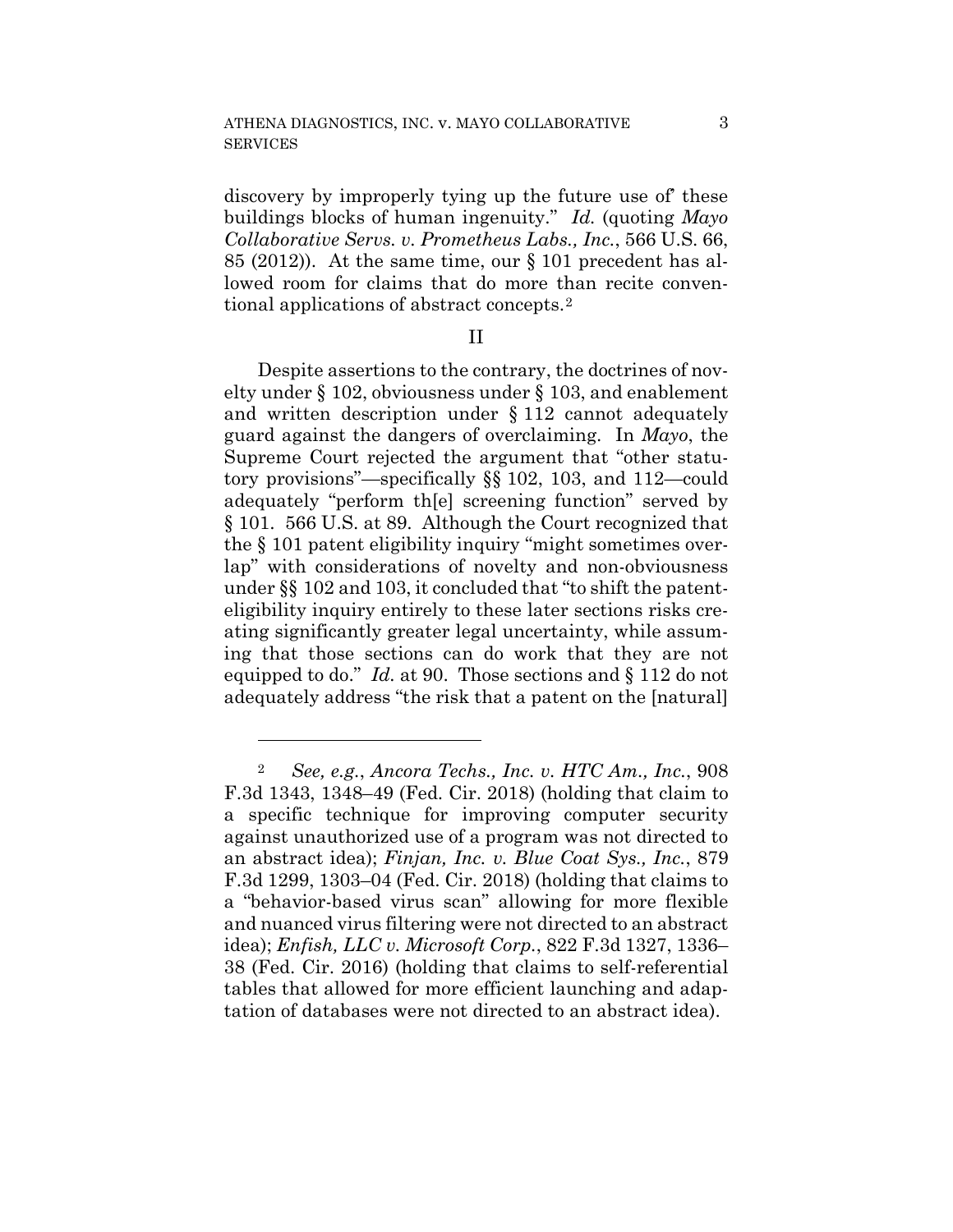discovery by improperly tying up the future use of' these buildings blocks of human ingenuity." *Id.* (quoting *Mayo Collaborative Servs. v. Prometheus Labs., Inc.*, 566 U.S. 66, 85 (2012)). At the same time, our § 101 precedent has allowed room for claims that do more than recite conventional applications of abstract concepts.[2]

## II

Despite assertions to the contrary, the doctrines of novelty under § 102, obviousness under § 103, and enablement and written description under § 112 cannot adequately guard against the dangers of overclaiming. In *Mayo*, the Supreme Court rejected the argument that "other statutory provisions"—specifically §§ 102, 103, and 112—could adequately "perform th[e] screening function" served by § 101. 566 U.S. at 89. Although the Court recognized that the § 101 patent eligibility inquiry "might sometimes overlap" with considerations of novelty and non-obviousness under §§ 102 and 103, it concluded that "to shift the patent-eligibility inquiry entirely to these later sections risks creating significantly greater legal uncertainty, while assuming that those sections can do work that they are not equipped to do." *Id.* at 90. Those sections and § 112 do not adequately address "the risk that a patent on the [natural]

---

[2] *See, e.g.*, *Ancora Techs., Inc. v. HTC Am., Inc.*, 908 F.3d 1343, 1348–49 (Fed. Cir. 2018) (holding that claim to a specific technique for improving computer security against unauthorized use of a program was not directed to an abstract idea); *Finjan, Inc. v. Blue Coat Sys., Inc.*, 879 F.3d 1299, 1303–04 (Fed. Cir. 2018) (holding that claims to a "behavior-based virus scan" allowing for more flexible and nuanced virus filtering were not directed to an abstract idea); *Enfish, LLC v. Microsoft Corp.*, 822 F.3d 1327, 1336–38 (Fed. Cir. 2016) (holding that claims to self-referential tables that allowed for more efficient launching and adaptation of databases were not directed to an abstract idea).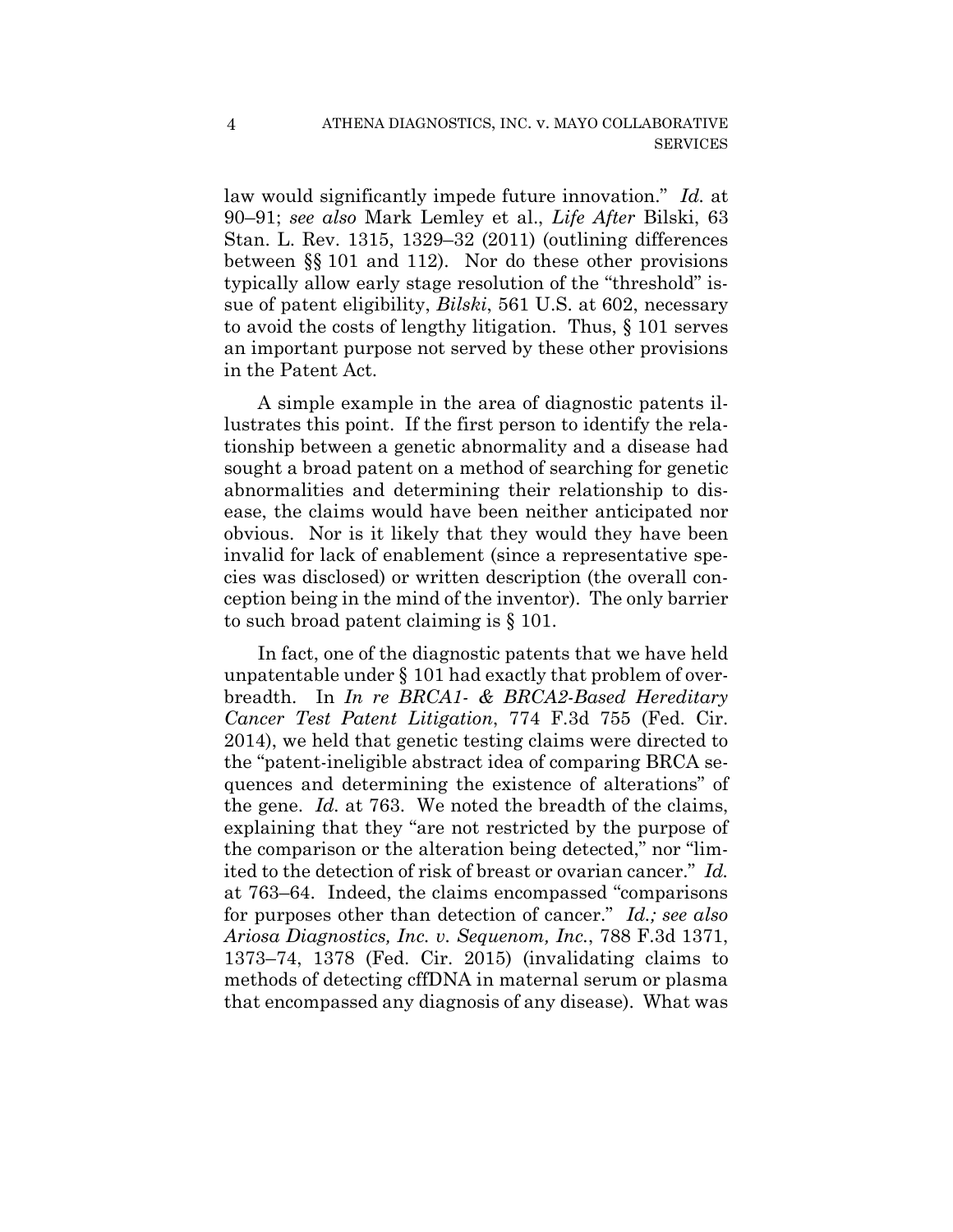law would significantly impede future innovation." *Id.* at 90–91; *see also* Mark Lemley et al., *Life After* Bilski, 63 Stan. L. Rev. 1315, 1329–32 (2011) (outlining differences between §§ 101 and 112). Nor do these other provisions typically allow early stage resolution of the "threshold" issue of patent eligibility, *Bilski*, 561 U.S. at 602, necessary to avoid the costs of lengthy litigation. Thus, § 101 serves an important purpose not served by these other provisions in the Patent Act.

A simple example in the area of diagnostic patents illustrates this point. If the first person to identify the relationship between a genetic abnormality and a disease had sought a broad patent on a method of searching for genetic abnormalities and determining their relationship to disease, the claims would have been neither anticipated nor obvious. Nor is it likely that they would they have been invalid for lack of enablement (since a representative species was disclosed) or written description (the overall conception being in the mind of the inventor). The only barrier to such broad patent claiming is § 101.

In fact, one of the diagnostic patents that we have held unpatentable under § 101 had exactly that problem of overbreadth. In *In re BRCA1- & BRCA2-Based Hereditary Cancer Test Patent Litigation*, 774 F.3d 755 (Fed. Cir. 2014), we held that genetic testing claims were directed to the "patent-ineligible abstract idea of comparing BRCA sequences and determining the existence of alterations" of the gene. *Id.* at 763. We noted the breadth of the claims, explaining that they "are not restricted by the purpose of the comparison or the alteration being detected," nor "limited to the detection of risk of breast or ovarian cancer." *Id.* at 763–64. Indeed, the claims encompassed "comparisons for purposes other than detection of cancer." *Id.; see also Ariosa Diagnostics, Inc. v. Sequenom, Inc.*, 788 F.3d 1371, 1373–74, 1378 (Fed. Cir. 2015) (invalidating claims to methods of detecting cffDNA in maternal serum or plasma that encompassed any diagnosis of any disease). What was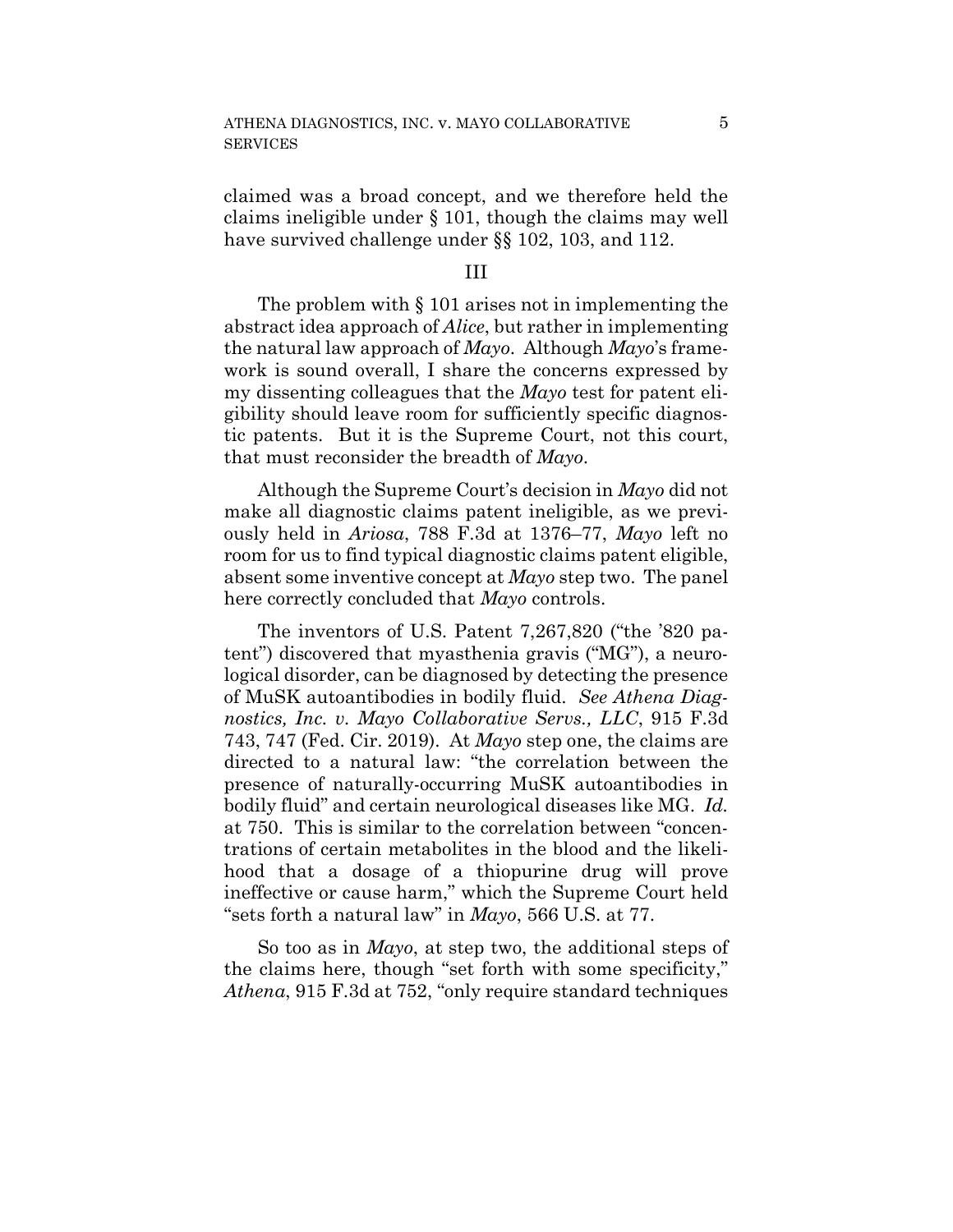claimed was a broad concept, and we therefore held the claims ineligible under § 101, though the claims may well have survived challenge under §§ 102, 103, and 112.

## III

The problem with § 101 arises not in implementing the abstract idea approach of *Alice*, but rather in implementing the natural law approach of *Mayo*. Although *Mayo*'s framework is sound overall, I share the concerns expressed by my dissenting colleagues that the *Mayo* test for patent eligibility should leave room for sufficiently specific diagnostic patents. But it is the Supreme Court, not this court, that must reconsider the breadth of *Mayo*.

Although the Supreme Court's decision in *Mayo* did not make all diagnostic claims patent ineligible, as we previously held in *Ariosa*, 788 F.3d at 1376–77, *Mayo* left no room for us to find typical diagnostic claims patent eligible, absent some inventive concept at *Mayo* step two. The panel here correctly concluded that *Mayo* controls.

The inventors of U.S. Patent 7,267,820 ("the '820 patent") discovered that myasthenia gravis ("MG"), a neurological disorder, can be diagnosed by detecting the presence of MuSK autoantibodies in bodily fluid. *See Athena Diagnostics, Inc. v. Mayo Collaborative Servs., LLC*, 915 F.3d 743, 747 (Fed. Cir. 2019). At *Mayo* step one, the claims are directed to a natural law: "the correlation between the presence of naturally-occurring MuSK autoantibodies in bodily fluid" and certain neurological diseases like MG. *Id.* at 750. This is similar to the correlation between "concentrations of certain metabolites in the blood and the likelihood that a dosage of a thiopurine drug will prove ineffective or cause harm," which the Supreme Court held "sets forth a natural law" in *Mayo*, 566 U.S. at 77.

So too as in *Mayo*, at step two, the additional steps of the claims here, though "set forth with some specificity," *Athena*, 915 F.3d at 752, "only require standard techniques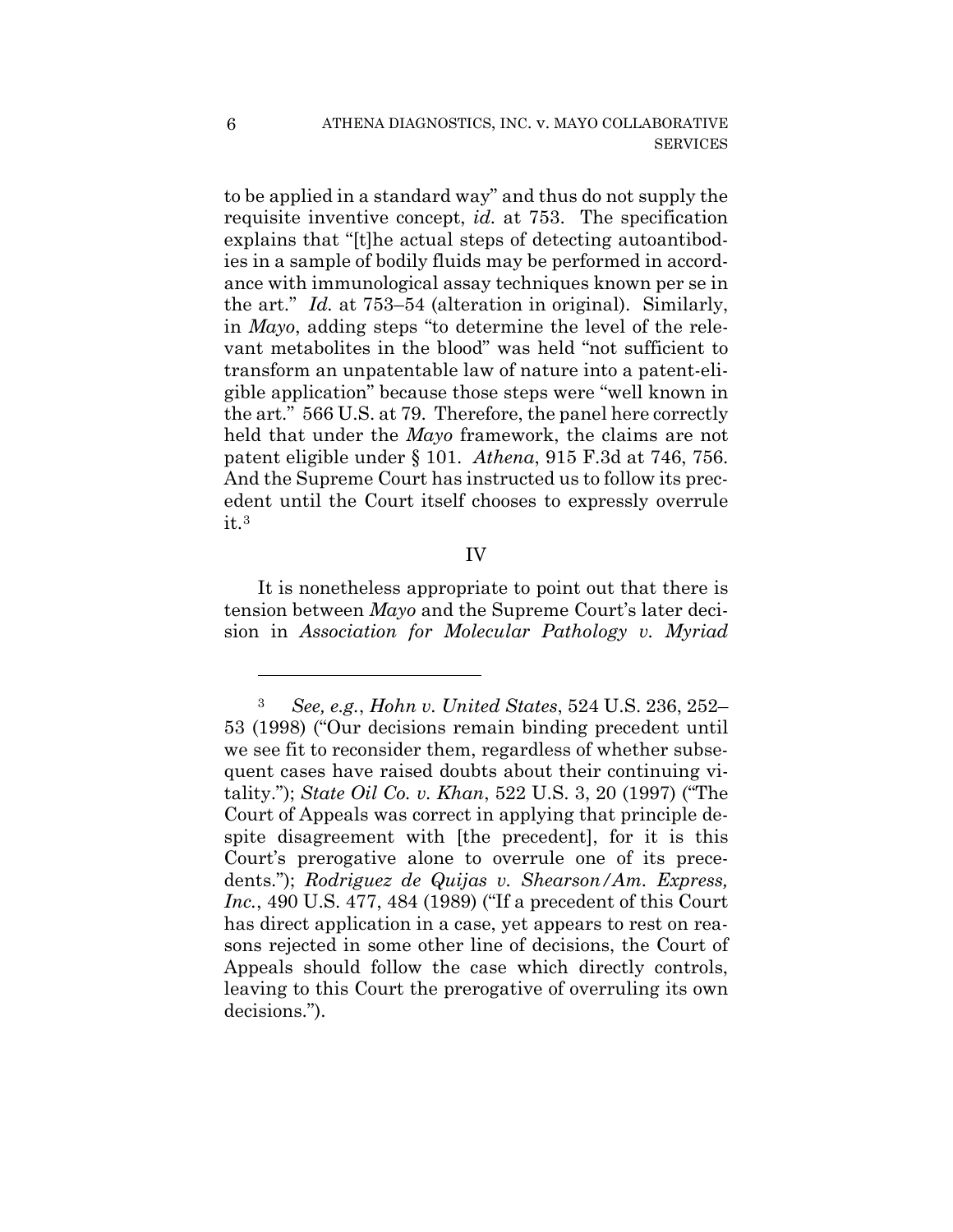to be applied in a standard way" and thus do not supply the requisite inventive concept, *id.* at 753. The specification explains that "[t]he actual steps of detecting autoantibodies in a sample of bodily fluids may be performed in accordance with immunological assay techniques known per se in the art." *Id.* at 753–54 (alteration in original). Similarly, in *Mayo*, adding steps "to determine the level of the relevant metabolites in the blood" was held "not sufficient to transform an unpatentable law of nature into a patent-eligible application" because those steps were "well known in the art." 566 U.S. at 79. Therefore, the panel here correctly held that under the *Mayo* framework, the claims are not patent eligible under § 101. *Athena*, 915 F.3d at 746, 756. And the Supreme Court has instructed us to follow its precedent until the Court itself chooses to expressly overrule it.[3]

## IV

It is nonetheless appropriate to point out that there is tension between *Mayo* and the Supreme Court's later decision in *Association for Molecular Pathology v. Myriad*

---

[3] *See, e.g.*, *Hohn v. United States*, 524 U.S. 236, 252–53 (1998) ("Our decisions remain binding precedent until we see fit to reconsider them, regardless of whether subsequent cases have raised doubts about their continuing vitality."); *State Oil Co. v. Khan*, 522 U.S. 3, 20 (1997) ("The Court of Appeals was correct in applying that principle despite disagreement with [the precedent], for it is this Court's prerogative alone to overrule one of its precedents."); *Rodriguez de Quijas v. Shearson/Am. Express, Inc.*, 490 U.S. 477, 484 (1989) ("If a precedent of this Court has direct application in a case, yet appears to rest on reasons rejected in some other line of decisions, the Court of Appeals should follow the case which directly controls, leaving to this Court the prerogative of overruling its own decisions.").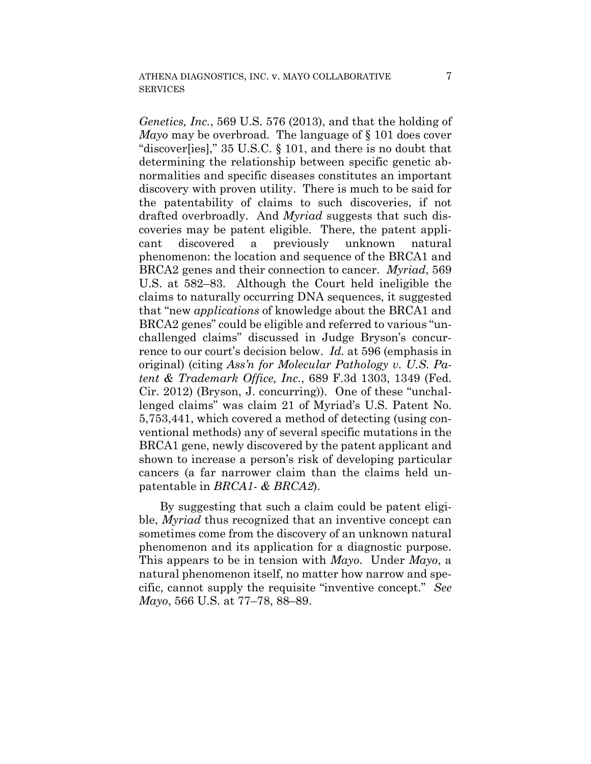*Genetics, Inc.*, 569 U.S. 576 (2013), and that the holding of *Mayo* may be overbroad. The language of § 101 does cover "discover[ies]," 35 U.S.C. § 101, and there is no doubt that determining the relationship between specific genetic abnormalities and specific diseases constitutes an important discovery with proven utility. There is much to be said for the patentability of claims to such discoveries, if not drafted overbroadly. And *Myriad* suggests that such discoveries may be patent eligible. There, the patent applicant discovered a previously unknown natural phenomenon: the location and sequence of the BRCA1 and BRCA2 genes and their connection to cancer. *Myriad*, 569 U.S. at 582–83. Although the Court held ineligible the claims to naturally occurring DNA sequences, it suggested that "new *applications* of knowledge about the BRCA1 and BRCA2 genes" could be eligible and referred to various "unchallenged claims" discussed in Judge Bryson's concurrence to our court's decision below. *Id.* at 596 (emphasis in original) (citing *Ass'n for Molecular Pathology v. U.S. Patent & Trademark Office, Inc.*, 689 F.3d 1303, 1349 (Fed. Cir. 2012) (Bryson, J. concurring)). One of these "unchallenged claims" was claim 21 of Myriad's U.S. Patent No. 5,753,441, which covered a method of detecting (using conventional methods) any of several specific mutations in the BRCA1 gene, newly discovered by the patent applicant and shown to increase a person's risk of developing particular cancers (a far narrower claim than the claims held unpatentable in *BRCA1- & BRCA2*).

By suggesting that such a claim could be patent eligible, *Myriad* thus recognized that an inventive concept can sometimes come from the discovery of an unknown natural phenomenon and its application for a diagnostic purpose. This appears to be in tension with *Mayo*. Under *Mayo*, a natural phenomenon itself, no matter how narrow and specific, cannot supply the requisite "inventive concept." *See Mayo*, 566 U.S. at 77–78, 88–89.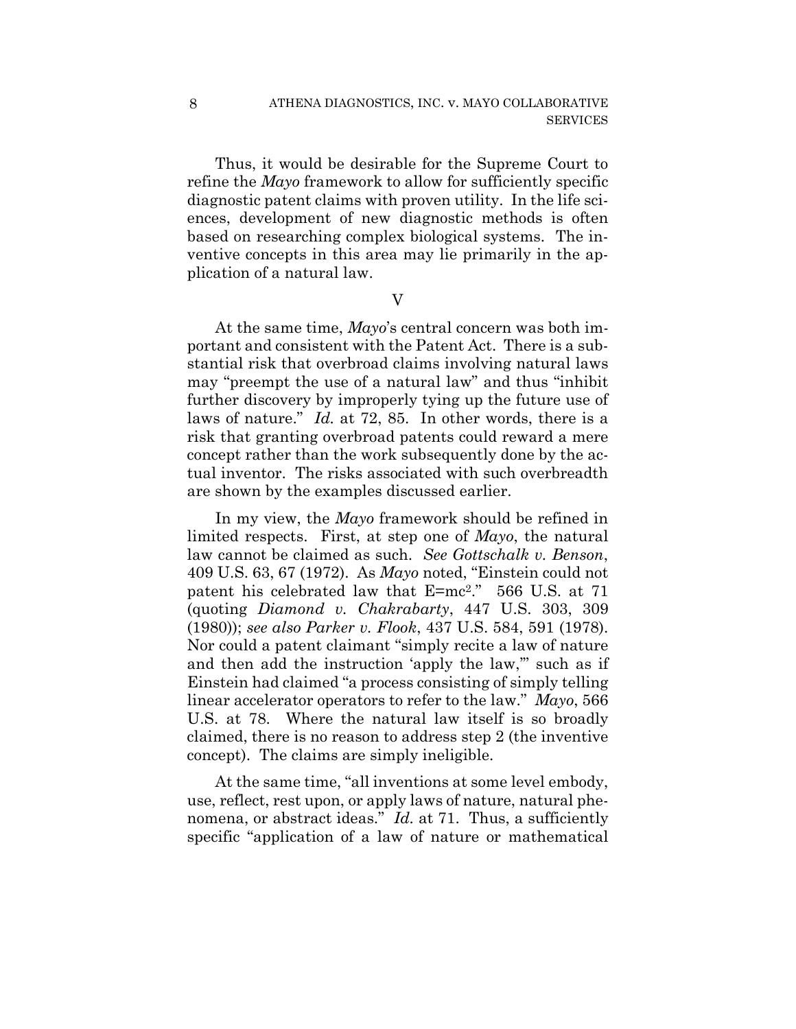Thus, it would be desirable for the Supreme Court to refine the *Mayo* framework to allow for sufficiently specific diagnostic patent claims with proven utility. In the life sciences, development of new diagnostic methods is often based on researching complex biological systems. The inventive concepts in this area may lie primarily in the application of a natural law.

V

At the same time, *Mayo*'s central concern was both important and consistent with the Patent Act. There is a substantial risk that overbroad claims involving natural laws may "preempt the use of a natural law" and thus "inhibit further discovery by improperly tying up the future use of laws of nature." *Id.* at 72, 85. In other words, there is a risk that granting overbroad patents could reward a mere concept rather than the work subsequently done by the actual inventor. The risks associated with such overbreadth are shown by the examples discussed earlier.

In my view, the *Mayo* framework should be refined in limited respects. First, at step one of *Mayo*, the natural law cannot be claimed as such. *See Gottschalk v. Benson*, 409 U.S. 63, 67 (1972). As *Mayo* noted, "Einstein could not patent his celebrated law that $E=mc^2$." 566 U.S. at 71 (quoting *Diamond v. Chakrabarty*, 447 U.S. 303, 309 (1980)); *see also Parker v. Flook*, 437 U.S. 584, 591 (1978). Nor could a patent claimant "simply recite a law of nature and then add the instruction 'apply the law,'" such as if Einstein had claimed "a process consisting of simply telling linear accelerator operators to refer to the law." *Mayo*, 566 U.S. at 78. Where the natural law itself is so broadly claimed, there is no reason to address step 2 (the inventive concept). The claims are simply ineligible.

At the same time, "all inventions at some level embody, use, reflect, rest upon, or apply laws of nature, natural phenomena, or abstract ideas." *Id.* at 71. Thus, a sufficiently specific "application of a law of nature or mathematical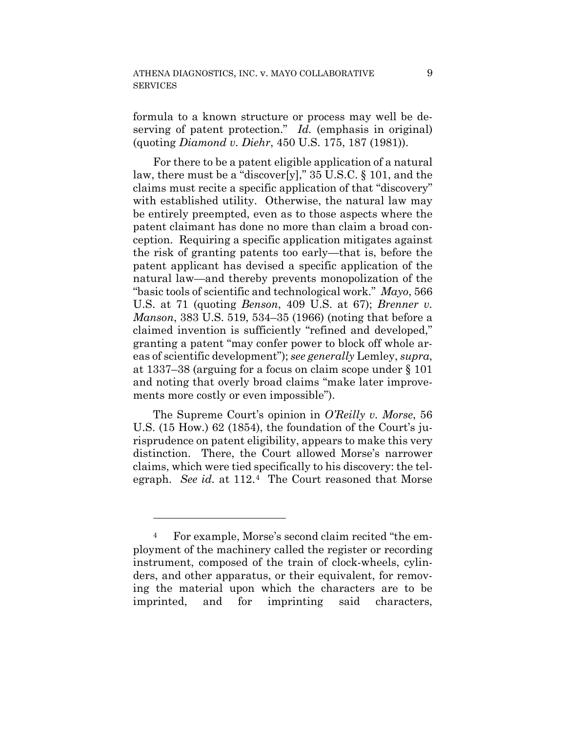formula to a known structure or process may well be deserving of patent protection." *Id.* (emphasis in original) (quoting *Diamond v. Diehr*, 450 U.S. 175, 187 (1981)).

For there to be a patent eligible application of a natural law, there must be a "discover[y]," 35 U.S.C. § 101, and the claims must recite a specific application of that "discovery" with established utility. Otherwise, the natural law may be entirely preempted, even as to those aspects where the patent claimant has done no more than claim a broad conception. Requiring a specific application mitigates against the risk of granting patents too early—that is, before the patent applicant has devised a specific application of the natural law—and thereby prevents monopolization of the "basic tools of scientific and technological work." *Mayo*, 566 U.S. at 71 (quoting *Benson*, 409 U.S. at 67); *Brenner v. Manson*, 383 U.S. 519, 534–35 (1966) (noting that before a claimed invention is sufficiently "refined and developed," granting a patent "may confer power to block off whole areas of scientific development"); *see generally* Lemley, *supra*, at 1337–38 (arguing for a focus on claim scope under § 101 and noting that overly broad claims "make later improvements more costly or even impossible").

The Supreme Court's opinion in *O'Reilly v. Morse*, 56 U.S. (15 How.) 62 (1854), the foundation of the Court's jurisprudence on patent eligibility, appears to make this very distinction. There, the Court allowed Morse's narrower claims, which were tied specifically to his discovery: the telegraph. *See id.* at 112.[4] The Court reasoned that Morse

---

[4] For example, Morse's second claim recited "the employment of the machinery called the register or recording instrument, composed of the train of clock-wheels, cylinders, and other apparatus, or their equivalent, for removing the material upon which the characters are to be imprinted, and for imprinting said characters,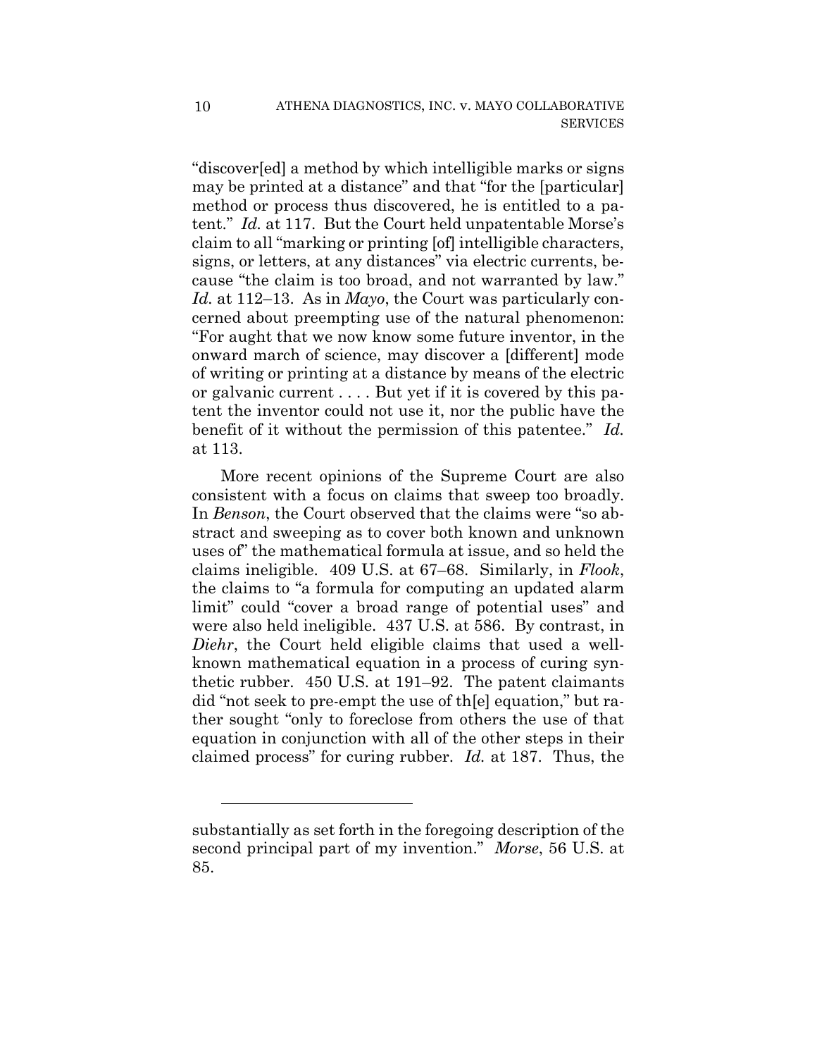"discover[ed] a method by which intelligible marks or signs may be printed at a distance" and that "for the [particular] method or process thus discovered, he is entitled to a patent." *Id.* at 117. But the Court held unpatentable Morse's claim to all "marking or printing [of] intelligible characters, signs, or letters, at any distances" via electric currents, because "the claim is too broad, and not warranted by law." *Id.* at 112–13. As in *Mayo*, the Court was particularly concerned about preempting use of the natural phenomenon: "For aught that we now know some future inventor, in the onward march of science, may discover a [different] mode of writing or printing at a distance by means of the electric or galvanic current . . . . But yet if it is covered by this patent the inventor could not use it, nor the public have the benefit of it without the permission of this patentee." *Id.* at 113.

More recent opinions of the Supreme Court are also consistent with a focus on claims that sweep too broadly. In *Benson*, the Court observed that the claims were "so abstract and sweeping as to cover both known and unknown uses of" the mathematical formula at issue, and so held the claims ineligible. 409 U.S. at 67–68. Similarly, in *Flook*, the claims to "a formula for computing an updated alarm limit" could "cover a broad range of potential uses" and were also held ineligible. 437 U.S. at 586. By contrast, in *Diehr*, the Court held eligible claims that used a well-known mathematical equation in a process of curing synthetic rubber. 450 U.S. at 191–92. The patent claimants did "not seek to pre-empt the use of th[e] equation," but rather sought "only to foreclose from others the use of that equation in conjunction with all of the other steps in their claimed process" for curing rubber. *Id.* at 187. Thus, the

---

substantially as set forth in the foregoing description of the second principal part of my invention." *Morse*, 56 U.S. at 85.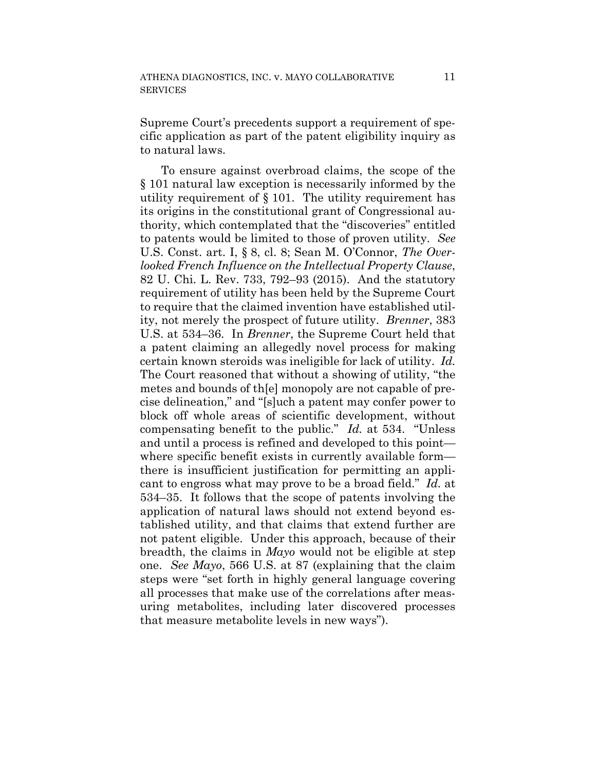Supreme Court's precedents support a requirement of specific application as part of the patent eligibility inquiry as to natural laws.

To ensure against overbroad claims, the scope of the § 101 natural law exception is necessarily informed by the utility requirement of § 101. The utility requirement has its origins in the constitutional grant of Congressional authority, which contemplated that the "discoveries" entitled to patents would be limited to those of proven utility. *See* U.S. Const. art. I, § 8, cl. 8; Sean M. O'Connor, *The Overlooked French Influence on the Intellectual Property Clause*, 82 U. Chi. L. Rev. 733, 792–93 (2015). And the statutory requirement of utility has been held by the Supreme Court to require that the claimed invention have established utility, not merely the prospect of future utility. *Brenner*, 383 U.S. at 534–36. In *Brenner*, the Supreme Court held that a patent claiming an allegedly novel process for making certain known steroids was ineligible for lack of utility. *Id.* The Court reasoned that without a showing of utility, "the metes and bounds of th[e] monopoly are not capable of precise delineation," and "[s]uch a patent may confer power to block off whole areas of scientific development, without compensating benefit to the public." *Id.* at 534. "Unless and until a process is refined and developed to this point—where specific benefit exists in currently available form—there is insufficient justification for permitting an applicant to engross what may prove to be a broad field." *Id.* at 534–35. It follows that the scope of patents involving the application of natural laws should not extend beyond established utility, and that claims that extend further are not patent eligible. Under this approach, because of their breadth, the claims in *Mayo* would not be eligible at step one. *See Mayo*, 566 U.S. at 87 (explaining that the claim steps were "set forth in highly general language covering all processes that make use of the correlations after measuring metabolites, including later discovered processes that measure metabolite levels in new ways").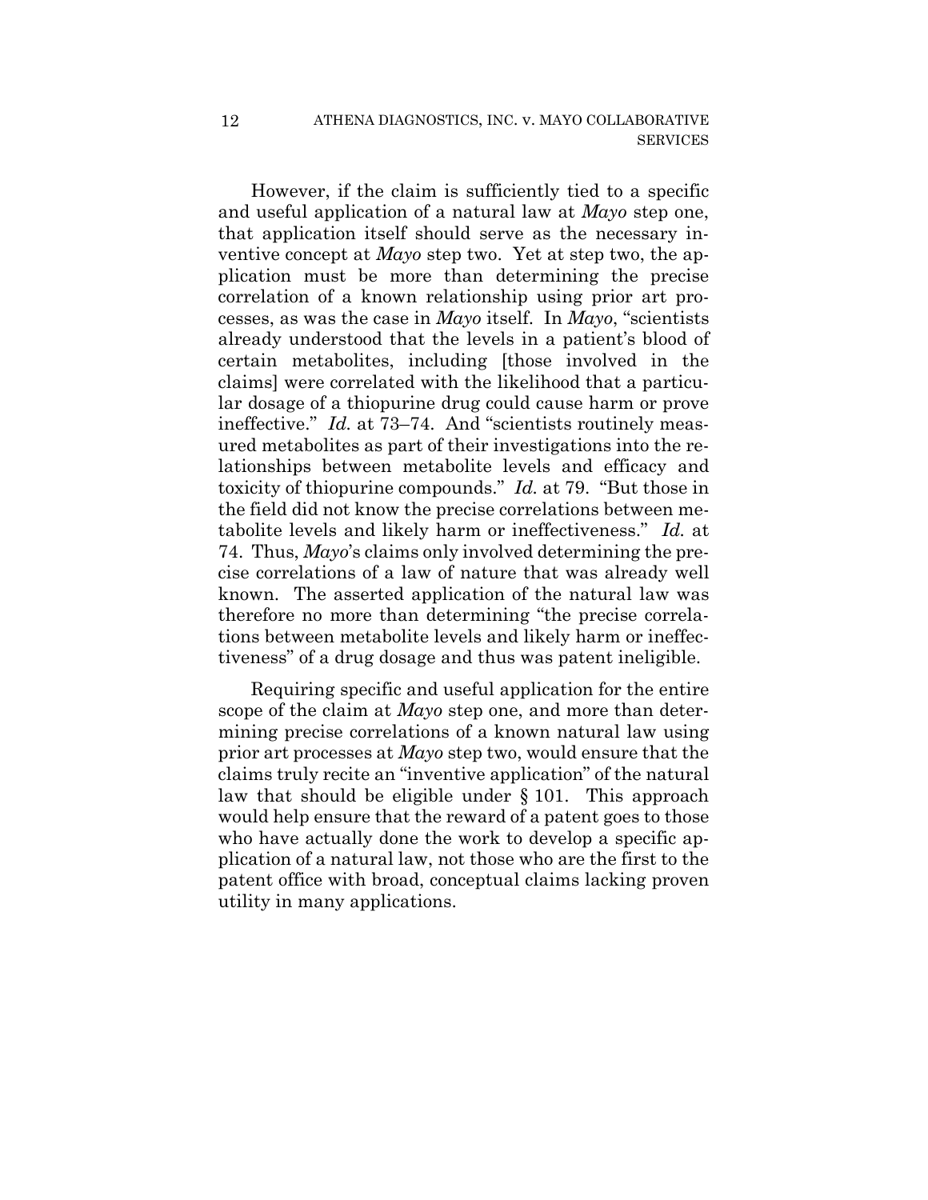However, if the claim is sufficiently tied to a specific and useful application of a natural law at *Mayo* step one, that application itself should serve as the necessary inventive concept at *Mayo* step two. Yet at step two, the application must be more than determining the precise correlation of a known relationship using prior art processes, as was the case in *Mayo* itself. In *Mayo*, "scientists already understood that the levels in a patient's blood of certain metabolites, including [those involved in the claims] were correlated with the likelihood that a particular dosage of a thiopurine drug could cause harm or prove ineffective." *Id.* at 73–74. And "scientists routinely measured metabolites as part of their investigations into the relationships between metabolite levels and efficacy and toxicity of thiopurine compounds." *Id.* at 79. "But those in the field did not know the precise correlations between metabolite levels and likely harm or ineffectiveness." *Id.* at 74. Thus, *Mayo*'s claims only involved determining the precise correlations of a law of nature that was already well known. The asserted application of the natural law was therefore no more than determining "the precise correlations between metabolite levels and likely harm or ineffectiveness" of a drug dosage and thus was patent ineligible.

Requiring specific and useful application for the entire scope of the claim at *Mayo* step one, and more than determining precise correlations of a known natural law using prior art processes at *Mayo* step two, would ensure that the claims truly recite an "inventive application" of the natural law that should be eligible under § 101. This approach would help ensure that the reward of a patent goes to those who have actually done the work to develop a specific application of a natural law, not those who are the first to the patent office with broad, conceptual claims lacking proven utility in many applications.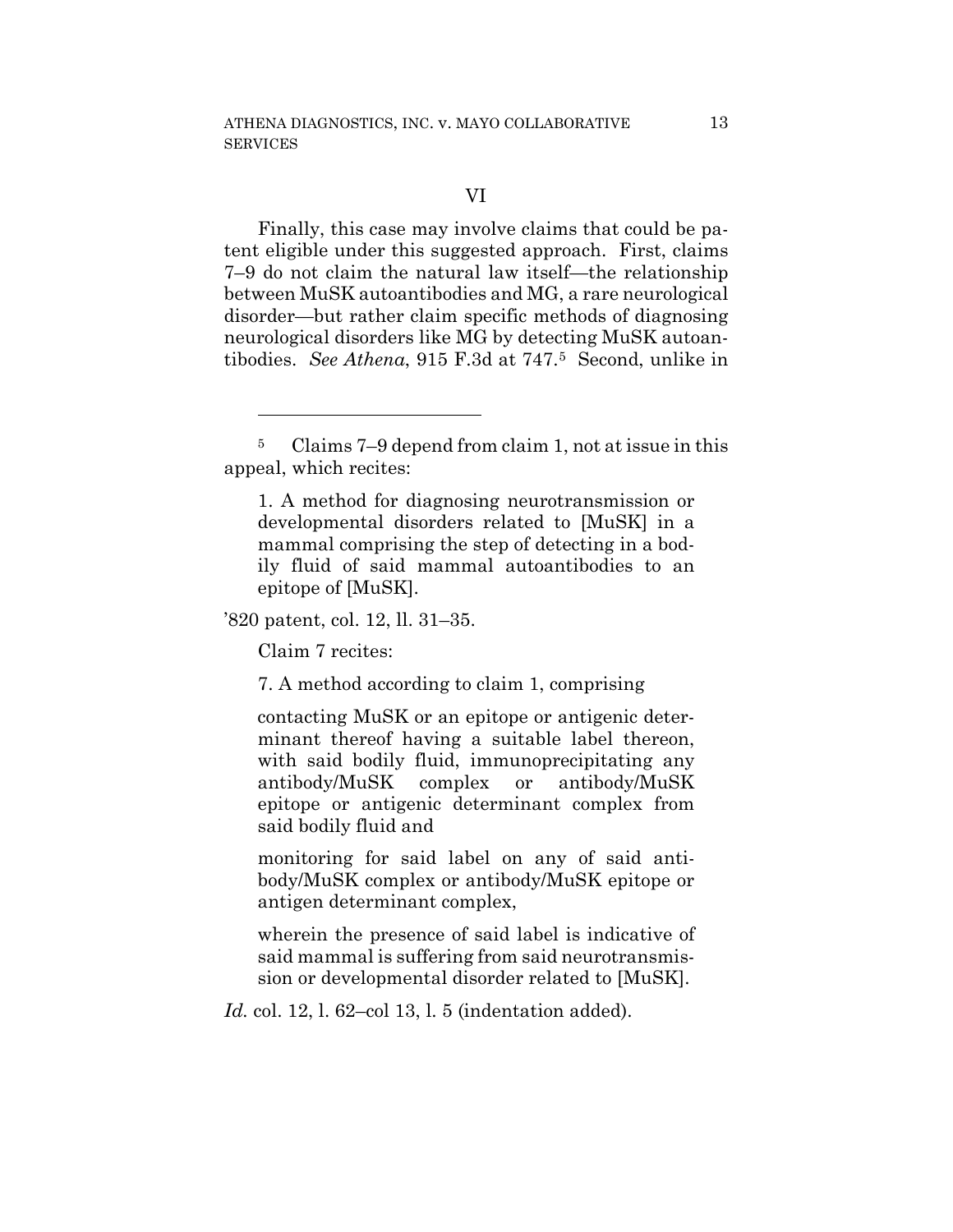## VI

Finally, this case may involve claims that could be patent eligible under this suggested approach. First, claims 7–9 do not claim the natural law itself—the relationship between MuSK autoantibodies and MG, a rare neurological disorder—but rather claim specific methods of diagnosing neurological disorders like MG by detecting MuSK autoantibodies. *See Athena*, 915 F.3d at 747.[5] Second, unlike in

---

[5] Claims 7–9 depend from claim 1, not at issue in this appeal, which recites:

> 1. A method for diagnosing neurotransmission or developmental disorders related to [MuSK] in a mammal comprising the step of detecting in a bodily fluid of said mammal autoantibodies to an epitope of [MuSK].

'820 patent, col. 12, ll. 31–35.

Claim 7 recites:

> 7. A method according to claim 1, comprising
>
> contacting MuSK or an epitope or antigenic determinant thereof having a suitable label thereon, with said bodily fluid, immunoprecipitating any antibody/MuSK complex or antibody/MuSK epitope or antigenic determinant complex from said bodily fluid and
>
> monitoring for said label on any of said antibody/MuSK complex or antibody/MuSK epitope or antigen determinant complex,
>
> wherein the presence of said label is indicative of said mammal is suffering from said neurotransmission or developmental disorder related to [MuSK].

*Id.* col. 12, l. 62–col 13, l. 5 (indentation added).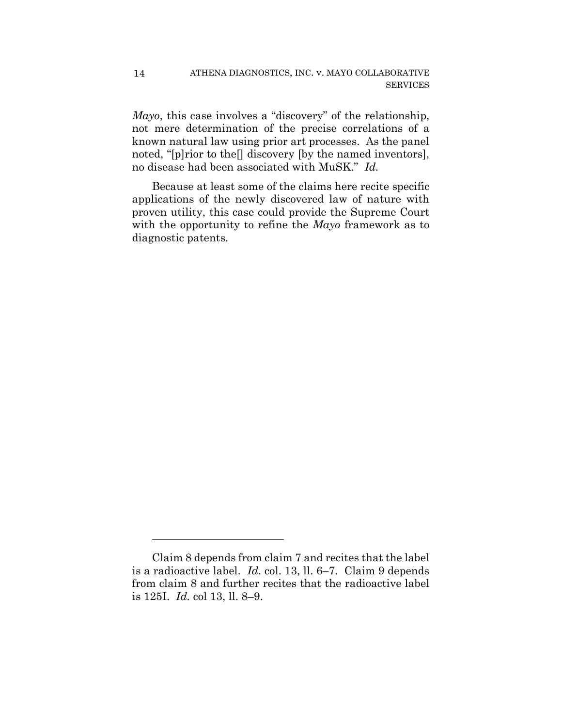*Mayo*, this case involves a "discovery" of the relationship, not mere determination of the precise correlations of a known natural law using prior art processes. As the panel noted, "[p]rior to the[] discovery [by the named inventors], no disease had been associated with MuSK." *Id.*

Because at least some of the claims here recite specific applications of the newly discovered law of nature with proven utility, this case could provide the Supreme Court with the opportunity to refine the *Mayo* framework as to diagnostic patents.

---

Claim 8 depends from claim 7 and recites that the label is a radioactive label. *Id.* col. 13, ll. 6–7. Claim 9 depends from claim 8 and further recites that the radioactive label is 125I. *Id.* col 13, ll. 8–9.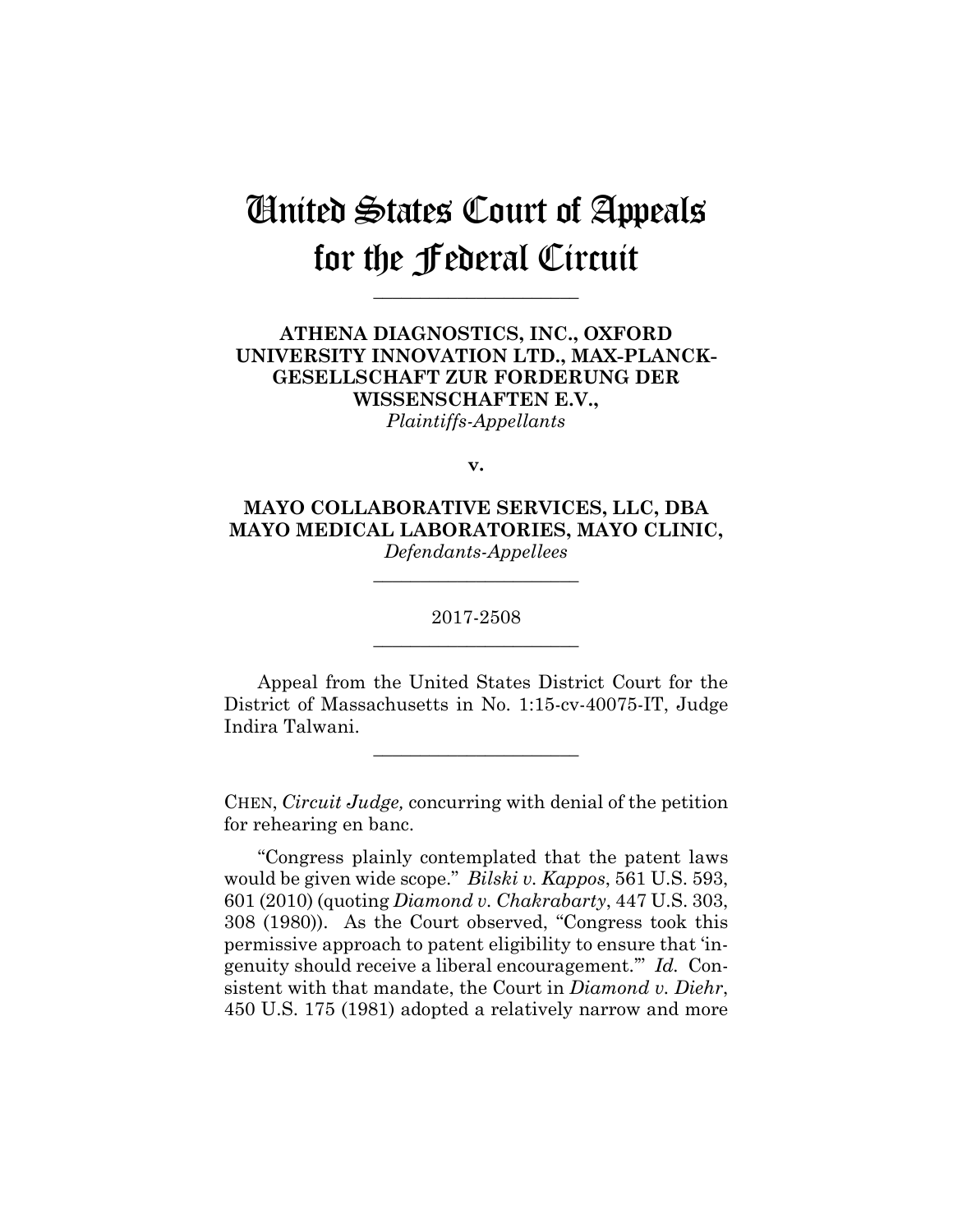# United States Court of Appeals for the Federal Circuit

---

**ATHENA DIAGNOSTICS, INC., OXFORD UNIVERSITY INNOVATION LTD., MAX-PLANCK-GESELLSCHAFT ZUR FORDERUNG DER WISSENSCHAFTEN E.V.,**
*Plaintiffs-Appellants*

**v.**

**MAYO COLLABORATIVE SERVICES, LLC, DBA MAYO MEDICAL LABORATORIES, MAYO CLINIC,**
*Defendants-Appellees*

---

2017-2508

---

Appeal from the United States District Court for the District of Massachusetts in No. 1:15-cv-40075-IT, Judge Indira Talwani.

---

CHEN, *Circuit Judge,* concurring with denial of the petition for rehearing en banc.

"Congress plainly contemplated that the patent laws would be given wide scope." *Bilski v. Kappos*, 561 U.S. 593, 601 (2010) (quoting *Diamond v. Chakrabarty*, 447 U.S. 303, 308 (1980)). As the Court observed, "Congress took this permissive approach to patent eligibility to ensure that 'ingenuity should receive a liberal encouragement.'" *Id.* Consistent with that mandate, the Court in *Diamond v. Diehr*, 450 U.S. 175 (1981) adopted a relatively narrow and more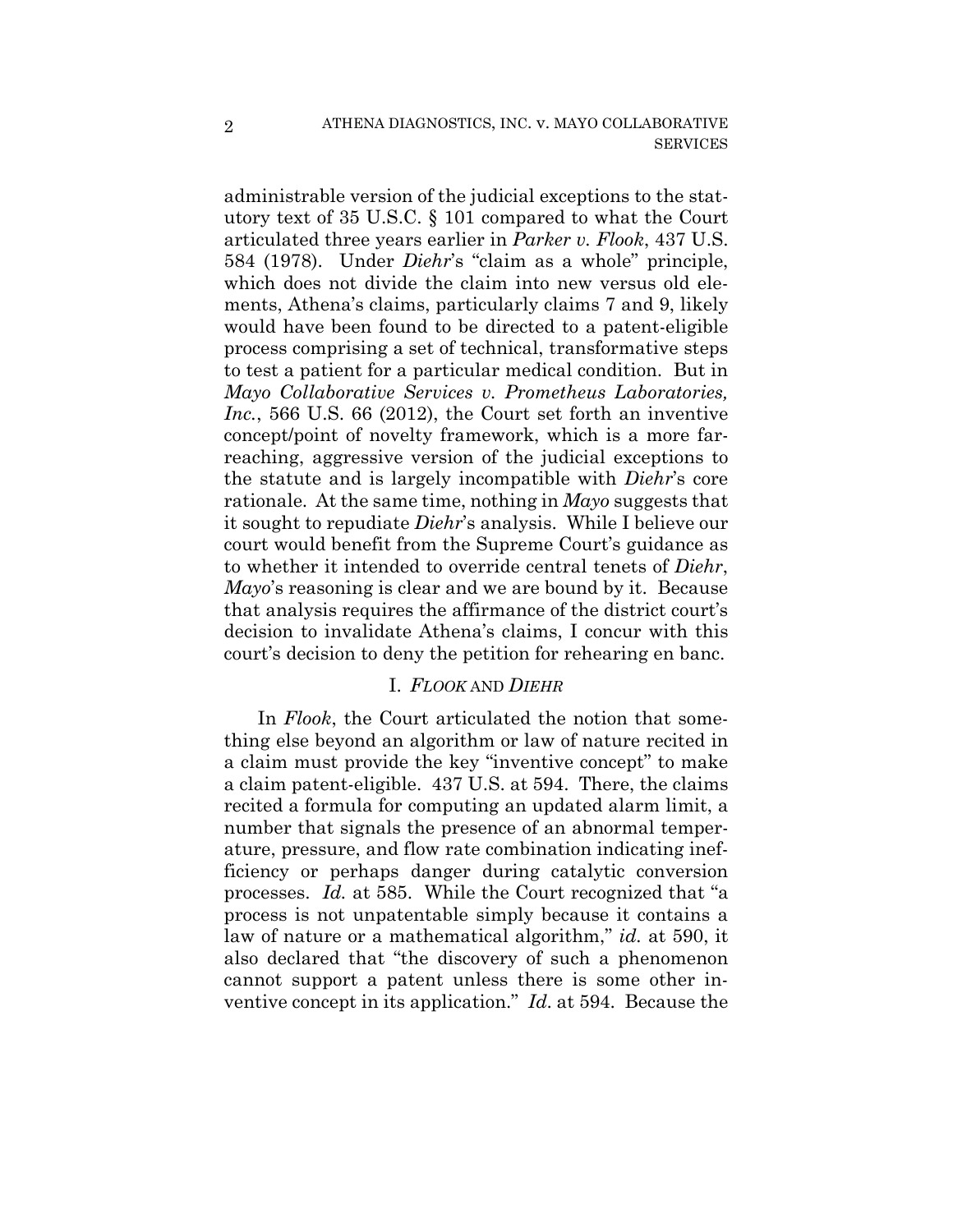administrable version of the judicial exceptions to the statutory text of 35 U.S.C. § 101 compared to what the Court articulated three years earlier in *Parker v. Flook*, 437 U.S. 584 (1978). Under *Diehr*'s "claim as a whole" principle, which does not divide the claim into new versus old elements, Athena's claims, particularly claims 7 and 9, likely would have been found to be directed to a patent-eligible process comprising a set of technical, transformative steps to test a patient for a particular medical condition. But in *Mayo Collaborative Services v. Prometheus Laboratories, Inc.*, 566 U.S. 66 (2012), the Court set forth an inventive concept/point of novelty framework, which is a more far-reaching, aggressive version of the judicial exceptions to the statute and is largely incompatible with *Diehr*'s core rationale. At the same time, nothing in *Mayo* suggests that it sought to repudiate *Diehr*'s analysis. While I believe our court would benefit from the Supreme Court's guidance as to whether it intended to override central tenets of *Diehr*, *Mayo*'s reasoning is clear and we are bound by it. Because that analysis requires the affirmance of the district court's decision to invalidate Athena's claims, I concur with this court's decision to deny the petition for rehearing en banc.

## I. *FLOOK* AND *DIEHR*

In *Flook*, the Court articulated the notion that something else beyond an algorithm or law of nature recited in a claim must provide the key "inventive concept" to make a claim patent-eligible. 437 U.S. at 594. There, the claims recited a formula for computing an updated alarm limit, a number that signals the presence of an abnormal temperature, pressure, and flow rate combination indicating inefficiency or perhaps danger during catalytic conversion processes. *Id.* at 585. While the Court recognized that "a process is not unpatentable simply because it contains a law of nature or a mathematical algorithm," *id.* at 590, it also declared that "the discovery of such a phenomenon cannot support a patent unless there is some other inventive concept in its application." *Id.* at 594. Because the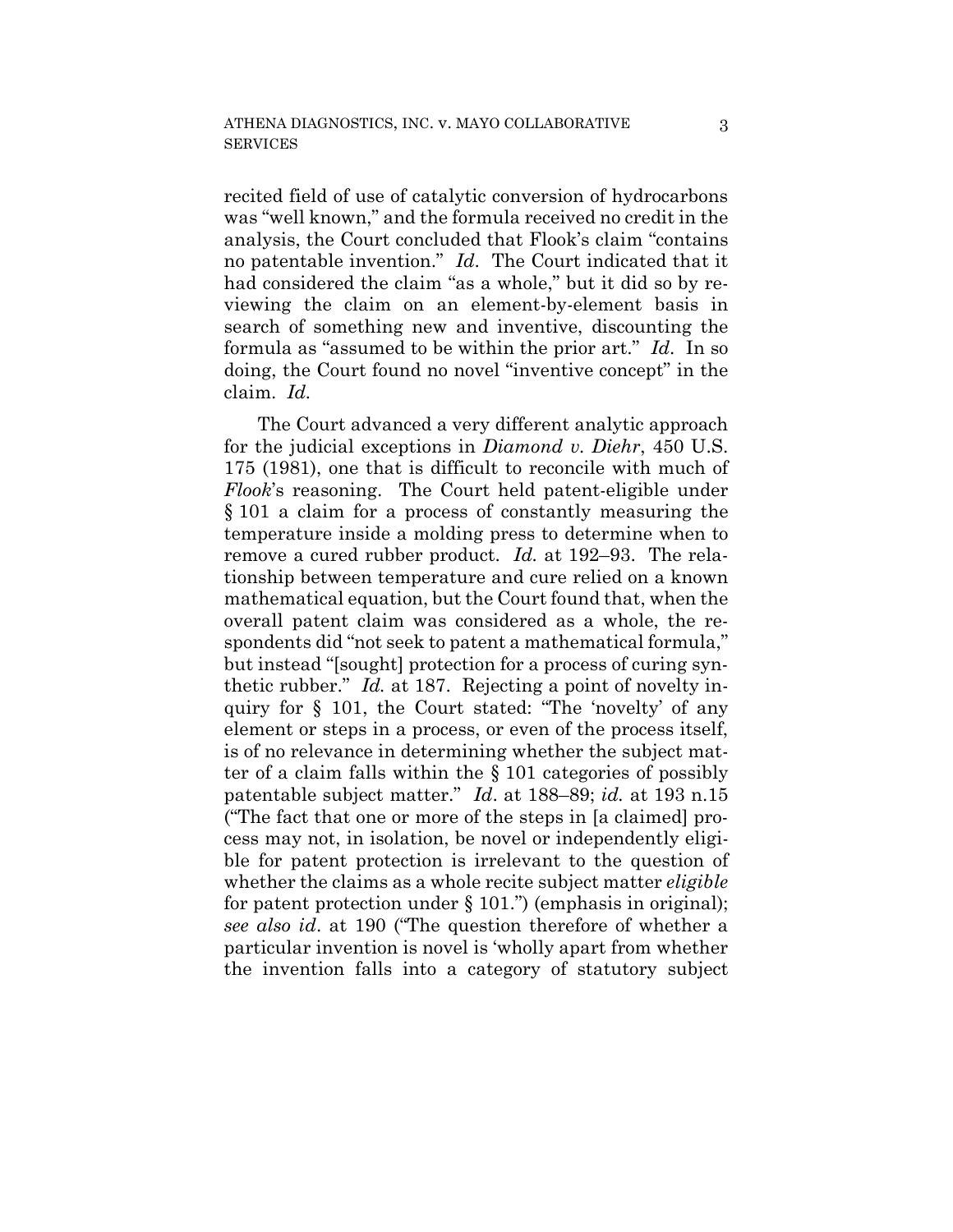recited field of use of catalytic conversion of hydrocarbons was "well known," and the formula received no credit in the analysis, the Court concluded that Flook's claim "contains no patentable invention." *Id*. The Court indicated that it had considered the claim "as a whole," but it did so by reviewing the claim on an element-by-element basis in search of something new and inventive, discounting the formula as "assumed to be within the prior art." *Id*. In so doing, the Court found no novel "inventive concept" in the claim. *Id*.

The Court advanced a very different analytic approach for the judicial exceptions in *Diamond v. Diehr*, 450 U.S. 175 (1981), one that is difficult to reconcile with much of *Flook*'s reasoning. The Court held patent-eligible under § 101 a claim for a process of constantly measuring the temperature inside a molding press to determine when to remove a cured rubber product. *Id.* at 192–93. The relationship between temperature and cure relied on a known mathematical equation, but the Court found that, when the overall patent claim was considered as a whole, the respondents did "not seek to patent a mathematical formula," but instead "[sought] protection for a process of curing synthetic rubber." *Id.* at 187. Rejecting a point of novelty inquiry for § 101, the Court stated: "The 'novelty' of any element or steps in a process, or even of the process itself, is of no relevance in determining whether the subject matter of a claim falls within the § 101 categories of possibly patentable subject matter." *Id*. at 188–89; *id.* at 193 n.15 ("The fact that one or more of the steps in [a claimed] process may not, in isolation, be novel or independently eligible for patent protection is irrelevant to the question of whether the claims as a whole recite subject matter *eligible* for patent protection under § 101.") (emphasis in original); *see also id*. at 190 ("The question therefore of whether a particular invention is novel is 'wholly apart from whether the invention falls into a category of statutory subject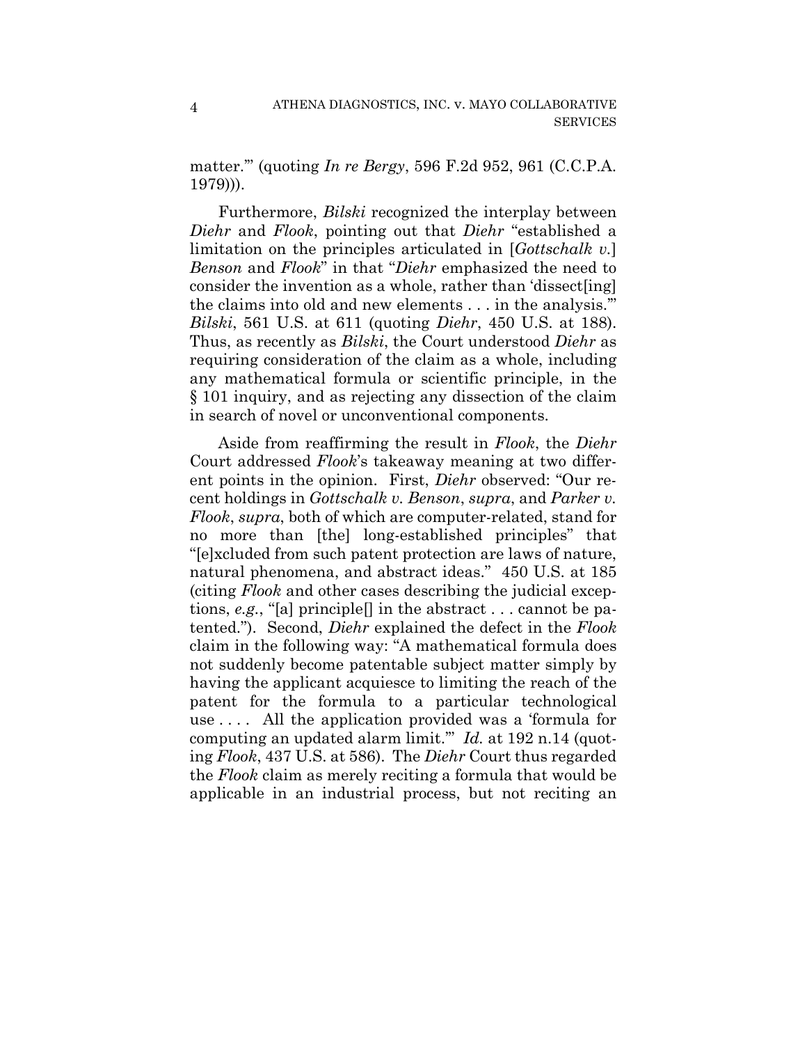matter.'" (quoting *In re Bergy*, 596 F.2d 952, 961 (C.C.P.A. 1979))).

Furthermore, *Bilski* recognized the interplay between *Diehr* and *Flook*, pointing out that *Diehr* "established a limitation on the principles articulated in [*Gottschalk v.*] *Benson* and *Flook*" in that "*Diehr* emphasized the need to consider the invention as a whole, rather than 'dissect[ing] the claims into old and new elements . . . in the analysis.'" *Bilski*, 561 U.S. at 611 (quoting *Diehr*, 450 U.S. at 188). Thus, as recently as *Bilski*, the Court understood *Diehr* as requiring consideration of the claim as a whole, including any mathematical formula or scientific principle, in the § 101 inquiry, and as rejecting any dissection of the claim in search of novel or unconventional components.

Aside from reaffirming the result in *Flook*, the *Diehr* Court addressed *Flook*'s takeaway meaning at two different points in the opinion. First, *Diehr* observed: "Our recent holdings in *Gottschalk v. Benson*, *supra*, and *Parker v. Flook*, *supra*, both of which are computer-related, stand for no more than [the] long-established principles" that "[e]xcluded from such patent protection are laws of nature, natural phenomena, and abstract ideas." 450 U.S. at 185 (citing *Flook* and other cases describing the judicial exceptions, *e.g.*, "[a] principle[] in the abstract . . . cannot be patented."). Second, *Diehr* explained the defect in the *Flook* claim in the following way: "A mathematical formula does not suddenly become patentable subject matter simply by having the applicant acquiesce to limiting the reach of the patent for the formula to a particular technological use . . . . All the application provided was a 'formula for computing an updated alarm limit.'" *Id.* at 192 n.14 (quoting *Flook*, 437 U.S. at 586). The *Diehr* Court thus regarded the *Flook* claim as merely reciting a formula that would be applicable in an industrial process, but not reciting an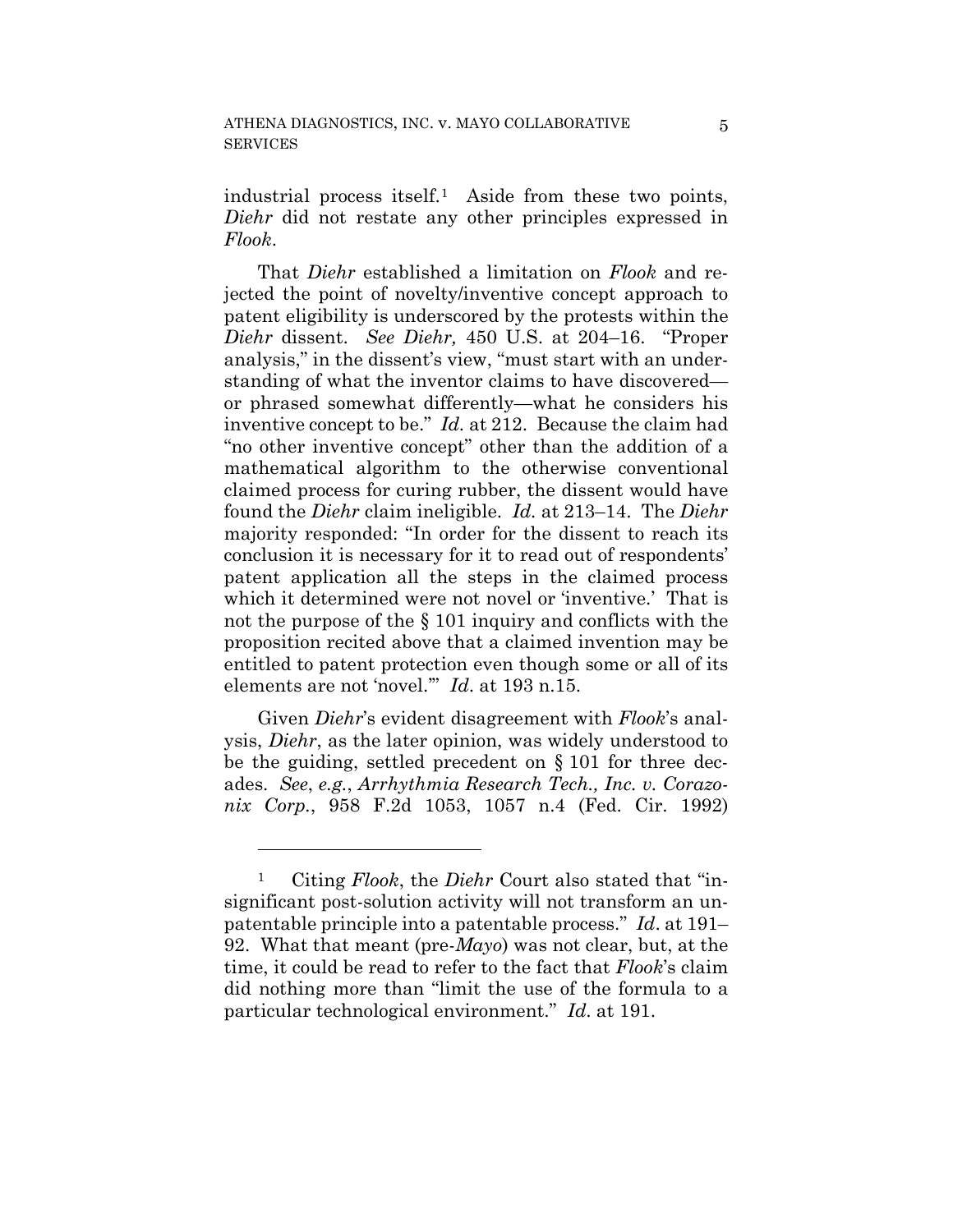industrial process itself.[1] Aside from these two points, *Diehr* did not restate any other principles expressed in *Flook*.

That *Diehr* established a limitation on *Flook* and rejected the point of novelty/inventive concept approach to patent eligibility is underscored by the protests within the *Diehr* dissent. *See Diehr,* 450 U.S. at 204–16. "Proper analysis," in the dissent's view, "must start with an understanding of what the inventor claims to have discovered—or phrased somewhat differently—what he considers his inventive concept to be." *Id.* at 212. Because the claim had "no other inventive concept" other than the addition of a mathematical algorithm to the otherwise conventional claimed process for curing rubber, the dissent would have found the *Diehr* claim ineligible. *Id.* at 213–14. The *Diehr* majority responded: "In order for the dissent to reach its conclusion it is necessary for it to read out of respondents' patent application all the steps in the claimed process which it determined were not novel or 'inventive.' That is not the purpose of the § 101 inquiry and conflicts with the proposition recited above that a claimed invention may be entitled to patent protection even though some or all of its elements are not 'novel.'" *Id*. at 193 n.15.

Given *Diehr*'s evident disagreement with *Flook*'s analysis, *Diehr*, as the later opinion, was widely understood to be the guiding, settled precedent on § 101 for three decades. *See*, *e.g.*, *Arrhythmia Research Tech., Inc. v. Corazonix Corp.*, 958 F.2d 1053, 1057 n.4 (Fed. Cir. 1992)

---

[1] Citing *Flook*, the *Diehr* Court also stated that "insignificant post-solution activity will not transform an unpatentable principle into a patentable process." *Id*. at 191–92. What that meant (pre-*Mayo*) was not clear, but, at the time, it could be read to refer to the fact that *Flook*'s claim did nothing more than "limit the use of the formula to a particular technological environment." *Id*. at 191.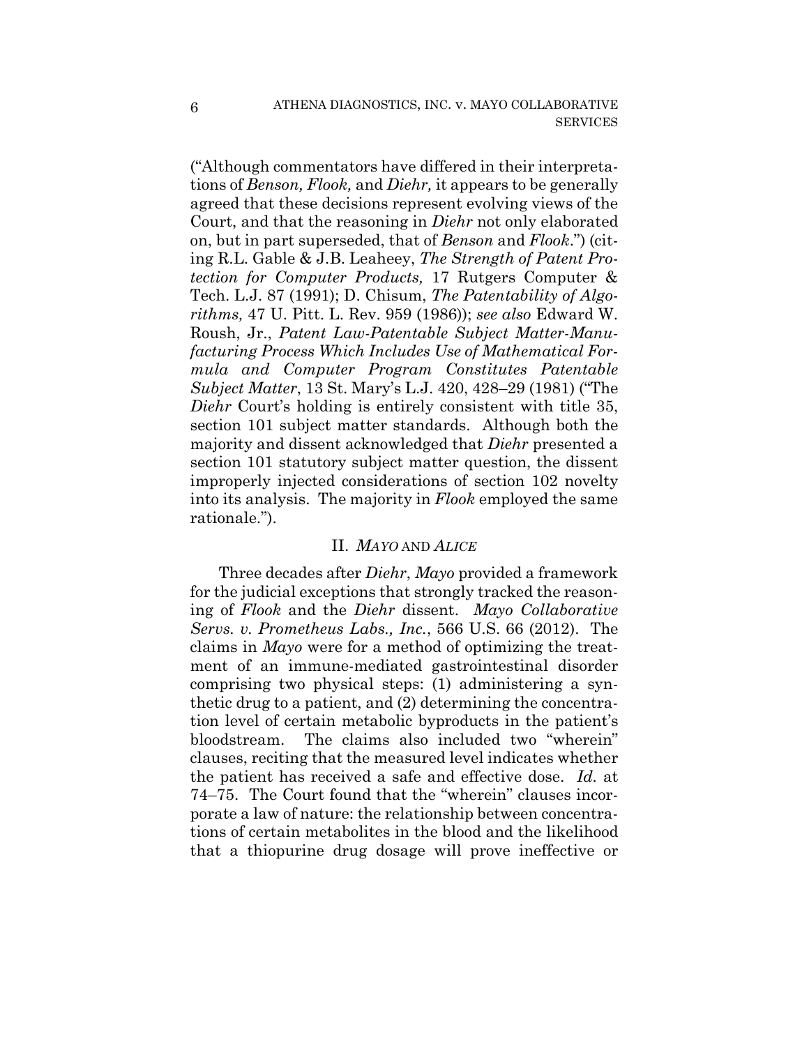("Although commentators have differed in their interpretations of *Benson, Flook,* and *Diehr,* it appears to be generally agreed that these decisions represent evolving views of the Court, and that the reasoning in *Diehr* not only elaborated on, but in part superseded, that of *Benson* and *Flook*.") (citing R.L. Gable & J.B. Leaheey, *The Strength of Patent Protection for Computer Products,* 17 Rutgers Computer & Tech. L.J. 87 (1991); D. Chisum, *The Patentability of Algorithms,* 47 U. Pitt. L. Rev. 959 (1986)); *see also* Edward W. Roush, Jr., *Patent Law-Patentable Subject Matter-Manufacturing Process Which Includes Use of Mathematical Formula and Computer Program Constitutes Patentable Subject Matter*, 13 St. Mary's L.J. 420, 428–29 (1981) ("The *Diehr* Court's holding is entirely consistent with title 35, section 101 subject matter standards. Although both the majority and dissent acknowledged that *Diehr* presented a section 101 statutory subject matter question, the dissent improperly injected considerations of section 102 novelty into its analysis. The majority in *Flook* employed the same rationale.").

## II. *MAYO* AND *ALICE*

Three decades after *Diehr*, *Mayo* provided a framework for the judicial exceptions that strongly tracked the reasoning of *Flook* and the *Diehr* dissent. *Mayo Collaborative Servs. v. Prometheus Labs., Inc.*, 566 U.S. 66 (2012). The claims in *Mayo* were for a method of optimizing the treatment of an immune-mediated gastrointestinal disorder comprising two physical steps: (1) administering a synthetic drug to a patient, and (2) determining the concentration level of certain metabolic byproducts in the patient's bloodstream. The claims also included two "wherein" clauses, reciting that the measured level indicates whether the patient has received a safe and effective dose. *Id.* at 74–75. The Court found that the "wherein" clauses incorporate a law of nature: the relationship between concentrations of certain metabolites in the blood and the likelihood that a thiopurine drug dosage will prove ineffective or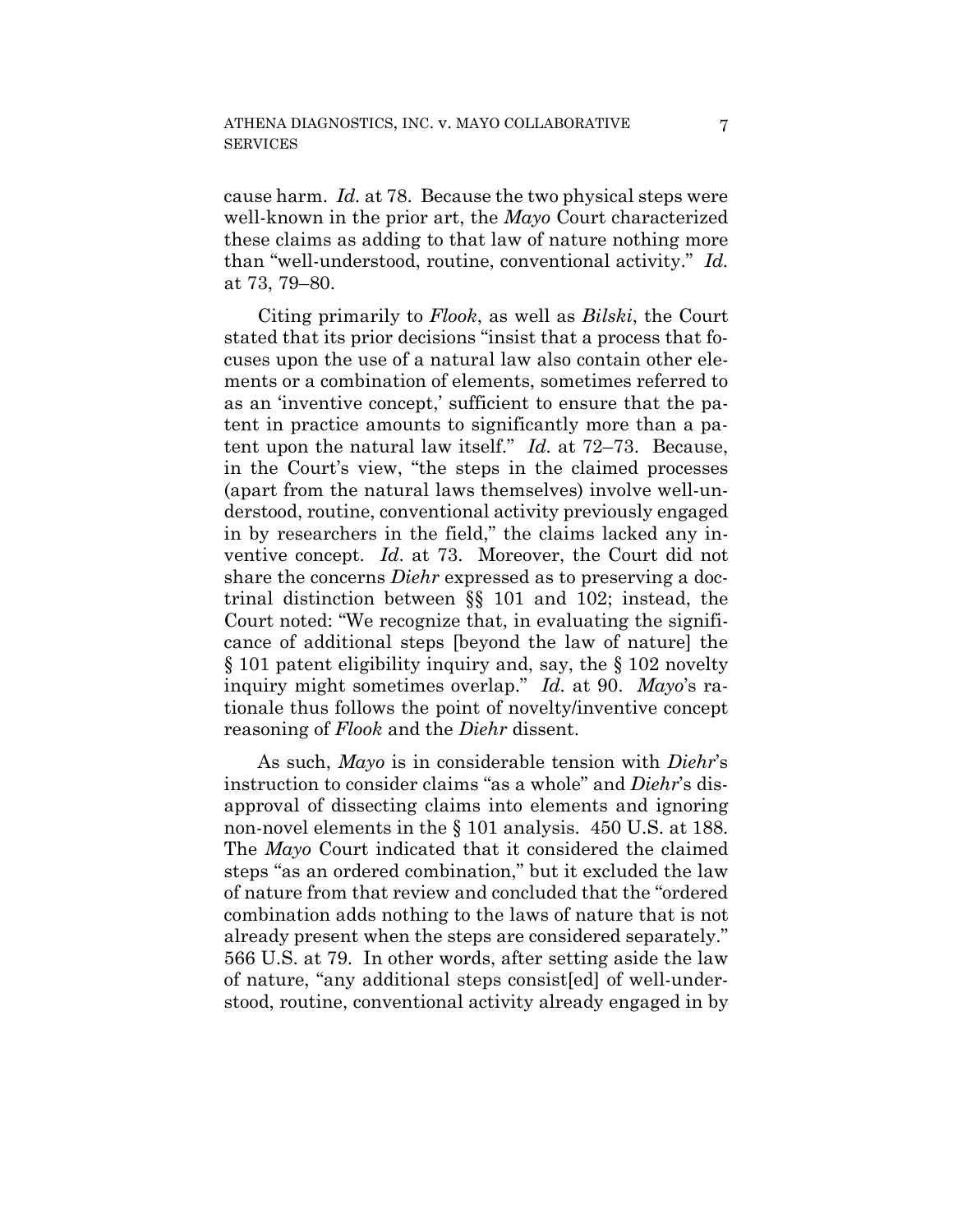cause harm. *Id.* at 78. Because the two physical steps were well-known in the prior art, the *Mayo* Court characterized these claims as adding to that law of nature nothing more than "well-understood, routine, conventional activity." *Id.* at 73, 79–80.

Citing primarily to *Flook*, as well as *Bilski*, the Court stated that its prior decisions "insist that a process that focuses upon the use of a natural law also contain other elements or a combination of elements, sometimes referred to as an 'inventive concept,' sufficient to ensure that the patent in practice amounts to significantly more than a patent upon the natural law itself." *Id.* at 72–73. Because, in the Court's view, "the steps in the claimed processes (apart from the natural laws themselves) involve well-understood, routine, conventional activity previously engaged in by researchers in the field," the claims lacked any inventive concept. *Id*. at 73. Moreover, the Court did not share the concerns *Diehr* expressed as to preserving a doctrinal distinction between §§ 101 and 102; instead, the Court noted: "We recognize that, in evaluating the significance of additional steps [beyond the law of nature] the § 101 patent eligibility inquiry and, say, the § 102 novelty inquiry might sometimes overlap." *Id.* at 90. *Mayo*'s rationale thus follows the point of novelty/inventive concept reasoning of *Flook* and the *Diehr* dissent.

As such, *Mayo* is in considerable tension with *Diehr*'s instruction to consider claims "as a whole" and *Diehr*'s disapproval of dissecting claims into elements and ignoring non-novel elements in the § 101 analysis. 450 U.S. at 188. The *Mayo* Court indicated that it considered the claimed steps "as an ordered combination," but it excluded the law of nature from that review and concluded that the "ordered combination adds nothing to the laws of nature that is not already present when the steps are considered separately." 566 U.S. at 79. In other words, after setting aside the law of nature, "any additional steps consist[ed] of well-understood, routine, conventional activity already engaged in by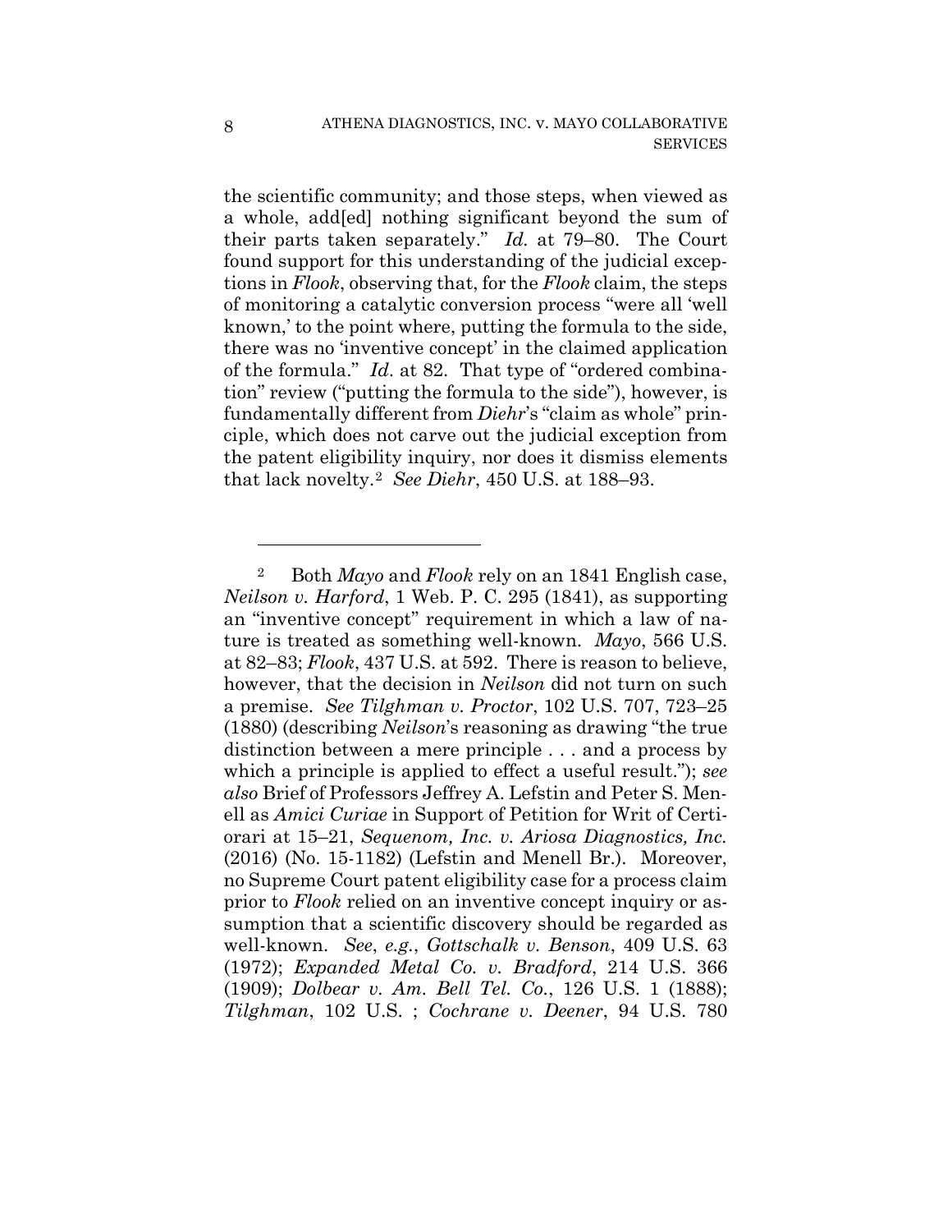the scientific community; and those steps, when viewed as a whole, add[ed] nothing significant beyond the sum of their parts taken separately." *Id.* at 79–80. The Court found support for this understanding of the judicial exceptions in *Flook*, observing that, for the *Flook* claim, the steps of monitoring a catalytic conversion process "were all 'well known,' to the point where, putting the formula to the side, there was no 'inventive concept' in the claimed application of the formula." *Id*. at 82. That type of "ordered combination" review ("putting the formula to the side"), however, is fundamentally different from *Diehr*'s "claim as whole" principle, which does not carve out the judicial exception from the patent eligibility inquiry, nor does it dismiss elements that lack novelty.[2] *See Diehr*, 450 U.S. at 188–93.

---

[2] Both *Mayo* and *Flook* rely on an 1841 English case, *Neilson v. Harford*, 1 Web. P. C. 295 (1841), as supporting an "inventive concept" requirement in which a law of nature is treated as something well-known. *Mayo*, 566 U.S. at 82–83; *Flook*, 437 U.S. at 592. There is reason to believe, however, that the decision in *Neilson* did not turn on such a premise. *See Tilghman v. Proctor*, 102 U.S. 707, 723–25 (1880) (describing *Neilson*'s reasoning as drawing "the true distinction between a mere principle . . . and a process by which a principle is applied to effect a useful result."); *see also* Brief of Professors Jeffrey A. Lefstin and Peter S. Menell as *Amici Curiae* in Support of Petition for Writ of Certiorari at 15–21, *Sequenom, Inc. v. Ariosa Diagnostics, Inc.* (2016) (No. 15-1182) (Lefstin and Menell Br.). Moreover, no Supreme Court patent eligibility case for a process claim prior to *Flook* relied on an inventive concept inquiry or assumption that a scientific discovery should be regarded as well-known. *See*, *e.g.*, *Gottschalk v. Benson*, 409 U.S. 63 (1972); *Expanded Metal Co. v. Bradford*, 214 U.S. 366 (1909); *Dolbear v. Am. Bell Tel. Co.*, 126 U.S. 1 (1888); *Tilghman*, 102 U.S. ; *Cochrane v. Deener*, 94 U.S. 780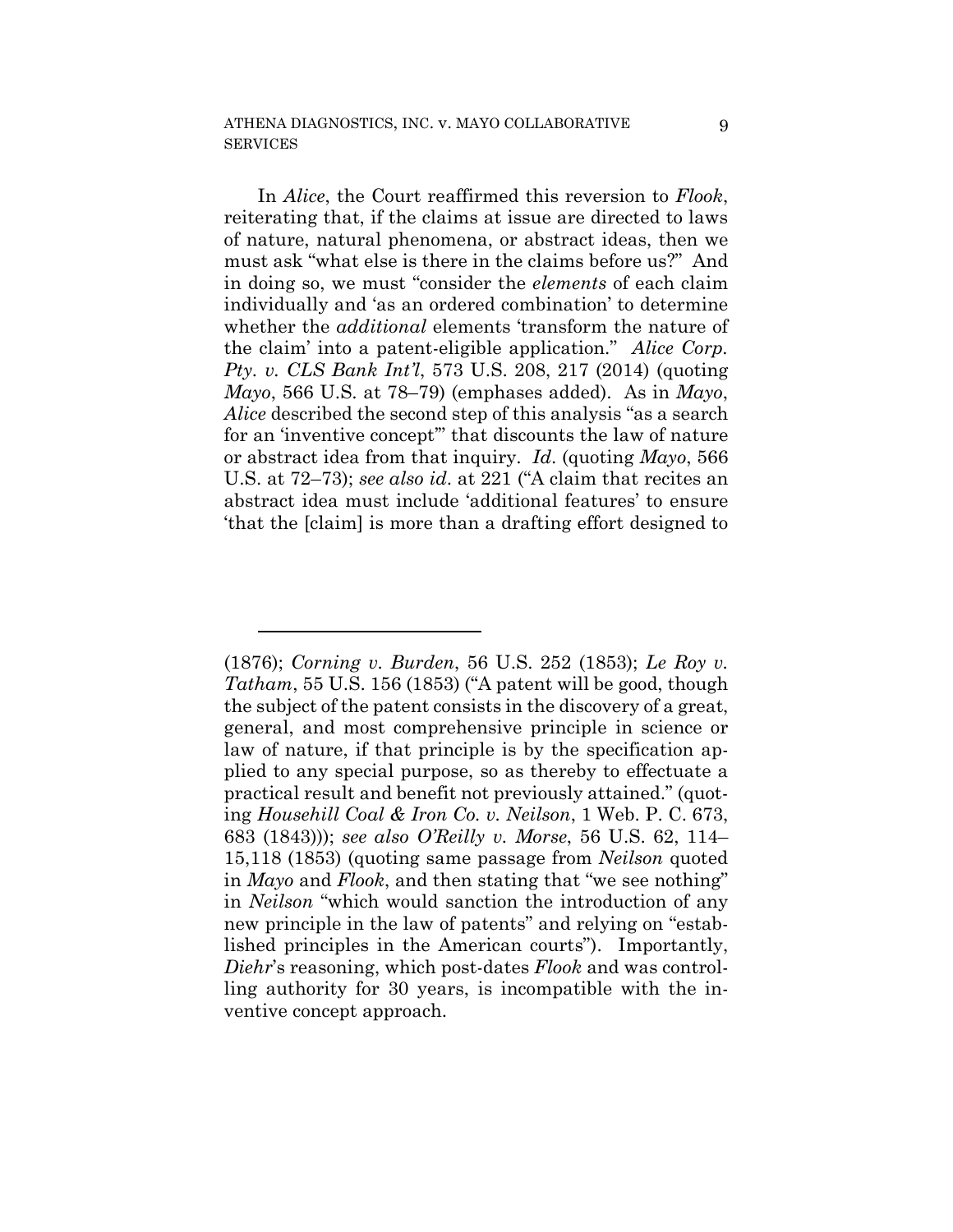In *Alice*, the Court reaffirmed this reversion to *Flook*, reiterating that, if the claims at issue are directed to laws of nature, natural phenomena, or abstract ideas, then we must ask "what else is there in the claims before us?" And in doing so, we must "consider the *elements* of each claim individually and 'as an ordered combination' to determine whether the *additional* elements 'transform the nature of the claim' into a patent-eligible application." *Alice Corp. Pty. v. CLS Bank Int'l*, 573 U.S. 208, 217 (2014) (quoting *Mayo*, 566 U.S. at 78–79) (emphases added). As in *Mayo*, *Alice* described the second step of this analysis "as a search for an 'inventive concept'" that discounts the law of nature or abstract idea from that inquiry. *Id.* (quoting *Mayo*, 566 U.S. at 72–73); *see also id.* at 221 ("A claim that recites an abstract idea must include 'additional features' to ensure 'that the [claim] is more than a drafting effort designed to

---

(1876); *Corning v. Burden*, 56 U.S. 252 (1853); *Le Roy v. Tatham*, 55 U.S. 156 (1853) ("A patent will be good, though the subject of the patent consists in the discovery of a great, general, and most comprehensive principle in science or law of nature, if that principle is by the specification applied to any special purpose, so as thereby to effectuate a practical result and benefit not previously attained." (quoting *Househill Coal & Iron Co. v. Neilson*, 1 Web. P. C. 673, 683 (1843))); *see also O'Reilly v. Morse*, 56 U.S. 62, 114–15,118 (1853) (quoting same passage from *Neilson* quoted in *Mayo* and *Flook*, and then stating that "we see nothing" in *Neilson* "which would sanction the introduction of any new principle in the law of patents" and relying on "established principles in the American courts"). Importantly, *Diehr*'s reasoning, which post-dates *Flook* and was controlling authority for 30 years, is incompatible with the inventive concept approach.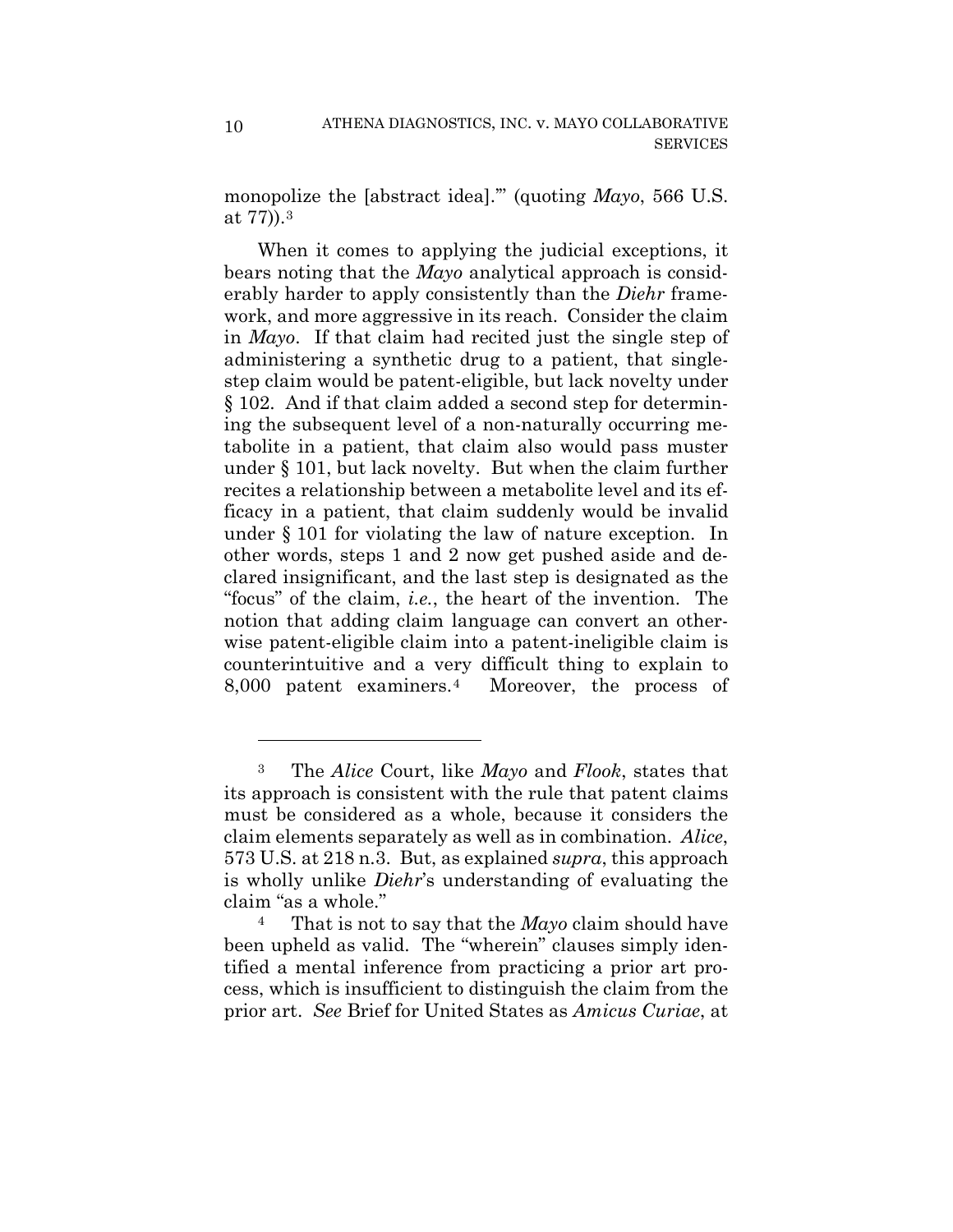monopolize the [abstract idea].'" (quoting *Mayo*, 566 U.S. at 77)).[3]

When it comes to applying the judicial exceptions, it bears noting that the *Mayo* analytical approach is considerably harder to apply consistently than the *Diehr* framework, and more aggressive in its reach. Consider the claim in *Mayo*. If that claim had recited just the single step of administering a synthetic drug to a patient, that single-step claim would be patent-eligible, but lack novelty under § 102. And if that claim added a second step for determining the subsequent level of a non-naturally occurring metabolite in a patient, that claim also would pass muster under § 101, but lack novelty. But when the claim further recites a relationship between a metabolite level and its efficacy in a patient, that claim suddenly would be invalid under § 101 for violating the law of nature exception. In other words, steps 1 and 2 now get pushed aside and declared insignificant, and the last step is designated as the "focus" of the claim, *i.e.*, the heart of the invention. The notion that adding claim language can convert an otherwise patent-eligible claim into a patent-ineligible claim is counterintuitive and a very difficult thing to explain to 8,000 patent examiners.[4] Moreover, the process of

---

[3] The *Alice* Court, like *Mayo* and *Flook*, states that its approach is consistent with the rule that patent claims must be considered as a whole, because it considers the claim elements separately as well as in combination. *Alice*, 573 U.S. at 218 n.3. But, as explained *supra*, this approach is wholly unlike *Diehr*'s understanding of evaluating the claim "as a whole."

[4] That is not to say that the *Mayo* claim should have been upheld as valid. The "wherein" clauses simply identified a mental inference from practicing a prior art process, which is insufficient to distinguish the claim from the prior art. *See* Brief for United States as *Amicus Curiae*, at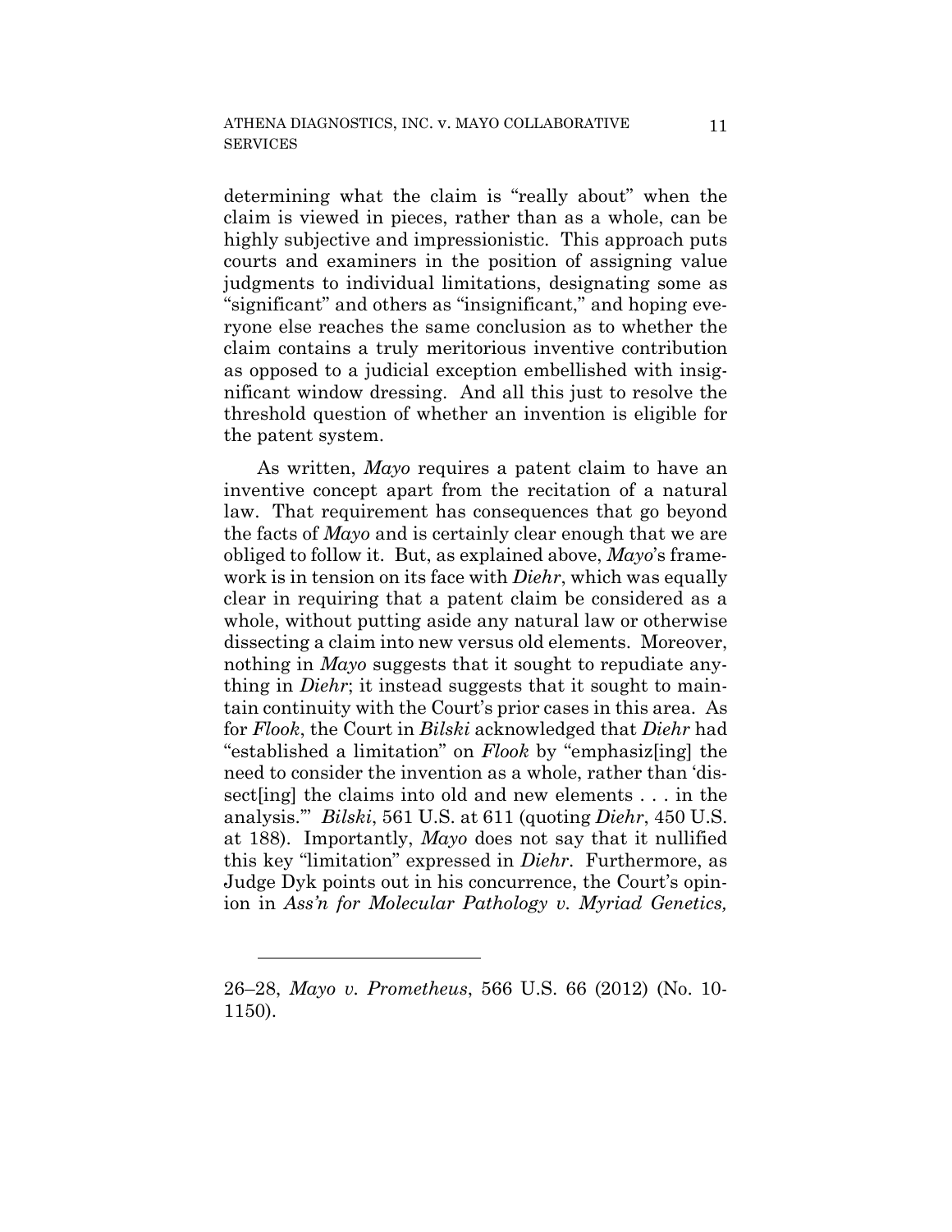determining what the claim is "really about" when the claim is viewed in pieces, rather than as a whole, can be highly subjective and impressionistic. This approach puts courts and examiners in the position of assigning value judgments to individual limitations, designating some as "significant" and others as "insignificant," and hoping everyone else reaches the same conclusion as to whether the claim contains a truly meritorious inventive contribution as opposed to a judicial exception embellished with insignificant window dressing. And all this just to resolve the threshold question of whether an invention is eligible for the patent system.

As written, *Mayo* requires a patent claim to have an inventive concept apart from the recitation of a natural law. That requirement has consequences that go beyond the facts of *Mayo* and is certainly clear enough that we are obliged to follow it. But, as explained above, *Mayo*'s framework is in tension on its face with *Diehr*, which was equally clear in requiring that a patent claim be considered as a whole, without putting aside any natural law or otherwise dissecting a claim into new versus old elements. Moreover, nothing in *Mayo* suggests that it sought to repudiate anything in *Diehr*; it instead suggests that it sought to maintain continuity with the Court's prior cases in this area. As for *Flook*, the Court in *Bilski* acknowledged that *Diehr* had "established a limitation" on *Flook* by "emphasiz[ing] the need to consider the invention as a whole, rather than 'dissect[ing] the claims into old and new elements . . . in the analysis.'" *Bilski*, 561 U.S. at 611 (quoting *Diehr*, 450 U.S. at 188). Importantly, *Mayo* does not say that it nullified this key "limitation" expressed in *Diehr*. Furthermore, as Judge Dyk points out in his concurrence, the Court's opinion in *Ass'n for Molecular Pathology v. Myriad Genetics,*

---

26–28, *Mayo v. Prometheus*, 566 U.S. 66 (2012) (No. 10-1150).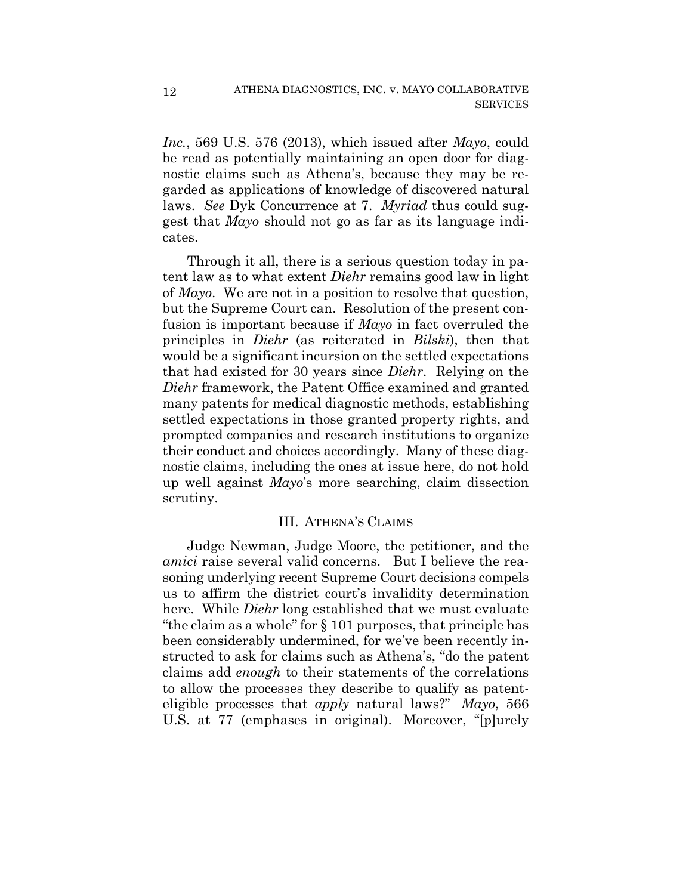*Inc.*, 569 U.S. 576 (2013), which issued after *Mayo*, could be read as potentially maintaining an open door for diagnostic claims such as Athena's, because they may be regarded as applications of knowledge of discovered natural laws. *See* Dyk Concurrence at 7. *Myriad* thus could suggest that *Mayo* should not go as far as its language indicates.

Through it all, there is a serious question today in patent law as to what extent *Diehr* remains good law in light of *Mayo*. We are not in a position to resolve that question, but the Supreme Court can. Resolution of the present confusion is important because if *Mayo* in fact overruled the principles in *Diehr* (as reiterated in *Bilski*), then that would be a significant incursion on the settled expectations that had existed for 30 years since *Diehr*. Relying on the *Diehr* framework, the Patent Office examined and granted many patents for medical diagnostic methods, establishing settled expectations in those granted property rights, and prompted companies and research institutions to organize their conduct and choices accordingly. Many of these diagnostic claims, including the ones at issue here, do not hold up well against *Mayo*'s more searching, claim dissection scrutiny.

## III. ATHENA'S CLAIMS

Judge Newman, Judge Moore, the petitioner, and the *amici* raise several valid concerns. But I believe the reasoning underlying recent Supreme Court decisions compels us to affirm the district court's invalidity determination here. While *Diehr* long established that we must evaluate "the claim as a whole" for § 101 purposes, that principle has been considerably undermined, for we've been recently instructed to ask for claims such as Athena's, "do the patent claims add *enough* to their statements of the correlations to allow the processes they describe to qualify as patent-eligible processes that *apply* natural laws?" *Mayo*, 566 U.S. at 77 (emphases in original). Moreover, "[p]urely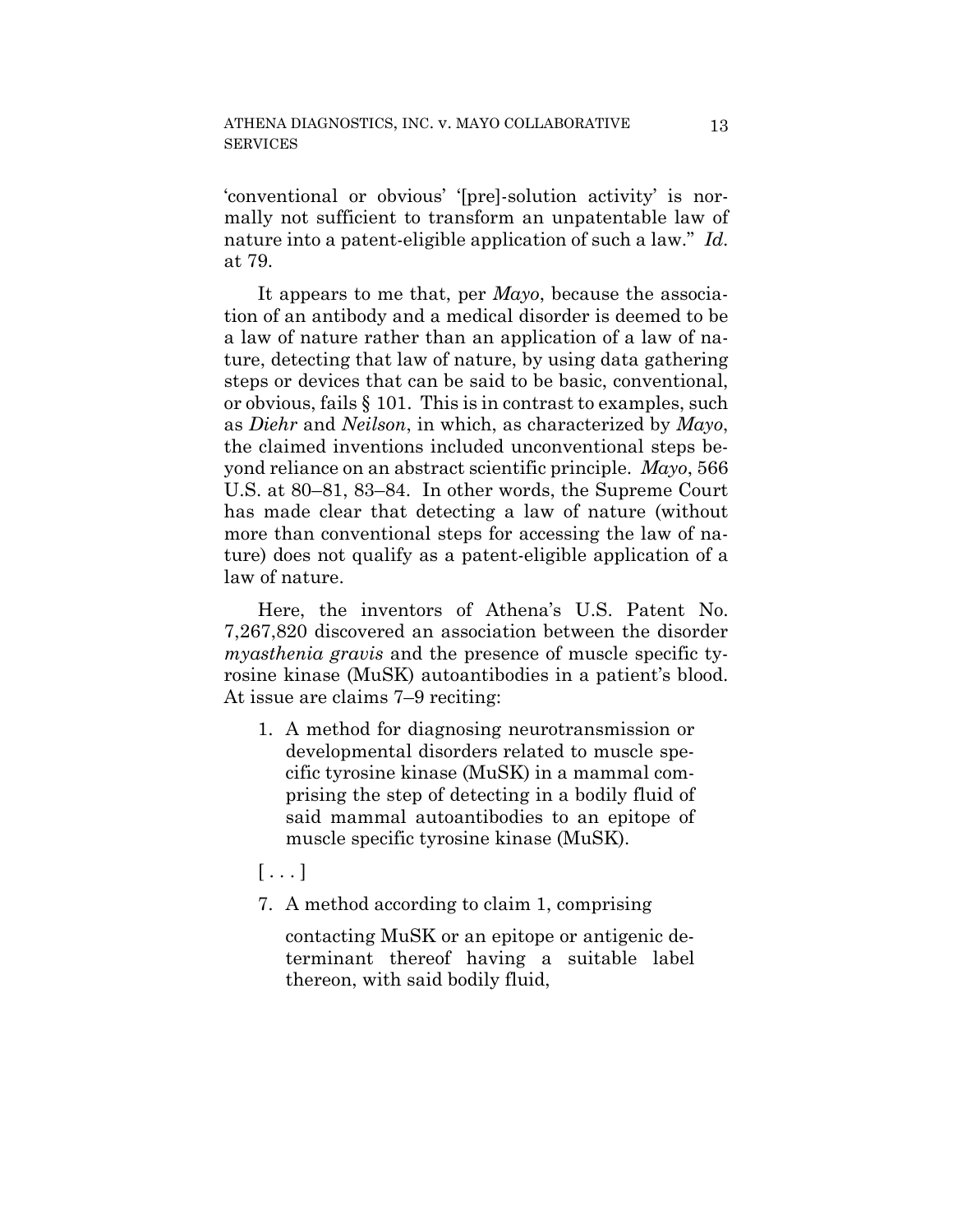'conventional or obvious' '[pre]-solution activity' is normally not sufficient to transform an unpatentable law of nature into a patent-eligible application of such a law." *Id.* at 79.

It appears to me that, per *Mayo*, because the association of an antibody and a medical disorder is deemed to be a law of nature rather than an application of a law of nature, detecting that law of nature, by using data gathering steps or devices that can be said to be basic, conventional, or obvious, fails § 101. This is in contrast to examples, such as *Diehr* and *Neilson*, in which, as characterized by *Mayo*, the claimed inventions included unconventional steps beyond reliance on an abstract scientific principle. *Mayo*, 566 U.S. at 80–81, 83–84. In other words, the Supreme Court has made clear that detecting a law of nature (without more than conventional steps for accessing the law of nature) does not qualify as a patent-eligible application of a law of nature.

Here, the inventors of Athena's U.S. Patent No. 7,267,820 discovered an association between the disorder *myasthenia gravis* and the presence of muscle specific tyrosine kinase (MuSK) autoantibodies in a patient's blood. At issue are claims 7–9 reciting:

> 1. A method for diagnosing neurotransmission or developmental disorders related to muscle specific tyrosine kinase (MuSK) in a mammal comprising the step of detecting in a bodily fluid of said mammal autoantibodies to an epitope of muscle specific tyrosine kinase (MuSK).
>
> [ . . . ]
>
> 7. A method according to claim 1, comprising
>
>    contacting MuSK or an epitope or antigenic determinant thereof having a suitable label thereon, with said bodily fluid,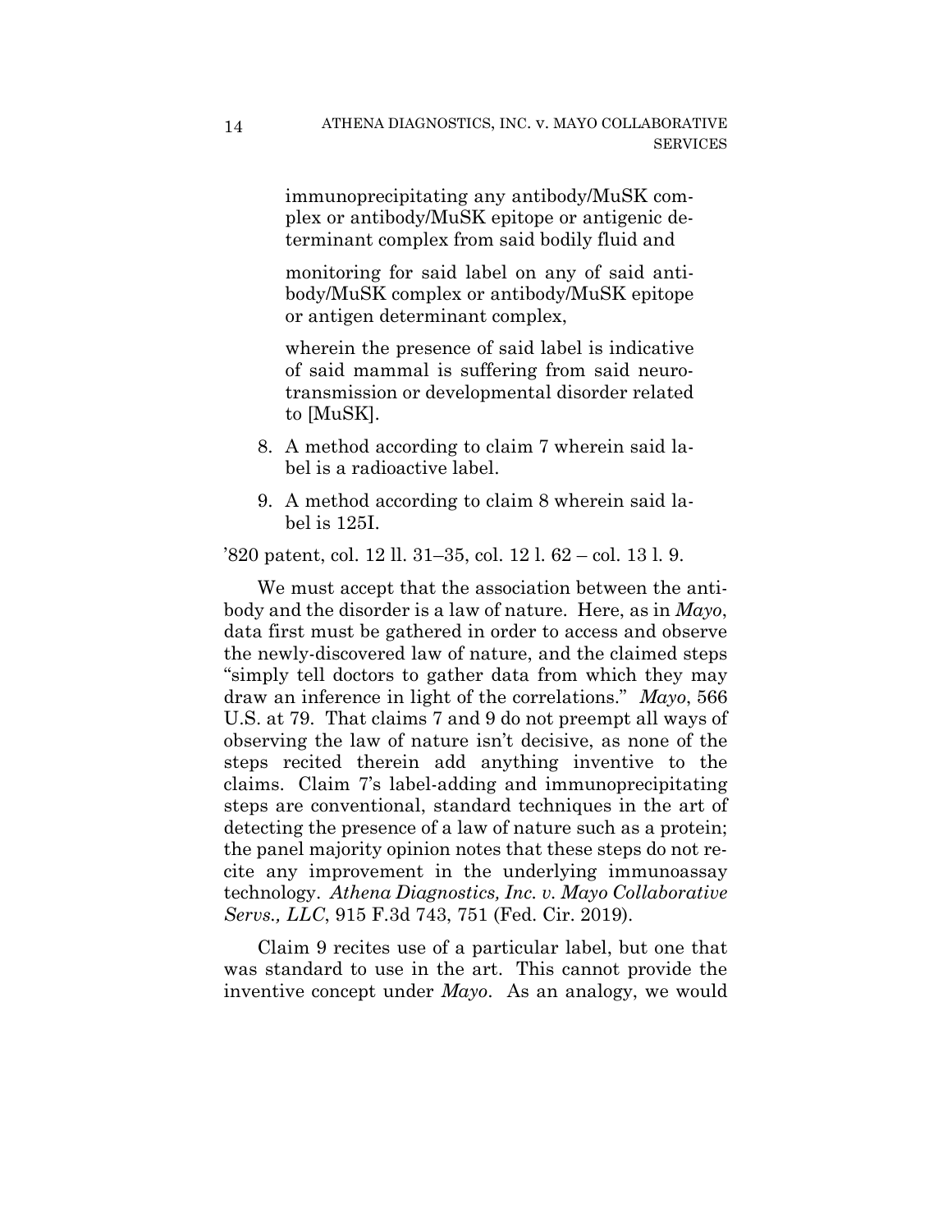> immunoprecipitating any antibody/MuSK complex or antibody/MuSK epitope or antigenic determinant complex from said bodily fluid and
>
> monitoring for said label on any of said antibody/MuSK complex or antibody/MuSK epitope or antigen determinant complex,
>
> wherein the presence of said label is indicative of said mammal is suffering from said neurotransmission or developmental disorder related to [MuSK].
>
> 8. A method according to claim 7 wherein said label is a radioactive label.
>
> 9. A method according to claim 8 wherein said label is 125I.

'820 patent, col. 12 ll. 31–35, col. 12 l. 62 – col. 13 l. 9.

We must accept that the association between the antibody and the disorder is a law of nature. Here, as in *Mayo*, data first must be gathered in order to access and observe the newly-discovered law of nature, and the claimed steps "simply tell doctors to gather data from which they may draw an inference in light of the correlations." *Mayo*, 566 U.S. at 79. That claims 7 and 9 do not preempt all ways of observing the law of nature isn't decisive, as none of the steps recited therein add anything inventive to the claims. Claim 7's label-adding and immunoprecipitating steps are conventional, standard techniques in the art of detecting the presence of a law of nature such as a protein; the panel majority opinion notes that these steps do not recite any improvement in the underlying immunoassay technology. *Athena Diagnostics, Inc. v. Mayo Collaborative Servs., LLC*, 915 F.3d 743, 751 (Fed. Cir. 2019).

Claim 9 recites use of a particular label, but one that was standard to use in the art. This cannot provide the inventive concept under *Mayo*. As an analogy, we would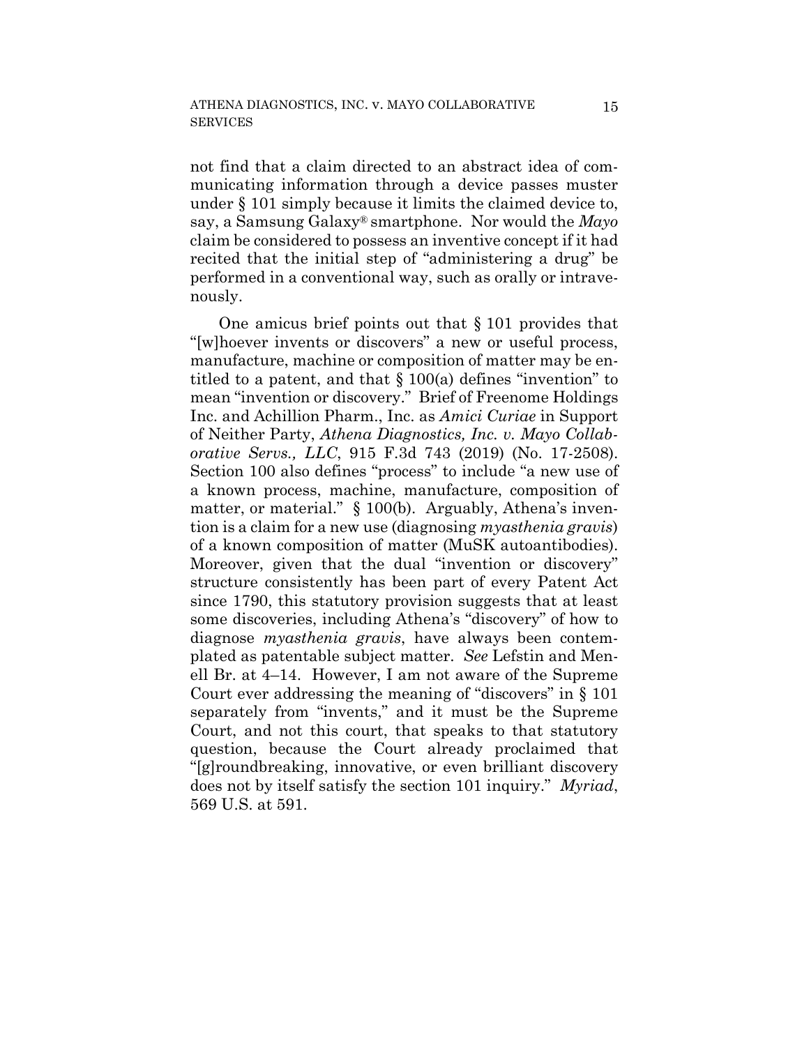not find that a claim directed to an abstract idea of communicating information through a device passes muster under § 101 simply because it limits the claimed device to, say, a Samsung Galaxy® smartphone. Nor would the *Mayo* claim be considered to possess an inventive concept if it had recited that the initial step of "administering a drug" be performed in a conventional way, such as orally or intravenously.

One amicus brief points out that § 101 provides that "[w]hoever invents or discovers" a new or useful process, manufacture, machine or composition of matter may be entitled to a patent, and that § 100(a) defines "invention" to mean "invention or discovery." Brief of Freenome Holdings Inc. and Achillion Pharm., Inc. as *Amici Curiae* in Support of Neither Party, *Athena Diagnostics, Inc. v. Mayo Collaborative Servs., LLC*, 915 F.3d 743 (2019) (No. 17-2508). Section 100 also defines "process" to include "a new use of a known process, machine, manufacture, composition of matter, or material." § 100(b). Arguably, Athena's invention is a claim for a new use (diagnosing *myasthenia gravis*) of a known composition of matter (MuSK autoantibodies). Moreover, given that the dual "invention or discovery" structure consistently has been part of every Patent Act since 1790, this statutory provision suggests that at least some discoveries, including Athena's "discovery" of how to diagnose *myasthenia gravis*, have always been contemplated as patentable subject matter. *See* Lefstin and Menell Br. at 4–14. However, I am not aware of the Supreme Court ever addressing the meaning of "discovers" in § 101 separately from "invents," and it must be the Supreme Court, and not this court, that speaks to that statutory question, because the Court already proclaimed that "[g]roundbreaking, innovative, or even brilliant discovery does not by itself satisfy the section 101 inquiry." *Myriad*, 569 U.S. at 591.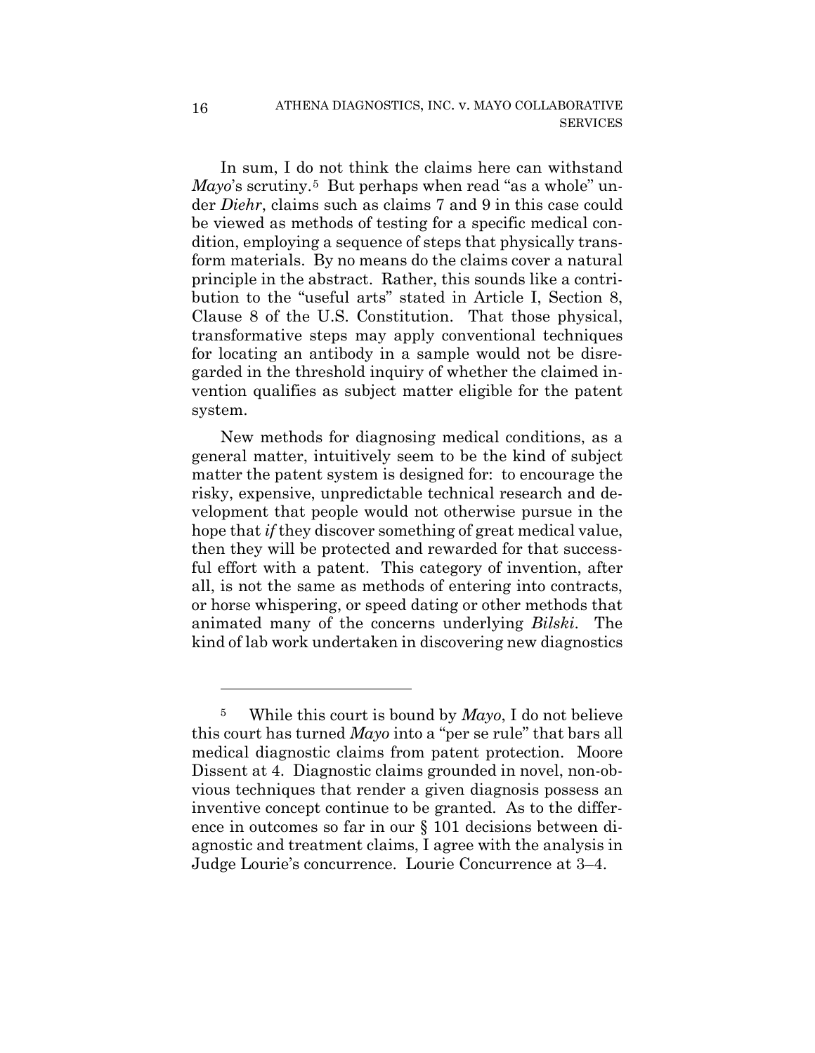In sum, I do not think the claims here can withstand *Mayo*'s scrutiny.[5] But perhaps when read "as a whole" under *Diehr*, claims such as claims 7 and 9 in this case could be viewed as methods of testing for a specific medical condition, employing a sequence of steps that physically transform materials. By no means do the claims cover a natural principle in the abstract. Rather, this sounds like a contribution to the "useful arts" stated in Article I, Section 8, Clause 8 of the U.S. Constitution. That those physical, transformative steps may apply conventional techniques for locating an antibody in a sample would not be disregarded in the threshold inquiry of whether the claimed invention qualifies as subject matter eligible for the patent system.

New methods for diagnosing medical conditions, as a general matter, intuitively seem to be the kind of subject matter the patent system is designed for: to encourage the risky, expensive, unpredictable technical research and development that people would not otherwise pursue in the hope that *if* they discover something of great medical value, then they will be protected and rewarded for that successful effort with a patent. This category of invention, after all, is not the same as methods of entering into contracts, or horse whispering, or speed dating or other methods that animated many of the concerns underlying *Bilski*. The kind of lab work undertaken in discovering new diagnostics

---

[5] While this court is bound by *Mayo*, I do not believe this court has turned *Mayo* into a "per se rule" that bars all medical diagnostic claims from patent protection. Moore Dissent at 4. Diagnostic claims grounded in novel, non-obvious techniques that render a given diagnosis possess an inventive concept continue to be granted. As to the difference in outcomes so far in our § 101 decisions between diagnostic and treatment claims, I agree with the analysis in Judge Lourie's concurrence. Lourie Concurrence at 3–4.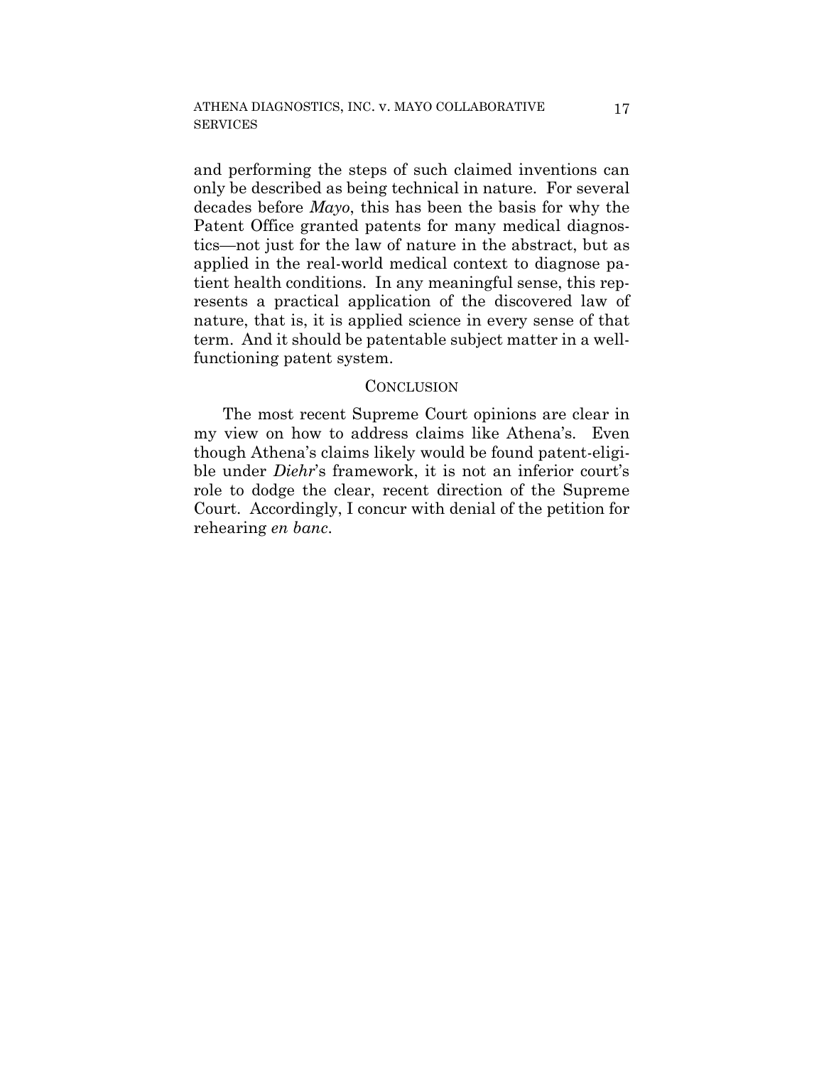and performing the steps of such claimed inventions can only be described as being technical in nature. For several decades before *Mayo*, this has been the basis for why the Patent Office granted patents for many medical diagnostics—not just for the law of nature in the abstract, but as applied in the real-world medical context to diagnose patient health conditions. In any meaningful sense, this represents a practical application of the discovered law of nature, that is, it is applied science in every sense of that term. And it should be patentable subject matter in a well-functioning patent system.

## CONCLUSION

The most recent Supreme Court opinions are clear in my view on how to address claims like Athena's. Even though Athena's claims likely would be found patent-eligible under *Diehr*'s framework, it is not an inferior court's role to dodge the clear, recent direction of the Supreme Court. Accordingly, I concur with denial of the petition for rehearing *en banc*.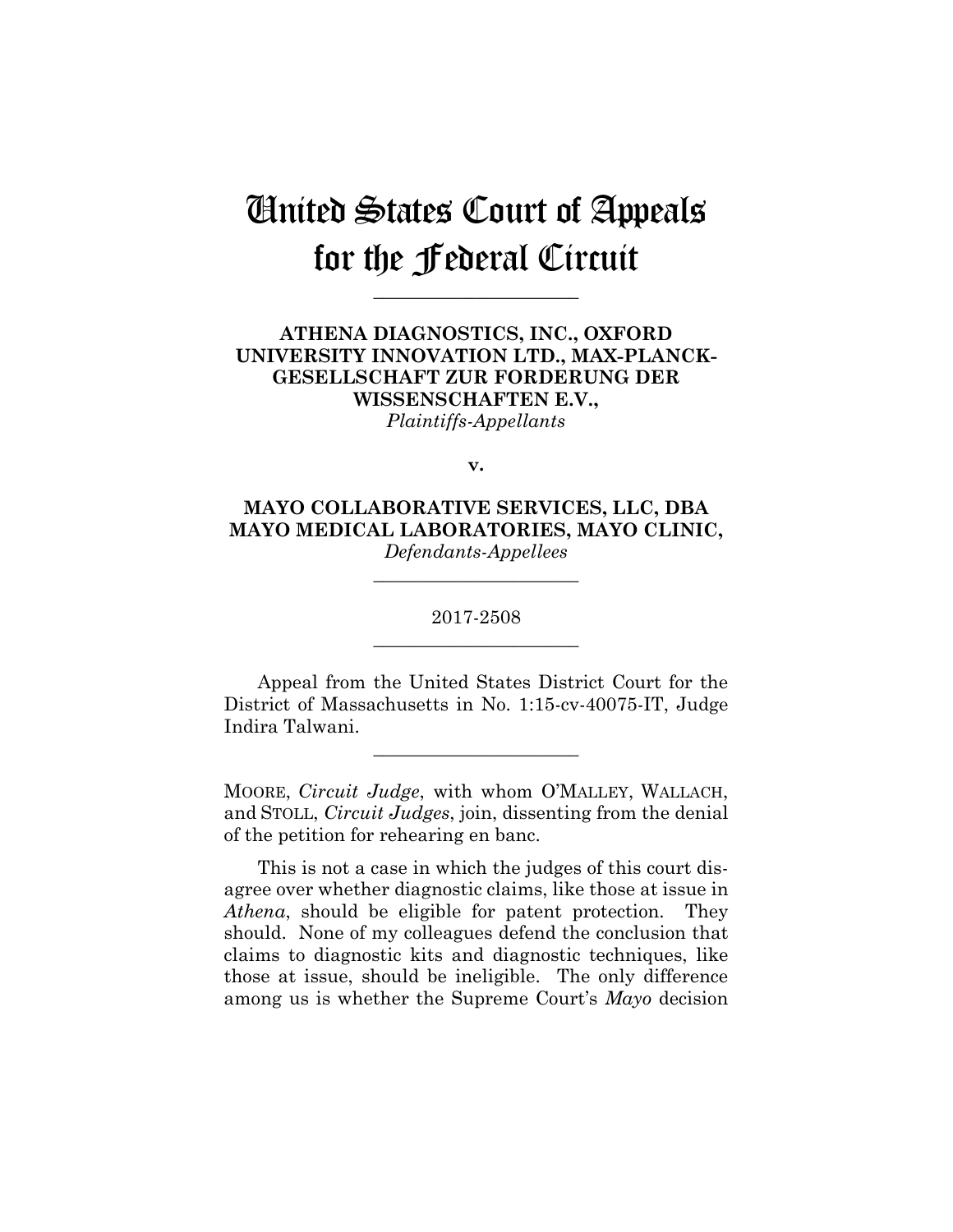# United States Court of Appeals for the Federal Circuit

---

**ATHENA DIAGNOSTICS, INC., OXFORD UNIVERSITY INNOVATION LTD., MAX-PLANCK-GESELLSCHAFT ZUR FORDERUNG DER WISSENSCHAFTEN E.V.,**
*Plaintiffs-Appellants*

**v.**

**MAYO COLLABORATIVE SERVICES, LLC, DBA MAYO MEDICAL LABORATORIES, MAYO CLINIC,**
*Defendants-Appellees*

---

2017-2508

---

Appeal from the United States District Court for the District of Massachusetts in No. 1:15-cv-40075-IT, Judge Indira Talwani.

---

MOORE, *Circuit Judge*, with whom O'MALLEY, WALLACH, and STOLL, *Circuit Judges*, join, dissenting from the denial of the petition for rehearing en banc.

This is not a case in which the judges of this court disagree over whether diagnostic claims, like those at issue in *Athena*, should be eligible for patent protection. They should. None of my colleagues defend the conclusion that claims to diagnostic kits and diagnostic techniques, like those at issue, should be ineligible. The only difference among us is whether the Supreme Court's *Mayo* decision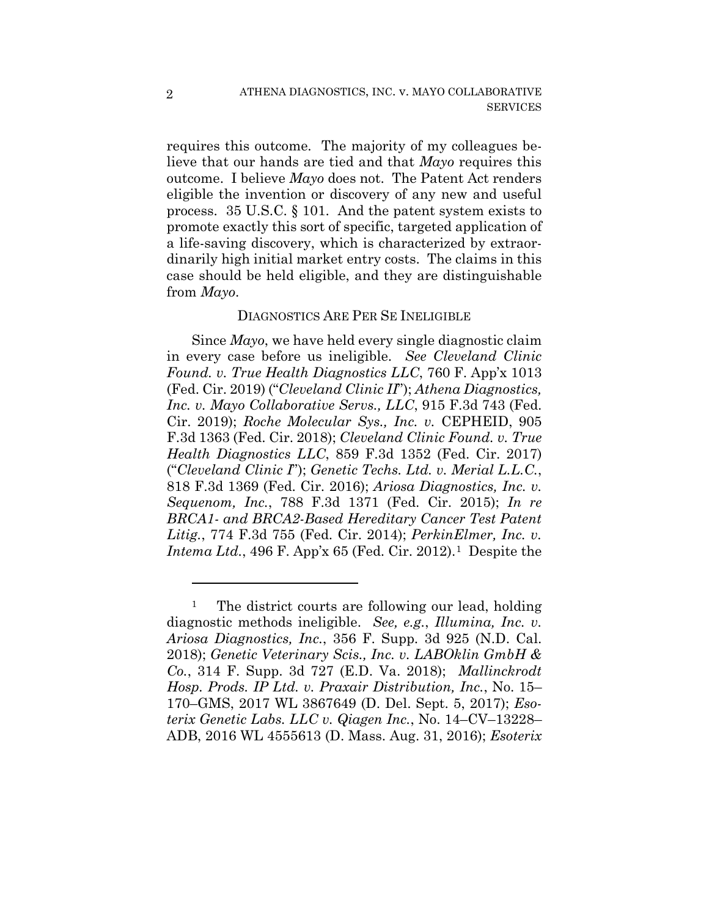requires this outcome. The majority of my colleagues believe that our hands are tied and that *Mayo* requires this outcome. I believe *Mayo* does not. The Patent Act renders eligible the invention or discovery of any new and useful process. 35 U.S.C. § 101. And the patent system exists to promote exactly this sort of specific, targeted application of a life-saving discovery, which is characterized by extraordinarily high initial market entry costs. The claims in this case should be held eligible, and they are distinguishable from *Mayo*.

## DIAGNOSTICS ARE PER SE INELIGIBLE

Since *Mayo*, we have held every single diagnostic claim in every case before us ineligible. *See Cleveland Clinic Found. v. True Health Diagnostics LLC*, 760 F. App'x 1013 (Fed. Cir. 2019) ("*Cleveland Clinic II*"); *Athena Diagnostics, Inc. v. Mayo Collaborative Servs., LLC*, 915 F.3d 743 (Fed. Cir. 2019); *Roche Molecular Sys., Inc. v.* CEPHEID, 905 F.3d 1363 (Fed. Cir. 2018); *Cleveland Clinic Found. v. True Health Diagnostics LLC*, 859 F.3d 1352 (Fed. Cir. 2017) ("*Cleveland Clinic I*"); *Genetic Techs. Ltd. v. Merial L.L.C.*, 818 F.3d 1369 (Fed. Cir. 2016); *Ariosa Diagnostics, Inc. v. Sequenom, Inc.*, 788 F.3d 1371 (Fed. Cir. 2015); *In re BRCA1- and BRCA2-Based Hereditary Cancer Test Patent Litig.*, 774 F.3d 755 (Fed. Cir. 2014); *PerkinElmer, Inc. v. Intema Ltd.*, 496 F. App'x 65 (Fed. Cir. 2012).[1] Despite the

[1] The district courts are following our lead, holding diagnostic methods ineligible. *See, e.g.*, *Illumina, Inc. v. Ariosa Diagnostics, Inc.*, 356 F. Supp. 3d 925 (N.D. Cal. 2018); *Genetic Veterinary Scis., Inc. v. LABOklin GmbH & Co.*, 314 F. Supp. 3d 727 (E.D. Va. 2018); *Mallinckrodt Hosp. Prods. IP Ltd. v. Praxair Distribution, Inc.*, No. 15–170–GMS, 2017 WL 3867649 (D. Del. Sept. 5, 2017); *Esoterix Genetic Labs. LLC v. Qiagen Inc.*, No. 14–CV–13228–ADB, 2016 WL 4555613 (D. Mass. Aug. 31, 2016); *Esoterix*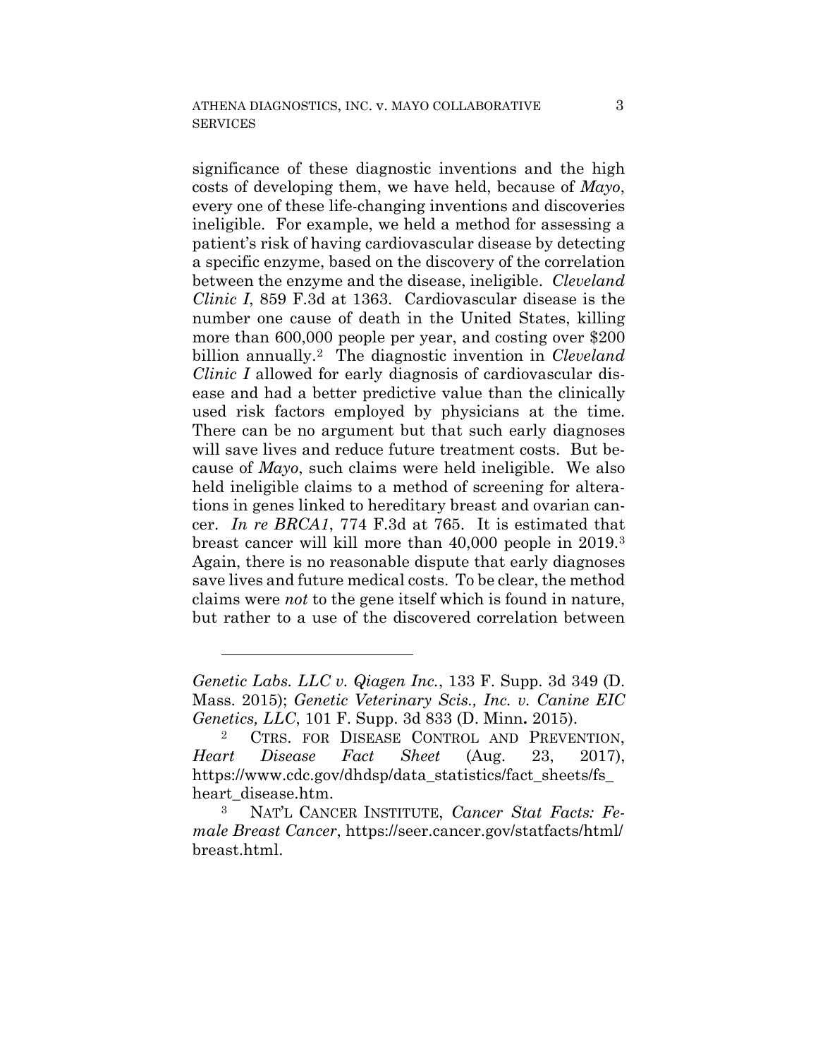significance of these diagnostic inventions and the high costs of developing them, we have held, because of *Mayo*, every one of these life-changing inventions and discoveries ineligible. For example, we held a method for assessing a patient's risk of having cardiovascular disease by detecting a specific enzyme, based on the discovery of the correlation between the enzyme and the disease, ineligible. *Cleveland Clinic I*, 859 F.3d at 1363. Cardiovascular disease is the number one cause of death in the United States, killing more than 600,000 people per year, and costing over $200 billion annually.[2] The diagnostic invention in *Cleveland Clinic I* allowed for early diagnosis of cardiovascular disease and had a better predictive value than the clinically used risk factors employed by physicians at the time. There can be no argument but that such early diagnoses will save lives and reduce future treatment costs. But because of *Mayo*, such claims were held ineligible. We also held ineligible claims to a method of screening for alterations in genes linked to hereditary breast and ovarian cancer. *In re BRCA1*, 774 F.3d at 765. It is estimated that breast cancer will kill more than 40,000 people in 2019.[3] Again, there is no reasonable dispute that early diagnoses save lives and future medical costs. To be clear, the method claims were *not* to the gene itself which is found in nature, but rather to a use of the discovered correlation between

---

*Genetic Labs. LLC v. Qiagen Inc.*, 133 F. Supp. 3d 349 (D. Mass. 2015); *Genetic Veterinary Scis., Inc. v. Canine EIC Genetics, LLC*, 101 F. Supp. 3d 833 (D. Minn. 2015).

[2] CTRS. FOR DISEASE CONTROL AND PREVENTION, *Heart Disease Fact Sheet* (Aug. 23, 2017), https://www.cdc.gov/dhdsp/data_statistics/fact_sheets/fs_heart_disease.htm.

[3] NAT'L CANCER INSTITUTE, *Cancer Stat Facts: Female Breast Cancer*, https://seer.cancer.gov/statfacts/html/breast.html.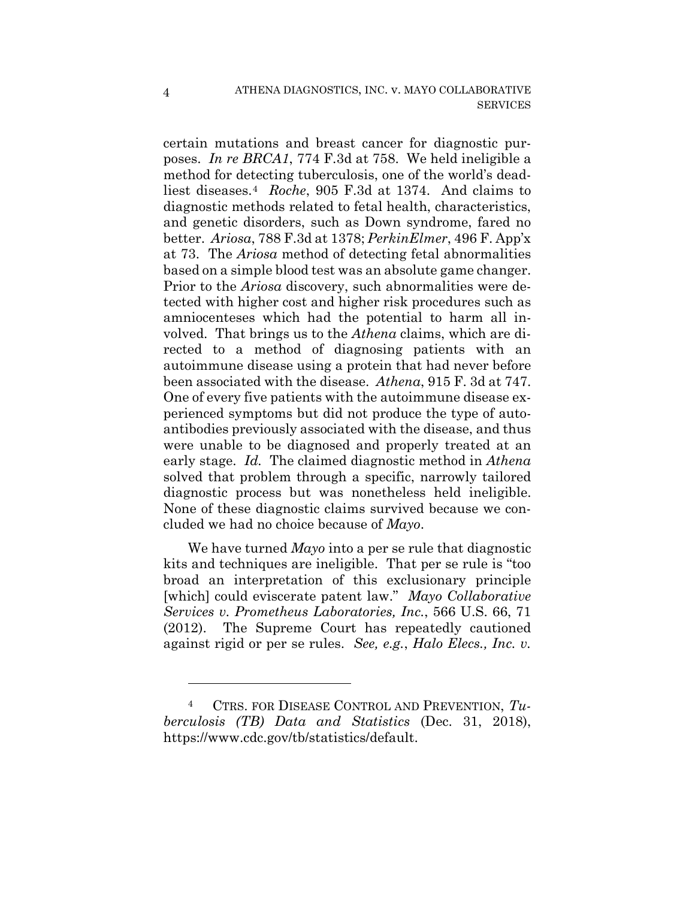certain mutations and breast cancer for diagnostic purposes. *In re BRCA1*, 774 F.3d at 758. We held ineligible a method for detecting tuberculosis, one of the world's deadliest diseases.[4] *Roche*, 905 F.3d at 1374. And claims to diagnostic methods related to fetal health, characteristics, and genetic disorders, such as Down syndrome, fared no better. *Ariosa*, 788 F.3d at 1378; *PerkinElmer*, 496 F. App'x at 73. The *Ariosa* method of detecting fetal abnormalities based on a simple blood test was an absolute game changer. Prior to the *Ariosa* discovery, such abnormalities were detected with higher cost and higher risk procedures such as amniocenteses which had the potential to harm all involved. That brings us to the *Athena* claims, which are directed to a method of diagnosing patients with an autoimmune disease using a protein that had never before been associated with the disease. *Athena*, 915 F. 3d at 747. One of every five patients with the autoimmune disease experienced symptoms but did not produce the type of autoantibodies previously associated with the disease, and thus were unable to be diagnosed and properly treated at an early stage. *Id.* The claimed diagnostic method in *Athena* solved that problem through a specific, narrowly tailored diagnostic process but was nonetheless held ineligible. None of these diagnostic claims survived because we concluded we had no choice because of *Mayo*.

We have turned *Mayo* into a per se rule that diagnostic kits and techniques are ineligible. That per se rule is "too broad an interpretation of this exclusionary principle [which] could eviscerate patent law." *Mayo Collaborative Services v. Prometheus Laboratories, Inc.*, 566 U.S. 66, 71 (2012). The Supreme Court has repeatedly cautioned against rigid or per se rules. *See, e.g.*, *Halo Elecs., Inc. v.*

---

[4] CTRS. FOR DISEASE CONTROL AND PREVENTION, *Tuberculosis (TB) Data and Statistics* (Dec. 31, 2018), https://www.cdc.gov/tb/statistics/default.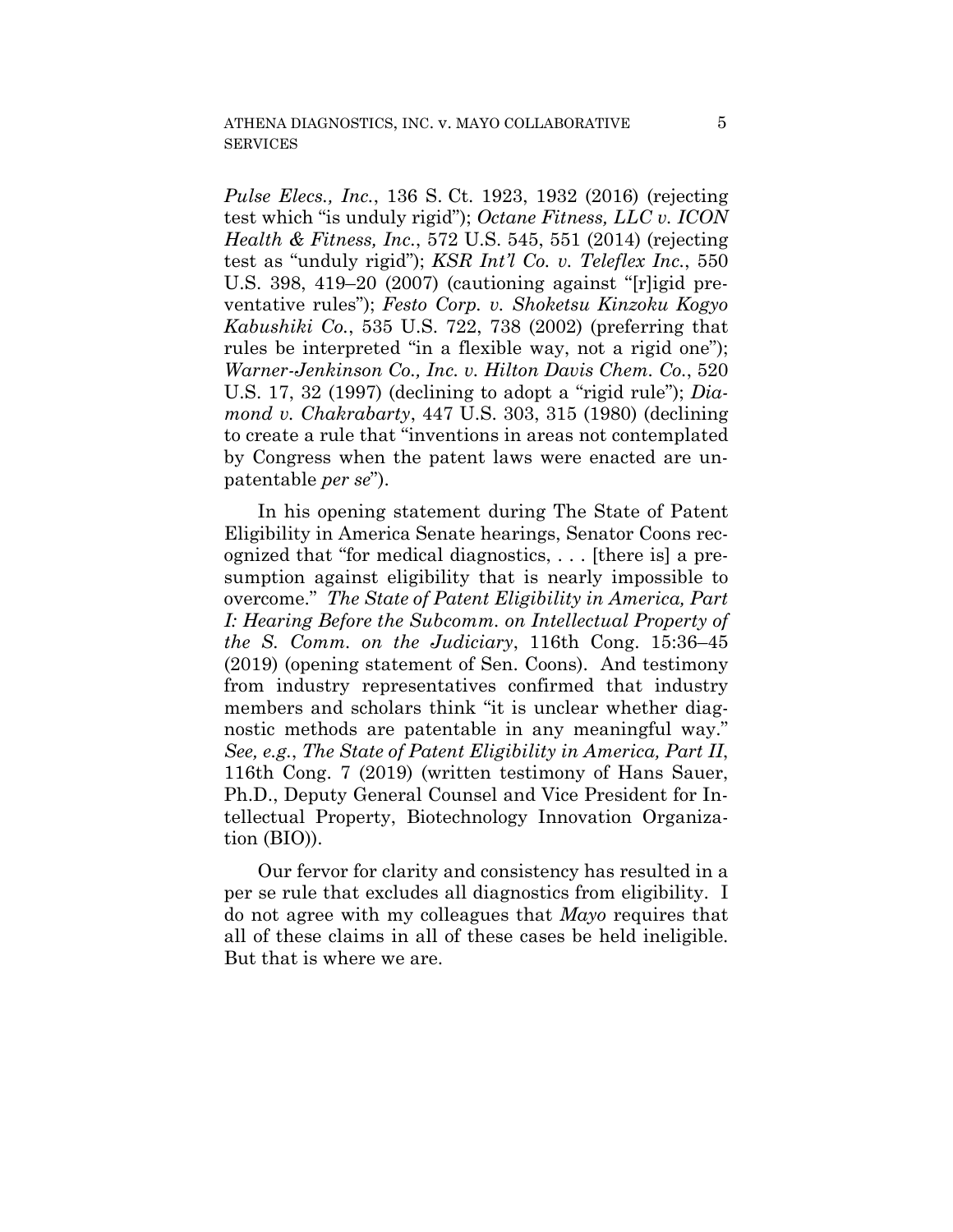*Pulse Elecs., Inc.*, 136 S. Ct. 1923, 1932 (2016) (rejecting test which "is unduly rigid"); *Octane Fitness, LLC v. ICON Health & Fitness, Inc.*, 572 U.S. 545, 551 (2014) (rejecting test as "unduly rigid"); *KSR Int'l Co. v. Teleflex Inc.*, 550 U.S. 398, 419–20 (2007) (cautioning against "[r]igid preventative rules"); *Festo Corp. v. Shoketsu Kinzoku Kogyo Kabushiki Co.*, 535 U.S. 722, 738 (2002) (preferring that rules be interpreted "in a flexible way, not a rigid one"); *Warner-Jenkinson Co., Inc. v. Hilton Davis Chem. Co.*, 520 U.S. 17, 32 (1997) (declining to adopt a "rigid rule"); *Diamond v. Chakrabarty*, 447 U.S. 303, 315 (1980) (declining to create a rule that "inventions in areas not contemplated by Congress when the patent laws were enacted are unpatentable *per se*").

In his opening statement during The State of Patent Eligibility in America Senate hearings, Senator Coons recognized that "for medical diagnostics, . . . [there is] a presumption against eligibility that is nearly impossible to overcome." *The State of Patent Eligibility in America, Part I: Hearing Before the Subcomm. on Intellectual Property of the S. Comm. on the Judiciary*, 116th Cong. 15:36–45 (2019) (opening statement of Sen. Coons). And testimony from industry representatives confirmed that industry members and scholars think "it is unclear whether diagnostic methods are patentable in any meaningful way." *See, e.g.*, *The State of Patent Eligibility in America, Part II*, 116th Cong. 7 (2019) (written testimony of Hans Sauer, Ph.D., Deputy General Counsel and Vice President for Intellectual Property, Biotechnology Innovation Organization (BIO)).

Our fervor for clarity and consistency has resulted in a per se rule that excludes all diagnostics from eligibility. I do not agree with my colleagues that *Mayo* requires that all of these claims in all of these cases be held ineligible. But that is where we are.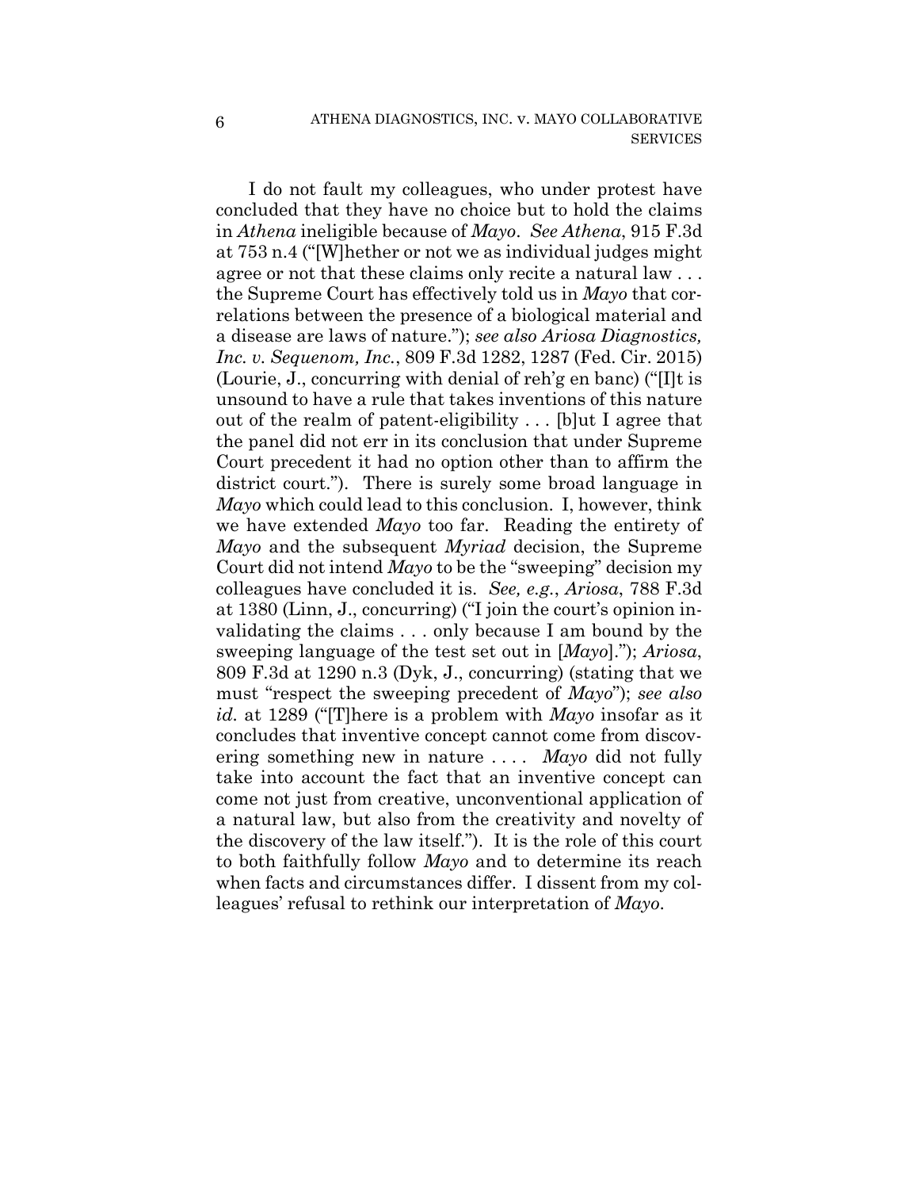I do not fault my colleagues, who under protest have concluded that they have no choice but to hold the claims in *Athena* ineligible because of *Mayo*. *See Athena*, 915 F.3d at 753 n.4 ("[W]hether or not we as individual judges might agree or not that these claims only recite a natural law . . . the Supreme Court has effectively told us in *Mayo* that correlations between the presence of a biological material and a disease are laws of nature."); *see also Ariosa Diagnostics, Inc. v. Sequenom, Inc.*, 809 F.3d 1282, 1287 (Fed. Cir. 2015) (Lourie, J., concurring with denial of reh'g en banc) ("[I]t is unsound to have a rule that takes inventions of this nature out of the realm of patent-eligibility . . . [b]ut I agree that the panel did not err in its conclusion that under Supreme Court precedent it had no option other than to affirm the district court."). There is surely some broad language in *Mayo* which could lead to this conclusion. I, however, think we have extended *Mayo* too far. Reading the entirety of *Mayo* and the subsequent *Myriad* decision, the Supreme Court did not intend *Mayo* to be the "sweeping" decision my colleagues have concluded it is. *See, e.g.*, *Ariosa*, 788 F.3d at 1380 (Linn, J., concurring) ("I join the court's opinion invalidating the claims . . . only because I am bound by the sweeping language of the test set out in [*Mayo*]."); *Ariosa*, 809 F.3d at 1290 n.3 (Dyk, J., concurring) (stating that we must "respect the sweeping precedent of *Mayo*"); *see also id.* at 1289 ("[T]here is a problem with *Mayo* insofar as it concludes that inventive concept cannot come from discovering something new in nature . . . . *Mayo* did not fully take into account the fact that an inventive concept can come not just from creative, unconventional application of a natural law, but also from the creativity and novelty of the discovery of the law itself."). It is the role of this court to both faithfully follow *Mayo* and to determine its reach when facts and circumstances differ. I dissent from my colleagues' refusal to rethink our interpretation of *Mayo*.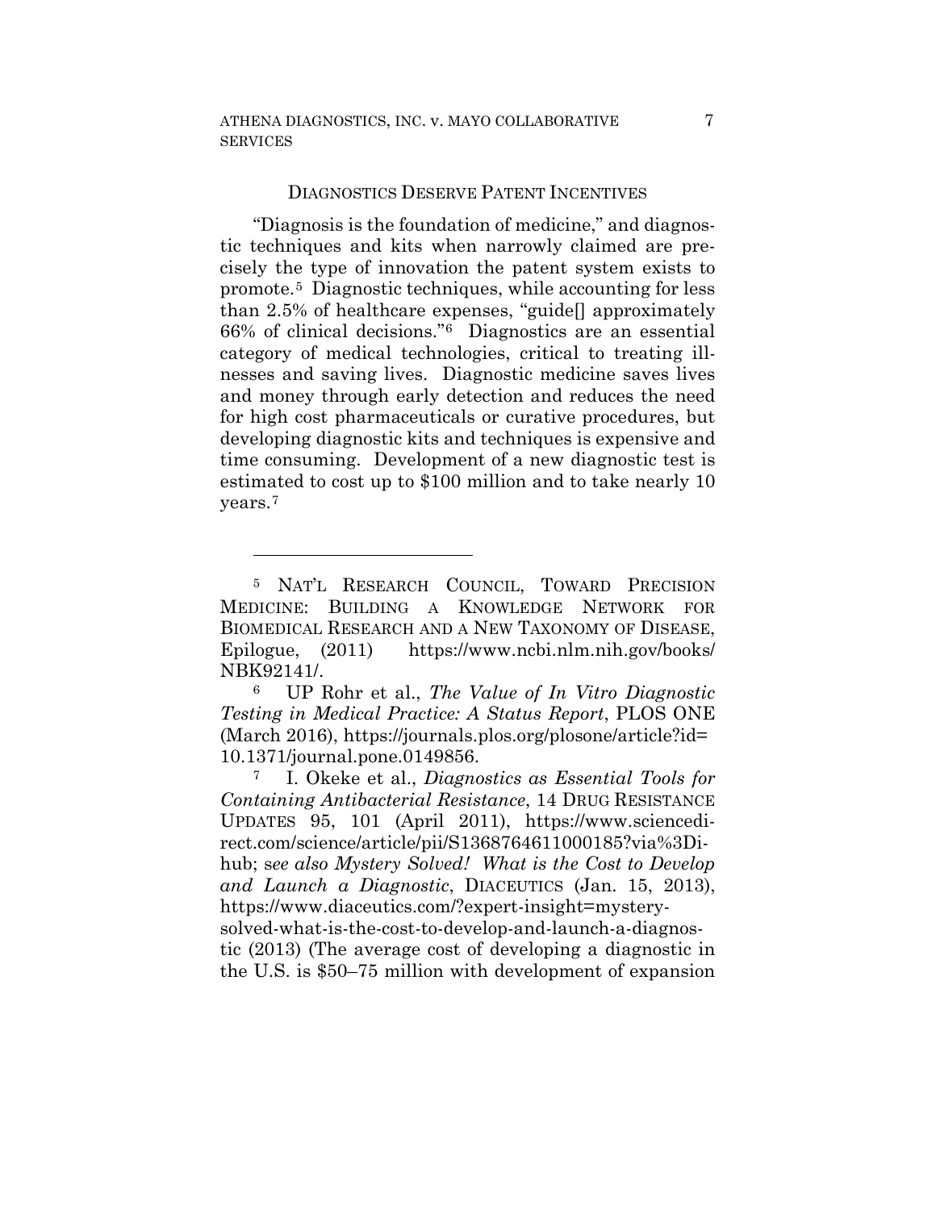DIAGNOSTICS DESERVE PATENT INCENTIVES

"Diagnosis is the foundation of medicine," and diagnostic techniques and kits when narrowly claimed are precisely the type of innovation the patent system exists to promote.[5] Diagnostic techniques, while accounting for less than 2.5% of healthcare expenses, "guide[] approximately 66% of clinical decisions."[6] Diagnostics are an essential category of medical technologies, critical to treating illnesses and saving lives. Diagnostic medicine saves lives and money through early detection and reduces the need for high cost pharmaceuticals or curative procedures, but developing diagnostic kits and techniques is expensive and time consuming. Development of a new diagnostic test is estimated to cost up to $100 million and to take nearly 10 years.[7]

---

[5] NAT'L RESEARCH COUNCIL, TOWARD PRECISION MEDICINE: BUILDING A KNOWLEDGE NETWORK FOR BIOMEDICAL RESEARCH AND A NEW TAXONOMY OF DISEASE, Epilogue, (2011) https://www.ncbi.nlm.nih.gov/books/NBK92141/.

[6] UP Rohr et al., *The Value of In Vitro Diagnostic Testing in Medical Practice: A Status Report*, PLOS ONE (March 2016), https://journals.plos.org/plosone/article?id=10.1371/journal.pone.0149856.

[7] I. Okeke et al., *Diagnostics as Essential Tools for Containing Antibacterial Resistance*, 14 DRUG RESISTANCE UPDATES 95, 101 (April 2011), https://www.sciencedirect.com/science/article/pii/S1368764611000185?via%3Dihub; s*ee also Mystery Solved! What is the Cost to Develop and Launch a Diagnostic*, DIACEUTICS (Jan. 15, 2013), https://www.diaceutics.com/?expert-insight=mystery-solved-what-is-the-cost-to-develop-and-launch-a-diagnostic (2013) (The average cost of developing a diagnostic in the U.S. is $50–75 million with development of expansion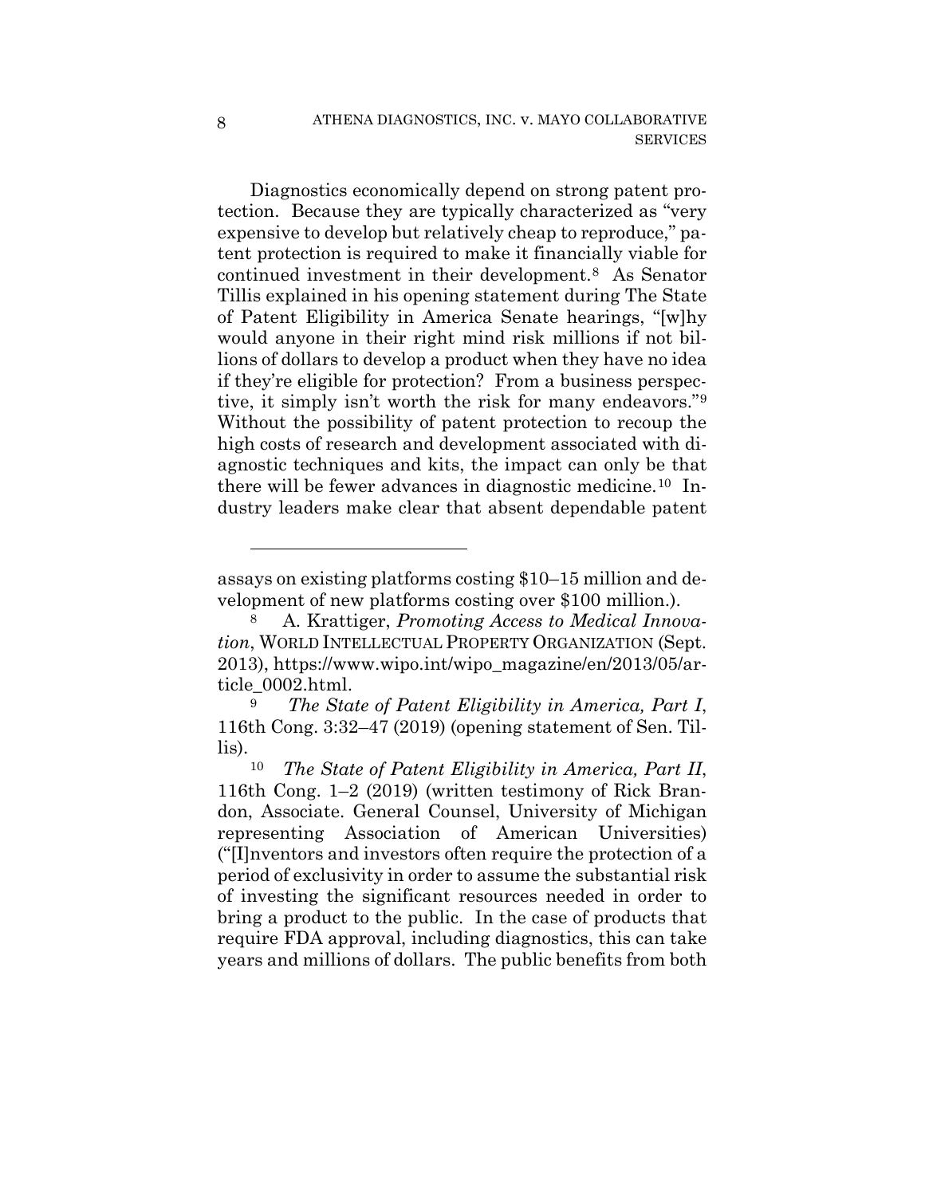Diagnostics economically depend on strong patent protection. Because they are typically characterized as "very expensive to develop but relatively cheap to reproduce," patent protection is required to make it financially viable for continued investment in their development.[8] As Senator Tillis explained in his opening statement during The State of Patent Eligibility in America Senate hearings, "[w]hy would anyone in their right mind risk millions if not billions of dollars to develop a product when they have no idea if they're eligible for protection? From a business perspective, it simply isn't worth the risk for many endeavors."[9] Without the possibility of patent protection to recoup the high costs of research and development associated with diagnostic techniques and kits, the impact can only be that there will be fewer advances in diagnostic medicine.[10] Industry leaders make clear that absent dependable patent

---

assays on existing platforms costing $10–15 million and development of new platforms costing over $100 million.).

[8] A. Krattiger, *Promoting Access to Medical Innovation*, WORLD INTELLECTUAL PROPERTY ORGANIZATION (Sept. 2013), https://www.wipo.int/wipo_magazine/en/2013/05/article_0002.html.

[9] *The State of Patent Eligibility in America, Part I*, 116th Cong. 3:32–47 (2019) (opening statement of Sen. Tillis).

[10] *The State of Patent Eligibility in America, Part II*, 116th Cong. 1–2 (2019) (written testimony of Rick Brandon, Associate. General Counsel, University of Michigan representing Association of American Universities) ("[I]nventors and investors often require the protection of a period of exclusivity in order to assume the substantial risk of investing the significant resources needed in order to bring a product to the public. In the case of products that require FDA approval, including diagnostics, this can take years and millions of dollars. The public benefits from both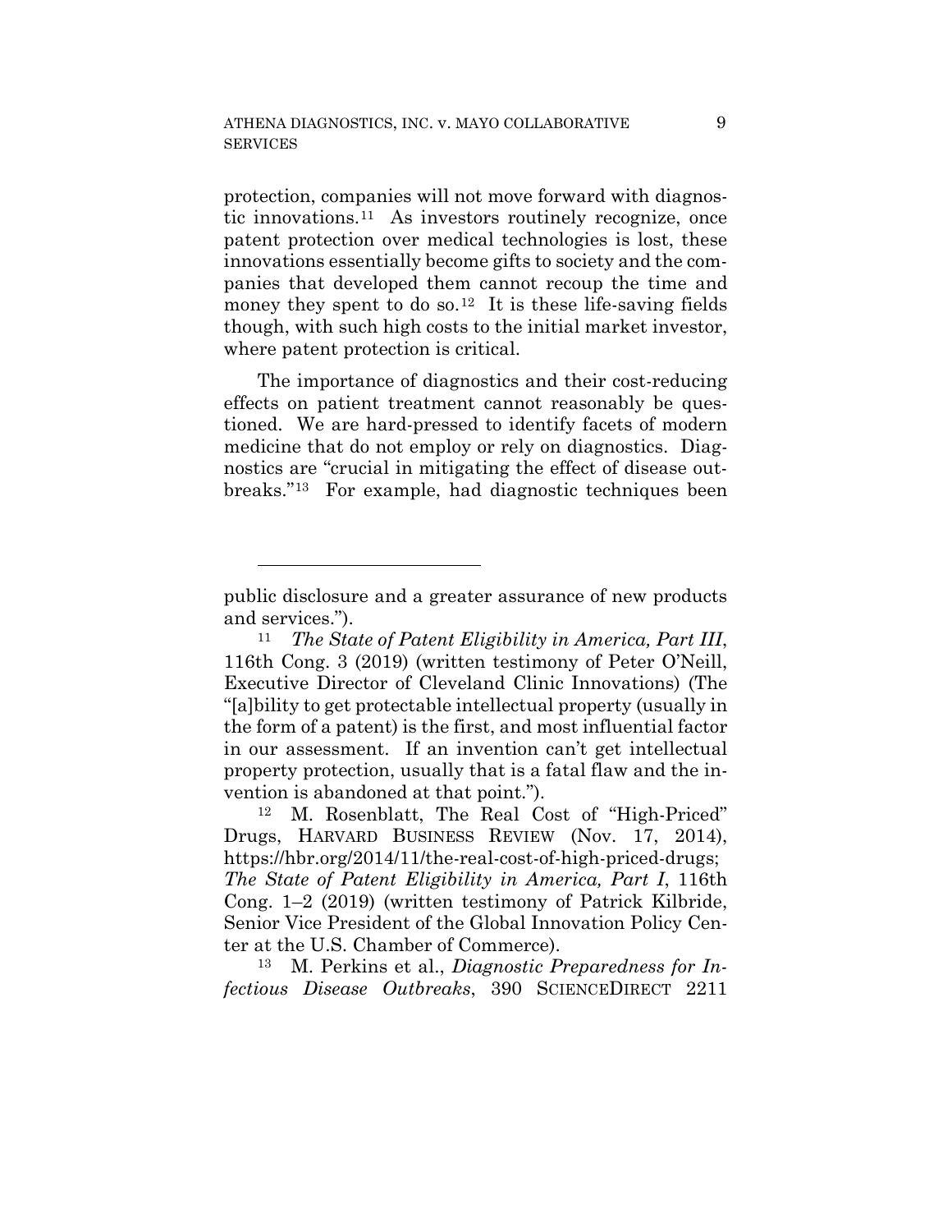protection, companies will not move forward with diagnostic innovations.[11] As investors routinely recognize, once patent protection over medical technologies is lost, these innovations essentially become gifts to society and the companies that developed them cannot recoup the time and money they spent to do so.[12] It is these life-saving fields though, with such high costs to the initial market investor, where patent protection is critical.

The importance of diagnostics and their cost-reducing effects on patient treatment cannot reasonably be questioned. We are hard-pressed to identify facets of modern medicine that do not employ or rely on diagnostics. Diagnostics are "crucial in mitigating the effect of disease outbreaks."[13] For example, had diagnostic techniques been

---

public disclosure and a greater assurance of new products and services.").

[11] *The State of Patent Eligibility in America, Part III*, 116th Cong. 3 (2019) (written testimony of Peter O'Neill, Executive Director of Cleveland Clinic Innovations) (The "[a]bility to get protectable intellectual property (usually in the form of a patent) is the first, and most influential factor in our assessment. If an invention can't get intellectual property protection, usually that is a fatal flaw and the invention is abandoned at that point.").

[12] M. Rosenblatt, The Real Cost of "High-Priced" Drugs, HARVARD BUSINESS REVIEW (Nov. 17, 2014), https://hbr.org/2014/11/the-real-cost-of-high-priced-drugs; *The State of Patent Eligibility in America, Part I*, 116th Cong. 1–2 (2019) (written testimony of Patrick Kilbride, Senior Vice President of the Global Innovation Policy Center at the U.S. Chamber of Commerce).

[13] M. Perkins et al., *Diagnostic Preparedness for Infectious Disease Outbreaks*, 390 SCIENCEDIRECT 2211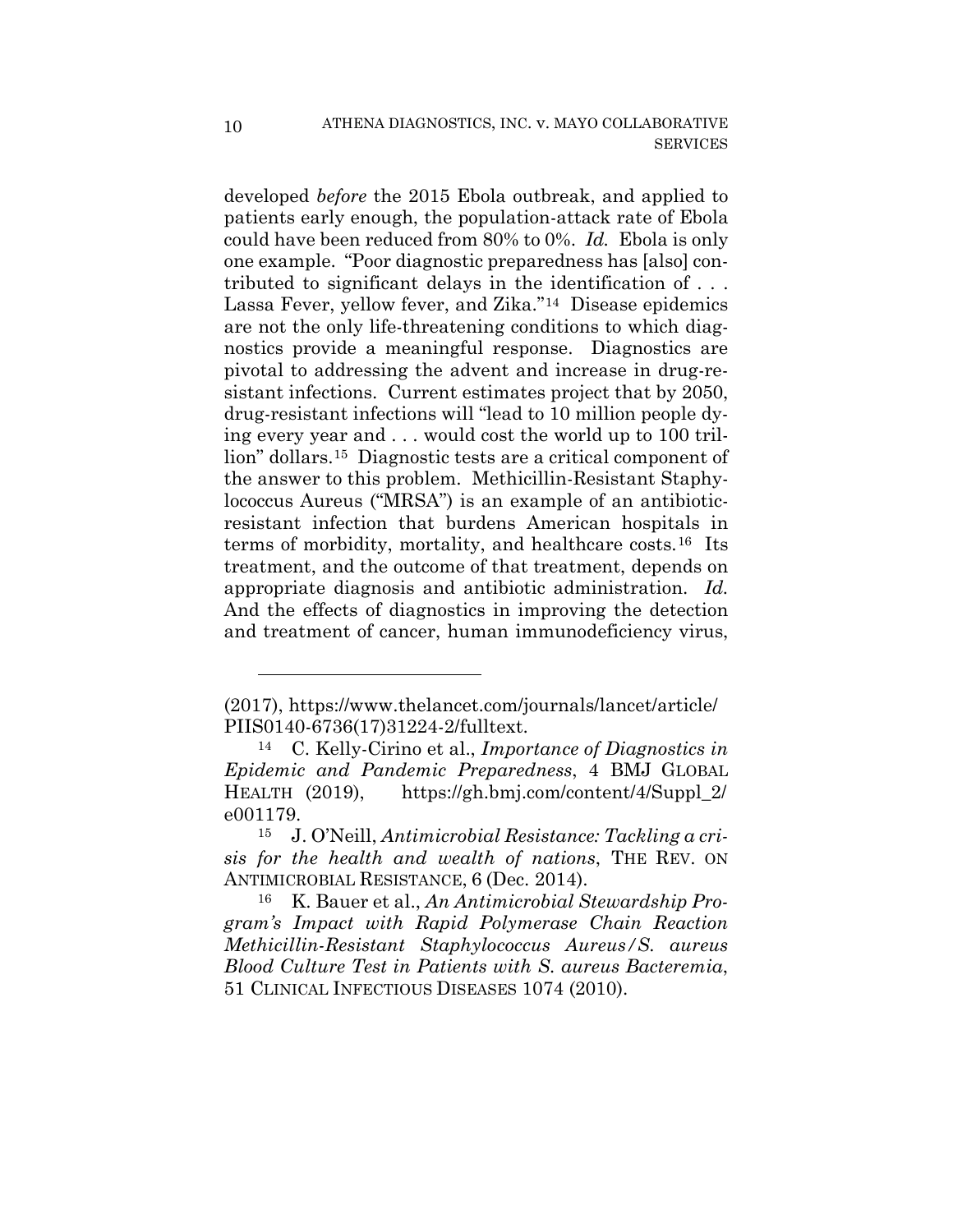developed *before* the 2015 Ebola outbreak, and applied to patients early enough, the population-attack rate of Ebola could have been reduced from 80% to 0%. *Id.* Ebola is only one example. "Poor diagnostic preparedness has [also] contributed to significant delays in the identification of . . . Lassa Fever, yellow fever, and Zika."[14] Disease epidemics are not the only life-threatening conditions to which diagnostics provide a meaningful response. Diagnostics are pivotal to addressing the advent and increase in drug-resistant infections. Current estimates project that by 2050, drug-resistant infections will "lead to 10 million people dying every year and . . . would cost the world up to 100 trillion" dollars.[15] Diagnostic tests are a critical component of the answer to this problem. Methicillin-Resistant Staphylococcus Aureus ("MRSA") is an example of an antibiotic-resistant infection that burdens American hospitals in terms of morbidity, mortality, and healthcare costs.[16] Its treatment, and the outcome of that treatment, depends on appropriate diagnosis and antibiotic administration. *Id.* And the effects of diagnostics in improving the detection and treatment of cancer, human immunodeficiency virus,

---

(2017), https://www.thelancet.com/journals/lancet/article/PIIS0140-6736(17)31224-2/fulltext.

[14] C. Kelly-Cirino et al., *Importance of Diagnostics in Epidemic and Pandemic Preparedness*, 4 BMJ GLOBAL HEALTH (2019), https://gh.bmj.com/content/4/Suppl_2/e001179.

[15] J. O'Neill, *Antimicrobial Resistance: Tackling a crisis for the health and wealth of nations*, THE REV. ON ANTIMICROBIAL RESISTANCE, 6 (Dec. 2014).

[16] K. Bauer et al., *An Antimicrobial Stewardship Program's Impact with Rapid Polymerase Chain Reaction Methicillin-Resistant Staphylococcus Aureus/S. aureus Blood Culture Test in Patients with S. aureus Bacteremia*, 51 CLINICAL INFECTIOUS DISEASES 1074 (2010).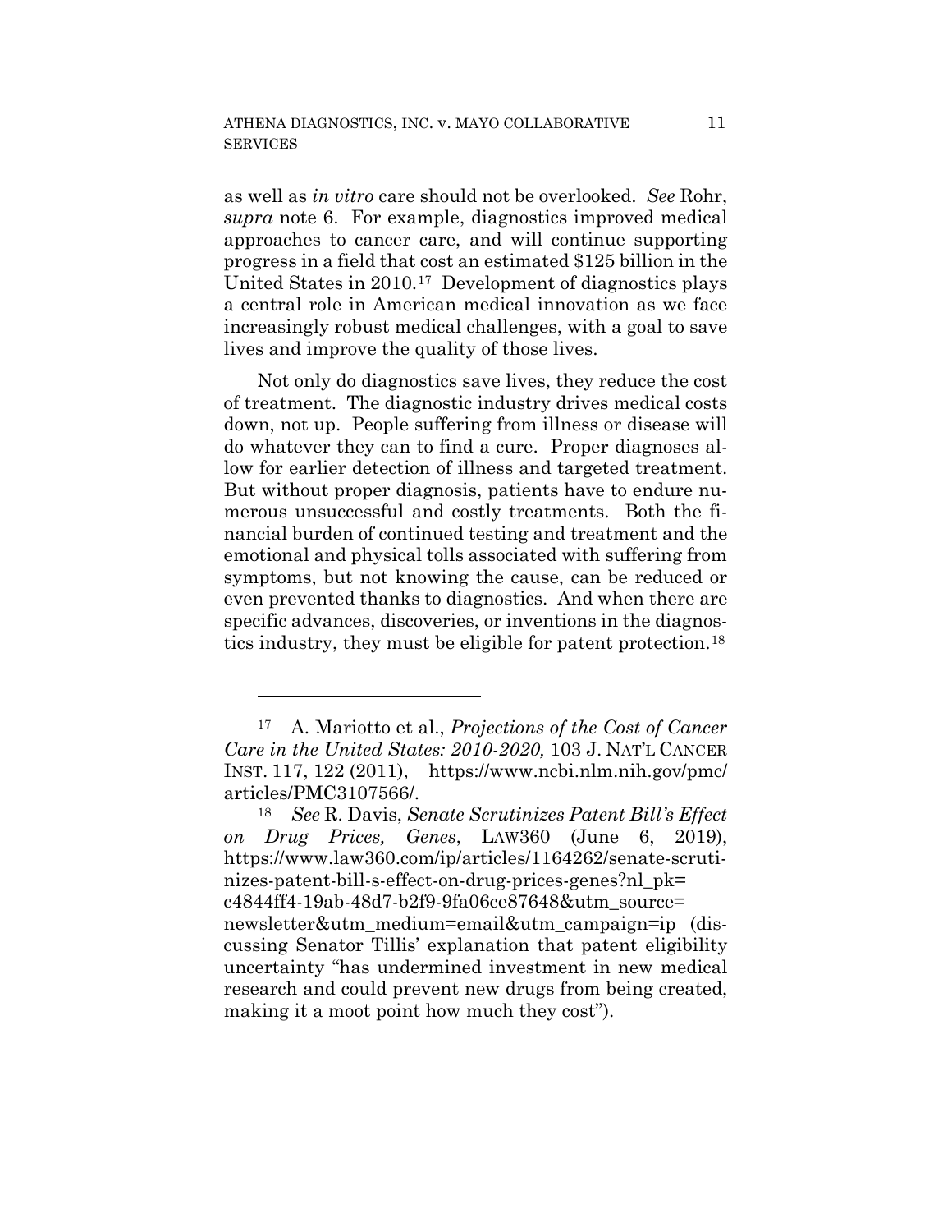as well as *in vitro* care should not be overlooked. *See* Rohr, *supra* note 6. For example, diagnostics improved medical approaches to cancer care, and will continue supporting progress in a field that cost an estimated $125 billion in the United States in 2010.[17] Development of diagnostics plays a central role in American medical innovation as we face increasingly robust medical challenges, with a goal to save lives and improve the quality of those lives.

Not only do diagnostics save lives, they reduce the cost of treatment. The diagnostic industry drives medical costs down, not up. People suffering from illness or disease will do whatever they can to find a cure. Proper diagnoses allow for earlier detection of illness and targeted treatment. But without proper diagnosis, patients have to endure numerous unsuccessful and costly treatments. Both the financial burden of continued testing and treatment and the emotional and physical tolls associated with suffering from symptoms, but not knowing the cause, can be reduced or even prevented thanks to diagnostics. And when there are specific advances, discoveries, or inventions in the diagnostics industry, they must be eligible for patent protection.[18]

---

[17] A. Mariotto et al., *Projections of the Cost of Cancer Care in the United States: 2010-2020,* 103 J. NAT'L CANCER INST. 117, 122 (2011), https://www.ncbi.nlm.nih.gov/pmc/articles/PMC3107566/.

[18] *See* R. Davis, *Senate Scrutinizes Patent Bill's Effect on Drug Prices, Genes*, LAW360 (June 6, 2019), https://www.law360.com/ip/articles/1164262/senate-scrutinizes-patent-bill-s-effect-on-drug-prices-genes?nl_pk=c4844ff4-19ab-48d7-b2f9-9fa06ce87648&utm_source=newsletter&utm_medium=email&utm_campaign=ip (discussing Senator Tillis' explanation that patent eligibility uncertainty "has undermined investment in new medical research and could prevent new drugs from being created, making it a moot point how much they cost").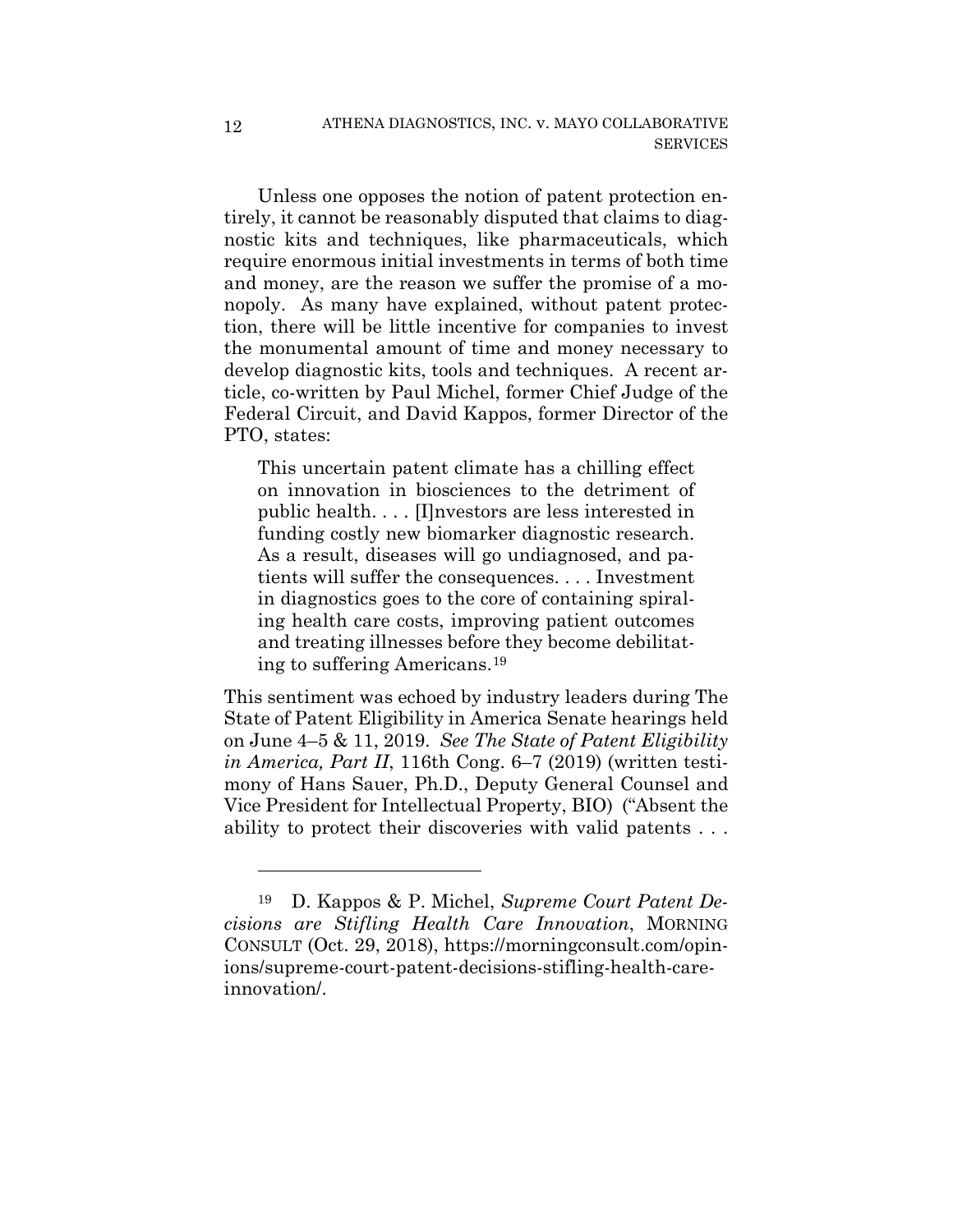Unless one opposes the notion of patent protection entirely, it cannot be reasonably disputed that claims to diagnostic kits and techniques, like pharmaceuticals, which require enormous initial investments in terms of both time and money, are the reason we suffer the promise of a monopoly. As many have explained, without patent protection, there will be little incentive for companies to invest the monumental amount of time and money necessary to develop diagnostic kits, tools and techniques. A recent article, co-written by Paul Michel, former Chief Judge of the Federal Circuit, and David Kappos, former Director of the PTO, states:

> This uncertain patent climate has a chilling effect on innovation in biosciences to the detriment of public health. . . . [I]nvestors are less interested in funding costly new biomarker diagnostic research. As a result, diseases will go undiagnosed, and patients will suffer the consequences. . . . Investment in diagnostics goes to the core of containing spiraling health care costs, improving patient outcomes and treating illnesses before they become debilitating to suffering Americans.[19]

This sentiment was echoed by industry leaders during The State of Patent Eligibility in America Senate hearings held on June 4–5 & 11, 2019. *See The State of Patent Eligibility in America, Part II*, 116th Cong. 6–7 (2019) (written testimony of Hans Sauer, Ph.D., Deputy General Counsel and Vice President for Intellectual Property, BIO) ("Absent the ability to protect their discoveries with valid patents . . .

---

[19] D. Kappos & P. Michel, *Supreme Court Patent Decisions are Stifling Health Care Innovation*, MORNING CONSULT (Oct. 29, 2018), https://morningconsult.com/opinions/supreme-court-patent-decisions-stifling-health-care-innovation/.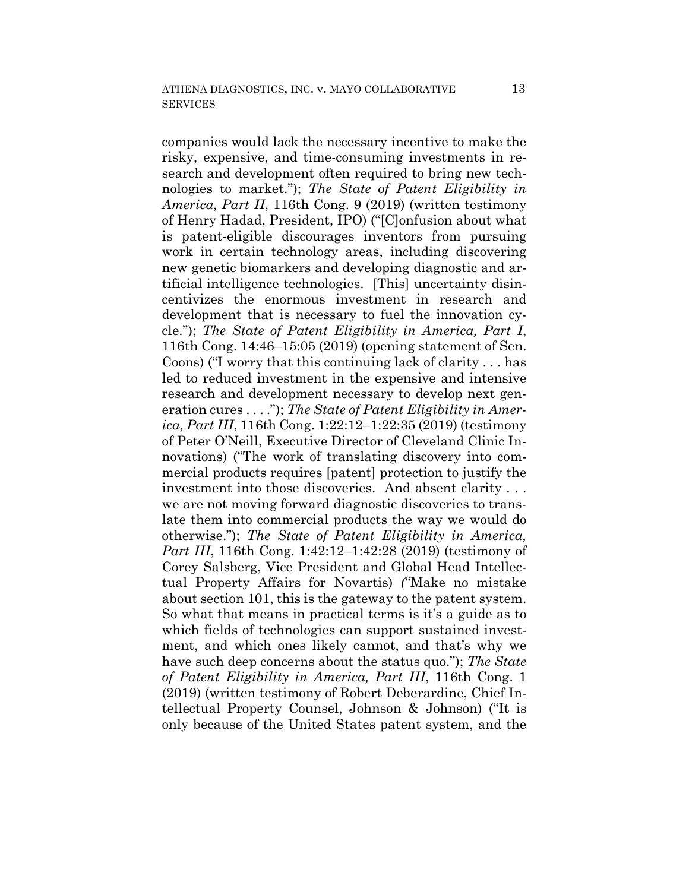companies would lack the necessary incentive to make the risky, expensive, and time-consuming investments in research and development often required to bring new technologies to market."); *The State of Patent Eligibility in America, Part II*, 116th Cong. 9 (2019) (written testimony of Henry Hadad, President, IPO) ("[C]onfusion about what is patent-eligible discourages inventors from pursuing work in certain technology areas, including discovering new genetic biomarkers and developing diagnostic and artificial intelligence technologies. [This] uncertainty disincentivizes the enormous investment in research and development that is necessary to fuel the innovation cycle."); *The State of Patent Eligibility in America, Part I*, 116th Cong. 14:46–15:05 (2019) (opening statement of Sen. Coons) ("I worry that this continuing lack of clarity . . . has led to reduced investment in the expensive and intensive research and development necessary to develop next generation cures . . . ."); *The State of Patent Eligibility in America, Part III*, 116th Cong. 1:22:12–1:22:35 (2019) (testimony of Peter O'Neill, Executive Director of Cleveland Clinic Innovations) ("The work of translating discovery into commercial products requires [patent] protection to justify the investment into those discoveries. And absent clarity . . . we are not moving forward diagnostic discoveries to translate them into commercial products the way we would do otherwise."); *The State of Patent Eligibility in America, Part III*, 116th Cong. 1:42:12–1:42:28 (2019) (testimony of Corey Salsberg, Vice President and Global Head Intellectual Property Affairs for Novartis) ("Make no mistake about section 101, this is the gateway to the patent system. So what that means in practical terms is it's a guide as to which fields of technologies can support sustained investment, and which ones likely cannot, and that's why we have such deep concerns about the status quo."); *The State of Patent Eligibility in America, Part III*, 116th Cong. 1 (2019) (written testimony of Robert Deberardine, Chief Intellectual Property Counsel, Johnson & Johnson) ("It is only because of the United States patent system, and the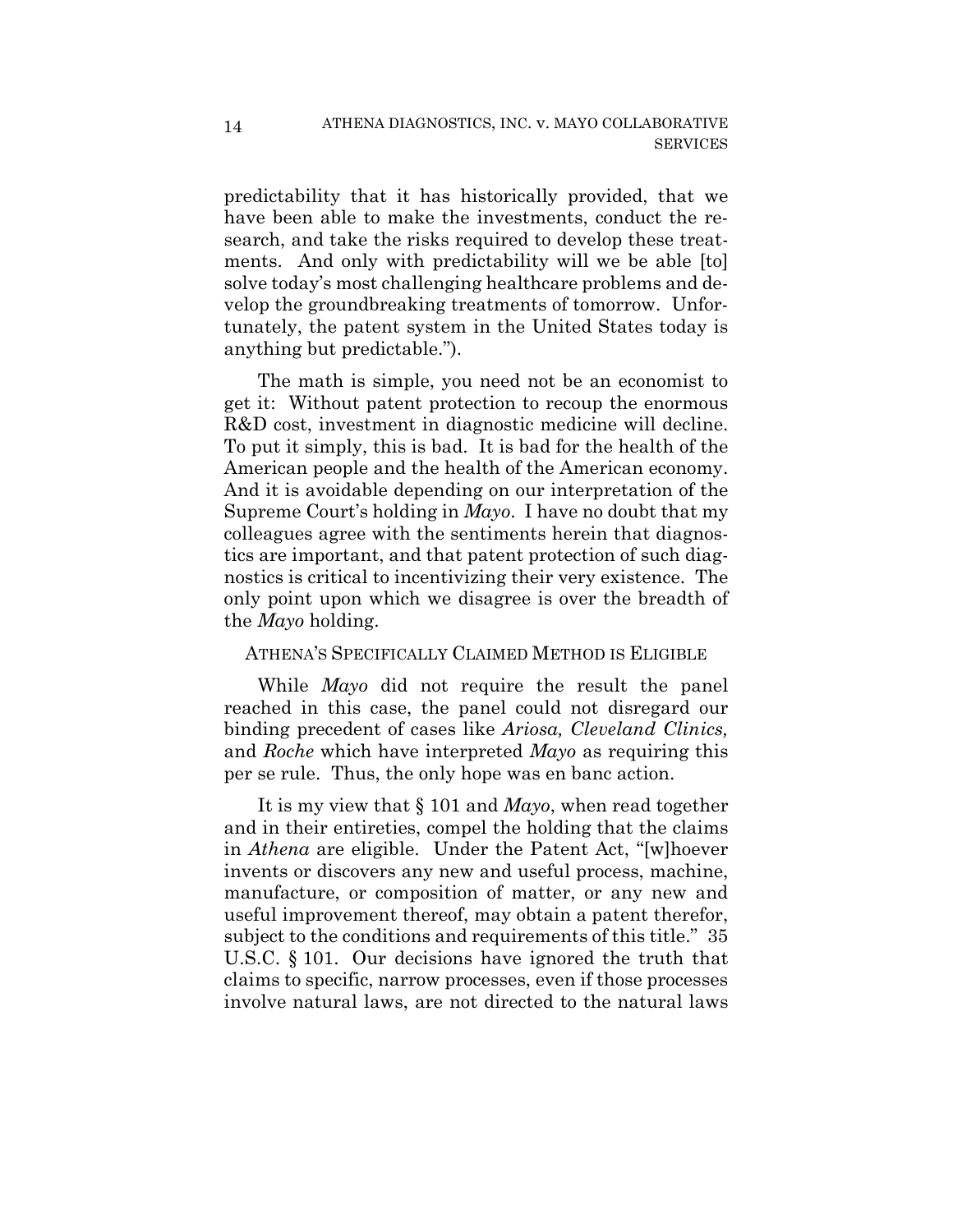predictability that it has historically provided, that we have been able to make the investments, conduct the research, and take the risks required to develop these treatments. And only with predictability will we be able [to] solve today's most challenging healthcare problems and develop the groundbreaking treatments of tomorrow. Unfortunately, the patent system in the United States today is anything but predictable.").

The math is simple, you need not be an economist to get it: Without patent protection to recoup the enormous R&D cost, investment in diagnostic medicine will decline. To put it simply, this is bad. It is bad for the health of the American people and the health of the American economy. And it is avoidable depending on our interpretation of the Supreme Court's holding in *Mayo*. I have no doubt that my colleagues agree with the sentiments herein that diagnostics are important, and that patent protection of such diagnostics is critical to incentivizing their very existence. The only point upon which we disagree is over the breadth of the *Mayo* holding.

ATHENA'S SPECIFICALLY CLAIMED METHOD IS ELIGIBLE

While *Mayo* did not require the result the panel reached in this case, the panel could not disregard our binding precedent of cases like *Ariosa, Cleveland Clinics,* and *Roche* which have interpreted *Mayo* as requiring this per se rule. Thus, the only hope was en banc action.

It is my view that § 101 and *Mayo*, when read together and in their entireties, compel the holding that the claims in *Athena* are eligible. Under the Patent Act, "[w]hoever invents or discovers any new and useful process, machine, manufacture, or composition of matter, or any new and useful improvement thereof, may obtain a patent therefor, subject to the conditions and requirements of this title." 35 U.S.C. § 101. Our decisions have ignored the truth that claims to specific, narrow processes, even if those processes involve natural laws, are not directed to the natural laws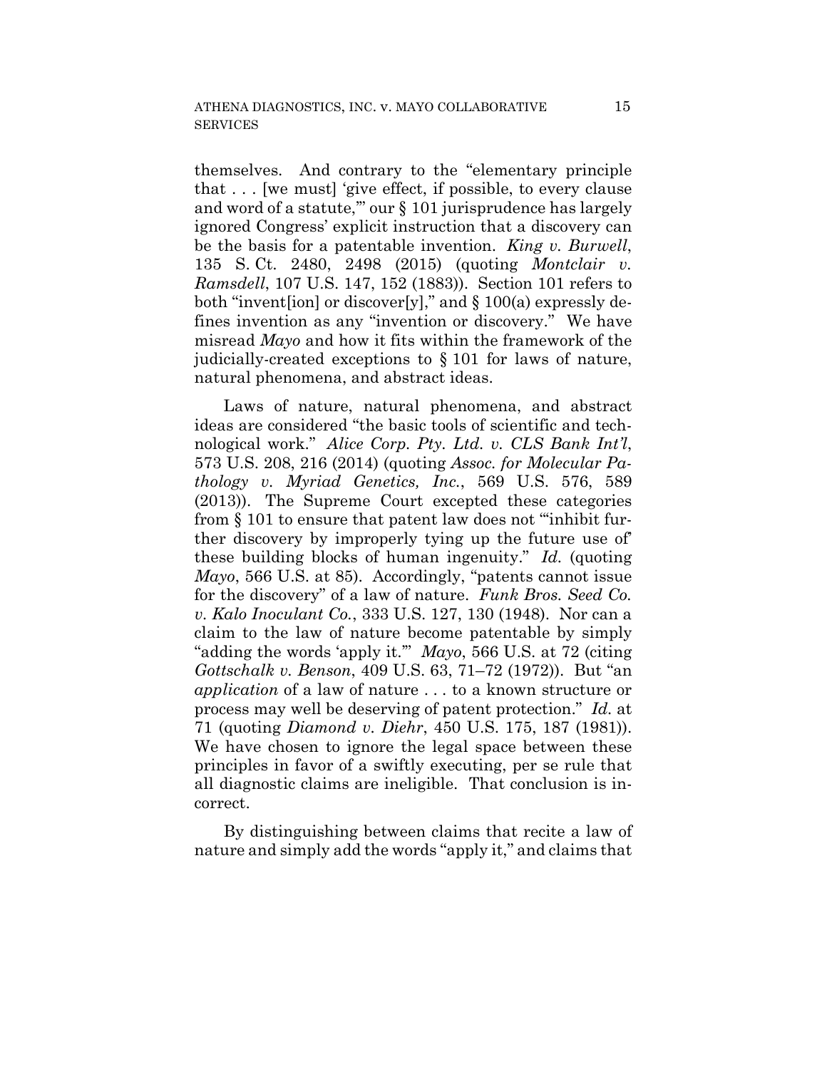themselves. And contrary to the "elementary principle that . . . [we must] 'give effect, if possible, to every clause and word of a statute,'" our § 101 jurisprudence has largely ignored Congress' explicit instruction that a discovery can be the basis for a patentable invention. *King v. Burwell*, 135 S. Ct. 2480, 2498 (2015) (quoting *Montclair v. Ramsdell*, 107 U.S. 147, 152 (1883)). Section 101 refers to both "invent[ion] or discover[y]," and § 100(a) expressly defines invention as any "invention or discovery." We have misread *Mayo* and how it fits within the framework of the judicially-created exceptions to § 101 for laws of nature, natural phenomena, and abstract ideas.

Laws of nature, natural phenomena, and abstract ideas are considered "the basic tools of scientific and technological work." *Alice Corp. Pty. Ltd. v. CLS Bank Int'l*, 573 U.S. 208, 216 (2014) (quoting *Assoc. for Molecular Pathology v. Myriad Genetics, Inc.*, 569 U.S. 576, 589 (2013)). The Supreme Court excepted these categories from § 101 to ensure that patent law does not "'inhibit further discovery by improperly tying up the future use of' these building blocks of human ingenuity." *Id.* (quoting *Mayo*, 566 U.S. at 85). Accordingly, "patents cannot issue for the discovery" of a law of nature. *Funk Bros. Seed Co. v. Kalo Inoculant Co.*, 333 U.S. 127, 130 (1948). Nor can a claim to the law of nature become patentable by simply "adding the words 'apply it.'" *Mayo*, 566 U.S. at 72 (citing *Gottschalk v. Benson*, 409 U.S. 63, 71–72 (1972)). But "an *application* of a law of nature . . . to a known structure or process may well be deserving of patent protection." *Id.* at 71 (quoting *Diamond v. Diehr*, 450 U.S. 175, 187 (1981)). We have chosen to ignore the legal space between these principles in favor of a swiftly executing, per se rule that all diagnostic claims are ineligible. That conclusion is incorrect.

By distinguishing between claims that recite a law of nature and simply add the words "apply it," and claims that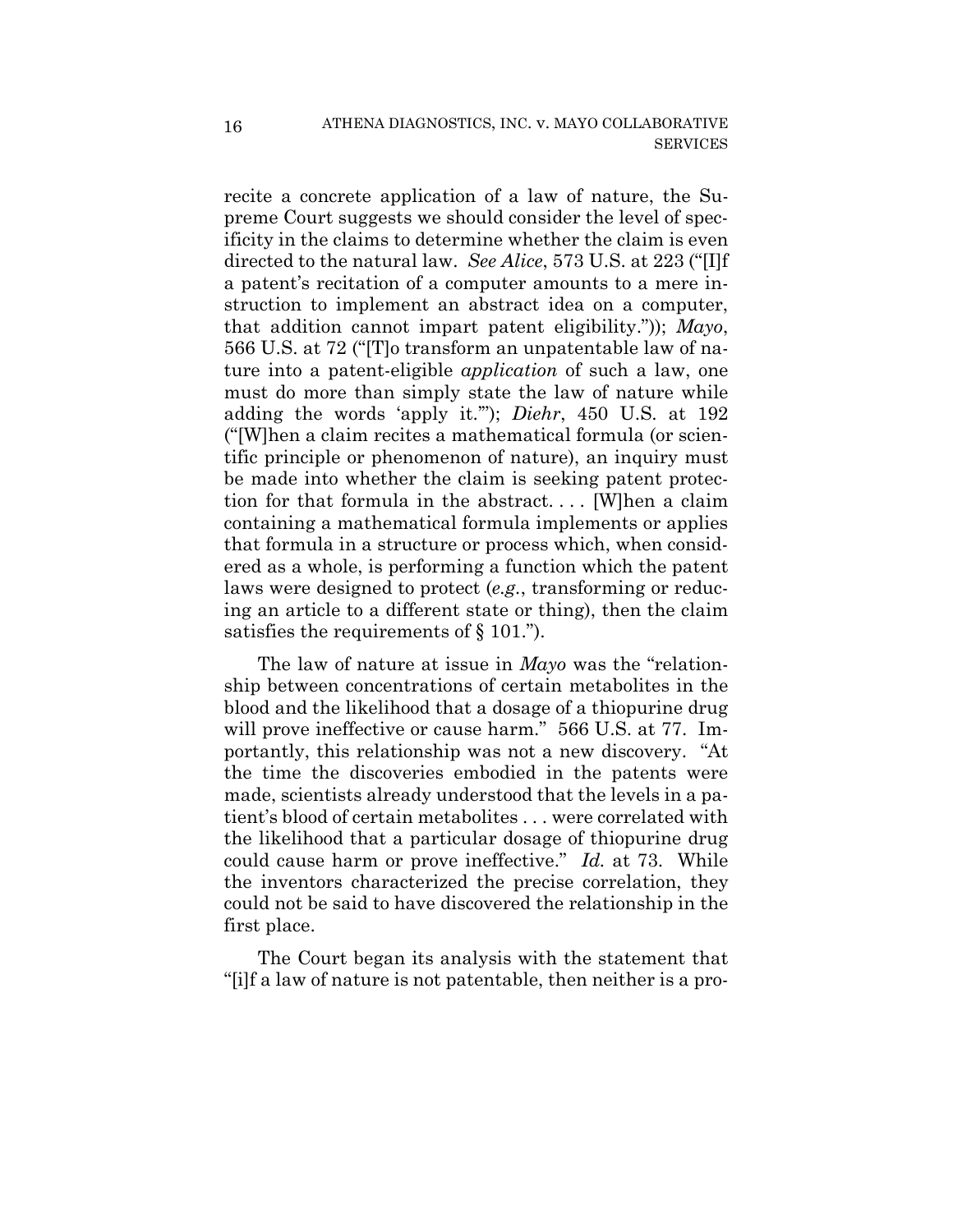recite a concrete application of a law of nature, the Supreme Court suggests we should consider the level of specificity in the claims to determine whether the claim is even directed to the natural law. *See Alice*, 573 U.S. at 223 ("[I]f a patent's recitation of a computer amounts to a mere instruction to implement an abstract idea on a computer, that addition cannot impart patent eligibility.")); *Mayo*, 566 U.S. at 72 ("[T]o transform an unpatentable law of nature into a patent-eligible *application* of such a law, one must do more than simply state the law of nature while adding the words 'apply it.'"); *Diehr*, 450 U.S. at 192 ("[W]hen a claim recites a mathematical formula (or scientific principle or phenomenon of nature), an inquiry must be made into whether the claim is seeking patent protection for that formula in the abstract. . . . [W]hen a claim containing a mathematical formula implements or applies that formula in a structure or process which, when considered as a whole, is performing a function which the patent laws were designed to protect (*e.g.*, transforming or reducing an article to a different state or thing), then the claim satisfies the requirements of § 101.").

The law of nature at issue in *Mayo* was the "relationship between concentrations of certain metabolites in the blood and the likelihood that a dosage of a thiopurine drug will prove ineffective or cause harm." 566 U.S. at 77. Importantly, this relationship was not a new discovery. "At the time the discoveries embodied in the patents were made, scientists already understood that the levels in a patient's blood of certain metabolites . . . were correlated with the likelihood that a particular dosage of thiopurine drug could cause harm or prove ineffective." *Id.* at 73. While the inventors characterized the precise correlation, they could not be said to have discovered the relationship in the first place.

The Court began its analysis with the statement that "[i]f a law of nature is not patentable, then neither is a pro-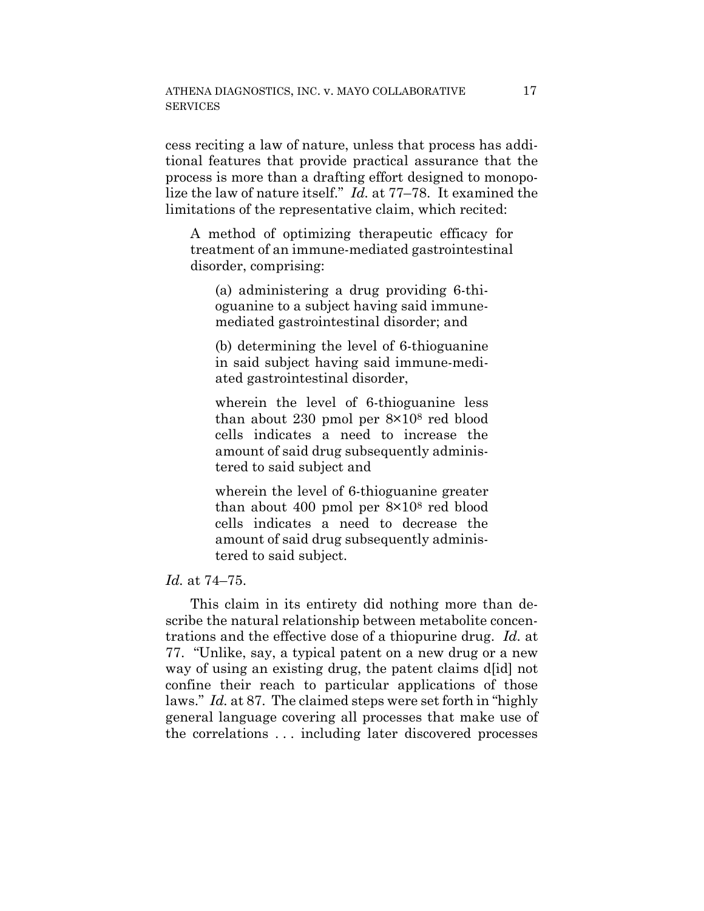cess reciting a law of nature, unless that process has additional features that provide practical assurance that the process is more than a drafting effort designed to monopolize the law of nature itself." *Id.* at 77–78. It examined the limitations of the representative claim, which recited:

> A method of optimizing therapeutic efficacy for treatment of an immune-mediated gastrointestinal disorder, comprising:
>
> > (a) administering a drug providing 6-thioguanine to a subject having said immune-mediated gastrointestinal disorder; and
> >
> > (b) determining the level of 6-thioguanine in said subject having said immune-mediated gastrointestinal disorder,
> >
> > wherein the level of 6-thioguanine less than about 230 pmol per $8\times10^8$ red blood cells indicates a need to increase the amount of said drug subsequently administered to said subject and
> >
> > wherein the level of 6-thioguanine greater than about 400 pmol per $8\times10^8$ red blood cells indicates a need to decrease the amount of said drug subsequently administered to said subject.

*Id.* at 74–75.

This claim in its entirety did nothing more than describe the natural relationship between metabolite concentrations and the effective dose of a thiopurine drug. *Id.* at 77. "Unlike, say, a typical patent on a new drug or a new way of using an existing drug, the patent claims d[id] not confine their reach to particular applications of those laws." *Id.* at 87. The claimed steps were set forth in "highly general language covering all processes that make use of the correlations . . . including later discovered processes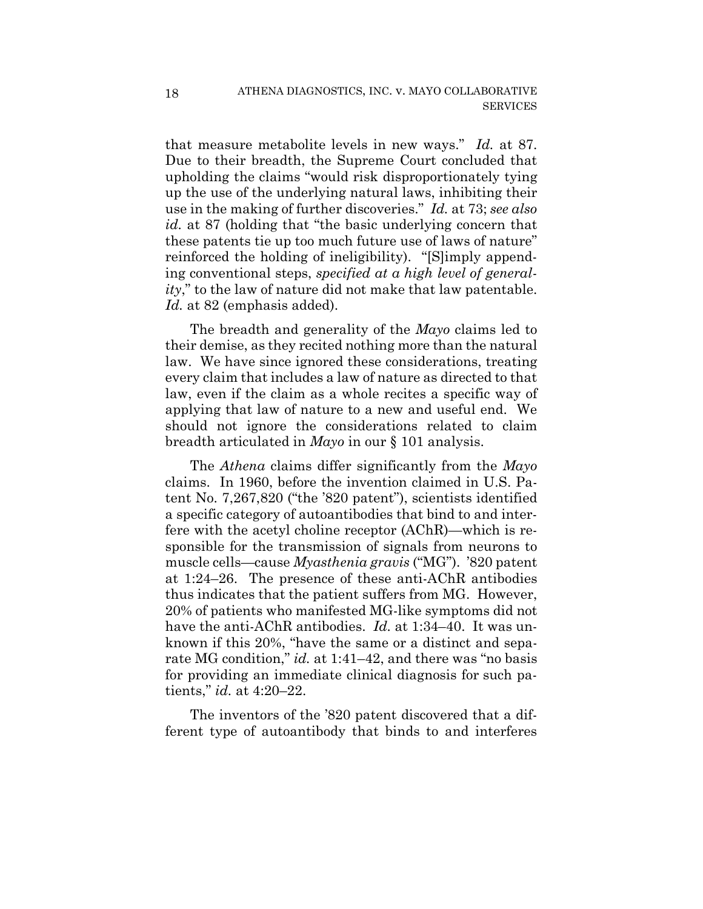that measure metabolite levels in new ways." *Id.* at 87. Due to their breadth, the Supreme Court concluded that upholding the claims "would risk disproportionately tying up the use of the underlying natural laws, inhibiting their use in the making of further discoveries." *Id.* at 73; *see also id.* at 87 (holding that "the basic underlying concern that these patents tie up too much future use of laws of nature" reinforced the holding of ineligibility). "[S]imply appending conventional steps, *specified at a high level of generality*," to the law of nature did not make that law patentable. *Id.* at 82 (emphasis added).

The breadth and generality of the *Mayo* claims led to their demise, as they recited nothing more than the natural law. We have since ignored these considerations, treating every claim that includes a law of nature as directed to that law, even if the claim as a whole recites a specific way of applying that law of nature to a new and useful end. We should not ignore the considerations related to claim breadth articulated in *Mayo* in our § 101 analysis.

The *Athena* claims differ significantly from the *Mayo* claims. In 1960, before the invention claimed in U.S. Patent No. 7,267,820 ("the '820 patent"), scientists identified a specific category of autoantibodies that bind to and interfere with the acetyl choline receptor (AChR)—which is responsible for the transmission of signals from neurons to muscle cells—cause *Myasthenia gravis* ("MG"). '820 patent at 1:24–26. The presence of these anti-AChR antibodies thus indicates that the patient suffers from MG. However, 20% of patients who manifested MG-like symptoms did not have the anti-AChR antibodies. *Id.* at 1:34–40. It was unknown if this 20%, "have the same or a distinct and separate MG condition," *id.* at 1:41–42, and there was "no basis for providing an immediate clinical diagnosis for such patients," *id.* at 4:20–22.

The inventors of the '820 patent discovered that a different type of autoantibody that binds to and interferes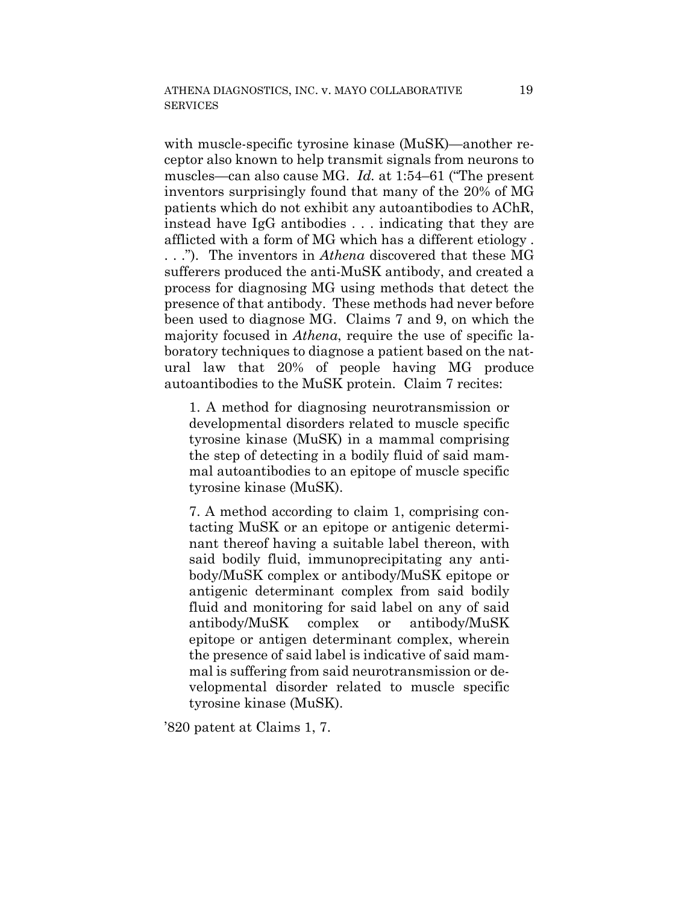with muscle-specific tyrosine kinase (MuSK)—another receptor also known to help transmit signals from neurons to muscles—can also cause MG. *Id.* at 1:54–61 ("The present inventors surprisingly found that many of the 20% of MG patients which do not exhibit any autoantibodies to AChR, instead have IgG antibodies . . . indicating that they are afflicted with a form of MG which has a different etiology . . . ."). The inventors in *Athena* discovered that these MG sufferers produced the anti-MuSK antibody, and created a process for diagnosing MG using methods that detect the presence of that antibody. These methods had never before been used to diagnose MG. Claims 7 and 9, on which the majority focused in *Athena*, require the use of specific laboratory techniques to diagnose a patient based on the natural law that 20% of people having MG produce autoantibodies to the MuSK protein. Claim 7 recites:

> 1. A method for diagnosing neurotransmission or developmental disorders related to muscle specific tyrosine kinase (MuSK) in a mammal comprising the step of detecting in a bodily fluid of said mammal autoantibodies to an epitope of muscle specific tyrosine kinase (MuSK).
>
> 7. A method according to claim 1, comprising contacting MuSK or an epitope or antigenic determinant thereof having a suitable label thereon, with said bodily fluid, immunoprecipitating any antibody/MuSK complex or antibody/MuSK epitope or antigenic determinant complex from said bodily fluid and monitoring for said label on any of said antibody/MuSK complex or antibody/MuSK epitope or antigen determinant complex, wherein the presence of said label is indicative of said mammal is suffering from said neurotransmission or developmental disorder related to muscle specific tyrosine kinase (MuSK).

'820 patent at Claims 1, 7.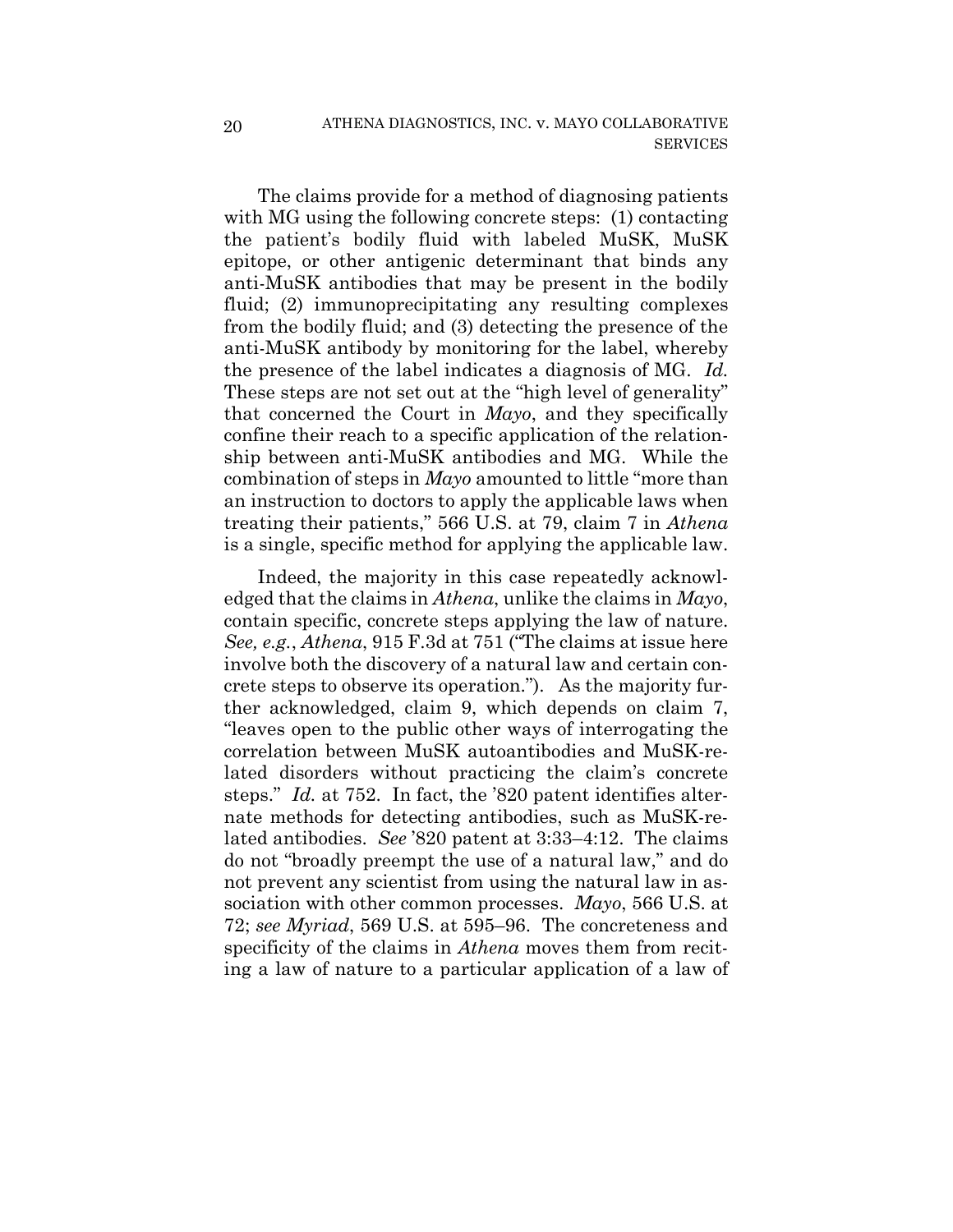The claims provide for a method of diagnosing patients with MG using the following concrete steps: (1) contacting the patient's bodily fluid with labeled MuSK, MuSK epitope, or other antigenic determinant that binds any anti-MuSK antibodies that may be present in the bodily fluid; (2) immunoprecipitating any resulting complexes from the bodily fluid; and (3) detecting the presence of the anti-MuSK antibody by monitoring for the label, whereby the presence of the label indicates a diagnosis of MG. *Id.* These steps are not set out at the "high level of generality" that concerned the Court in *Mayo*, and they specifically confine their reach to a specific application of the relationship between anti-MuSK antibodies and MG. While the combination of steps in *Mayo* amounted to little "more than an instruction to doctors to apply the applicable laws when treating their patients," 566 U.S. at 79, claim 7 in *Athena* is a single, specific method for applying the applicable law.

Indeed, the majority in this case repeatedly acknowledged that the claims in *Athena*, unlike the claims in *Mayo*, contain specific, concrete steps applying the law of nature. *See, e.g.*, *Athena*, 915 F.3d at 751 ("The claims at issue here involve both the discovery of a natural law and certain concrete steps to observe its operation."). As the majority further acknowledged, claim 9, which depends on claim 7, "leaves open to the public other ways of interrogating the correlation between MuSK autoantibodies and MuSK-related disorders without practicing the claim's concrete steps." *Id.* at 752. In fact, the '820 patent identifies alternate methods for detecting antibodies, such as MuSK-related antibodies. *See* '820 patent at 3:33–4:12. The claims do not "broadly preempt the use of a natural law," and do not prevent any scientist from using the natural law in association with other common processes. *Mayo*, 566 U.S. at 72; *see Myriad*, 569 U.S. at 595–96. The concreteness and specificity of the claims in *Athena* moves them from reciting a law of nature to a particular application of a law of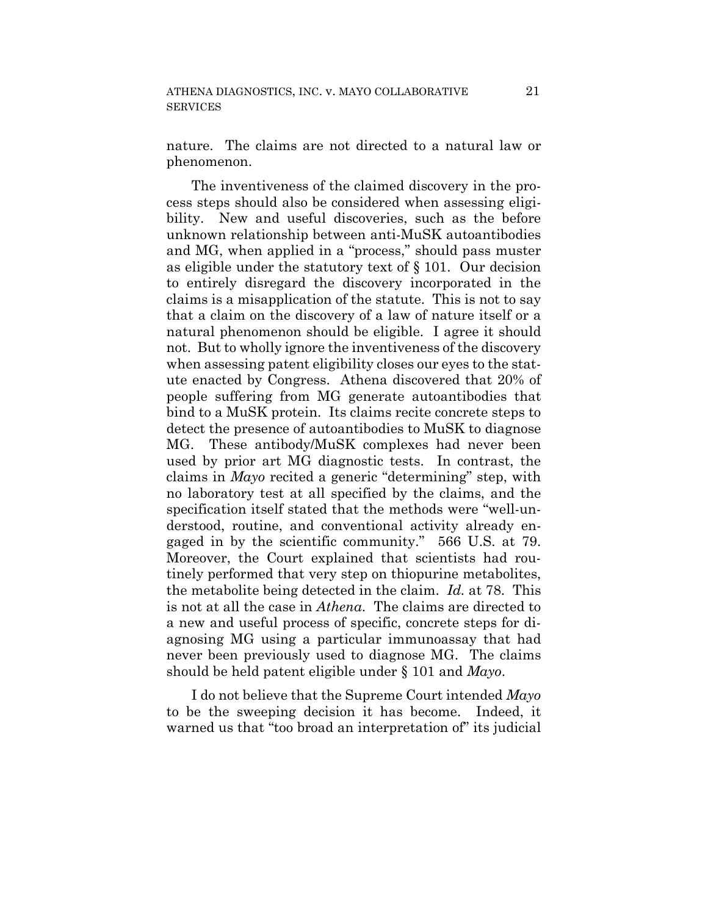nature. The claims are not directed to a natural law or phenomenon.

The inventiveness of the claimed discovery in the process steps should also be considered when assessing eligibility. New and useful discoveries, such as the before unknown relationship between anti-MuSK autoantibodies and MG, when applied in a "process," should pass muster as eligible under the statutory text of § 101. Our decision to entirely disregard the discovery incorporated in the claims is a misapplication of the statute. This is not to say that a claim on the discovery of a law of nature itself or a natural phenomenon should be eligible. I agree it should not. But to wholly ignore the inventiveness of the discovery when assessing patent eligibility closes our eyes to the statute enacted by Congress. Athena discovered that 20% of people suffering from MG generate autoantibodies that bind to a MuSK protein. Its claims recite concrete steps to detect the presence of autoantibodies to MuSK to diagnose MG. These antibody/MuSK complexes had never been used by prior art MG diagnostic tests. In contrast, the claims in *Mayo* recited a generic "determining" step, with no laboratory test at all specified by the claims, and the specification itself stated that the methods were "well-understood, routine, and conventional activity already engaged in by the scientific community." 566 U.S. at 79. Moreover, the Court explained that scientists had routinely performed that very step on thiopurine metabolites, the metabolite being detected in the claim. *Id.* at 78. This is not at all the case in *Athena*. The claims are directed to a new and useful process of specific, concrete steps for diagnosing MG using a particular immunoassay that had never been previously used to diagnose MG. The claims should be held patent eligible under § 101 and *Mayo*.

I do not believe that the Supreme Court intended *Mayo* to be the sweeping decision it has become. Indeed, it warned us that "too broad an interpretation of" its judicial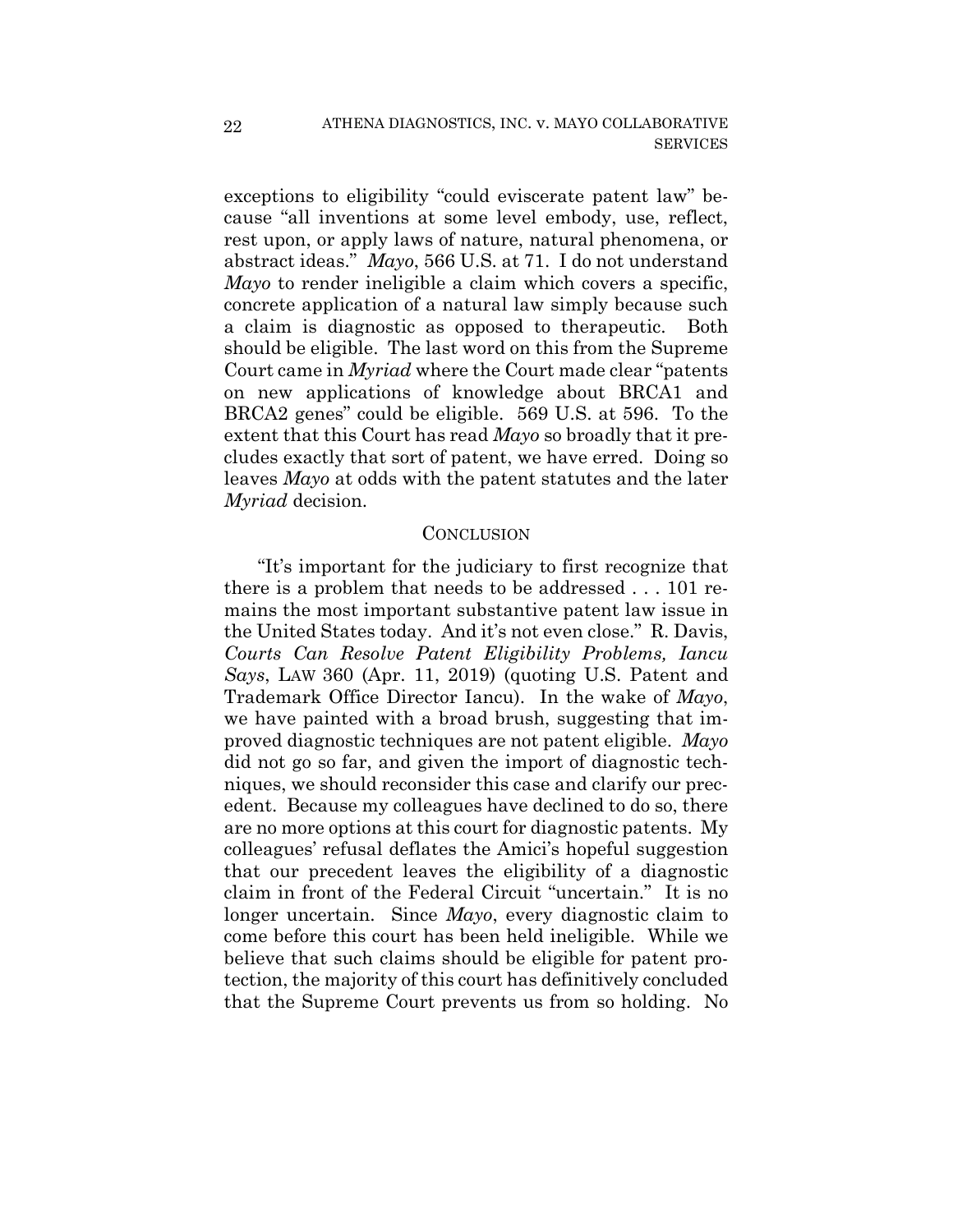exceptions to eligibility "could eviscerate patent law" because "all inventions at some level embody, use, reflect, rest upon, or apply laws of nature, natural phenomena, or abstract ideas." *Mayo*, 566 U.S. at 71. I do not understand *Mayo* to render ineligible a claim which covers a specific, concrete application of a natural law simply because such a claim is diagnostic as opposed to therapeutic. Both should be eligible. The last word on this from the Supreme Court came in *Myriad* where the Court made clear "patents on new applications of knowledge about BRCA1 and BRCA2 genes" could be eligible. 569 U.S. at 596. To the extent that this Court has read *Mayo* so broadly that it precludes exactly that sort of patent, we have erred. Doing so leaves *Mayo* at odds with the patent statutes and the later *Myriad* decision.

## CONCLUSION

"It's important for the judiciary to first recognize that there is a problem that needs to be addressed . . . 101 remains the most important substantive patent law issue in the United States today. And it's not even close." R. Davis, *Courts Can Resolve Patent Eligibility Problems, Iancu Says*, LAW 360 (Apr. 11, 2019) (quoting U.S. Patent and Trademark Office Director Iancu). In the wake of *Mayo*, we have painted with a broad brush, suggesting that improved diagnostic techniques are not patent eligible. *Mayo* did not go so far, and given the import of diagnostic techniques, we should reconsider this case and clarify our precedent. Because my colleagues have declined to do so, there are no more options at this court for diagnostic patents. My colleagues' refusal deflates the Amici's hopeful suggestion that our precedent leaves the eligibility of a diagnostic claim in front of the Federal Circuit "uncertain." It is no longer uncertain. Since *Mayo*, every diagnostic claim to come before this court has been held ineligible. While we believe that such claims should be eligible for patent protection, the majority of this court has definitively concluded that the Supreme Court prevents us from so holding. No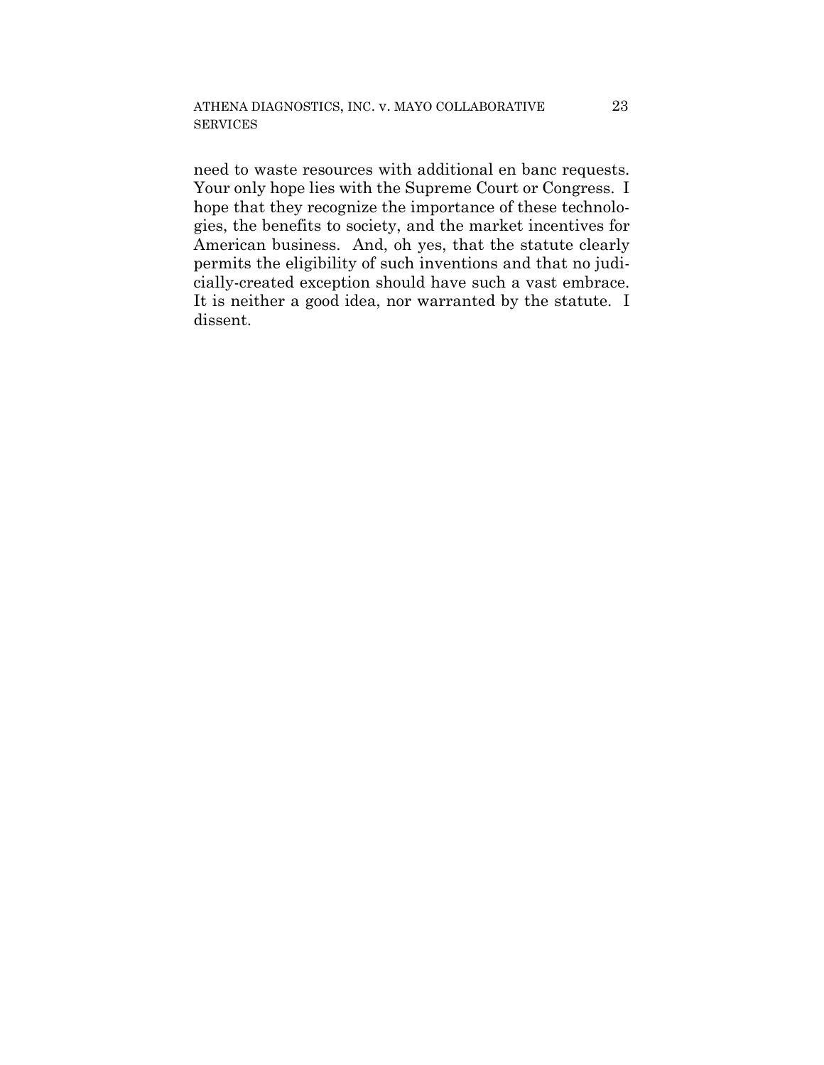need to waste resources with additional en banc requests. Your only hope lies with the Supreme Court or Congress. I hope that they recognize the importance of these technologies, the benefits to society, and the market incentives for American business. And, oh yes, that the statute clearly permits the eligibility of such inventions and that no judicially-created exception should have such a vast embrace. It is neither a good idea, nor warranted by the statute. I dissent.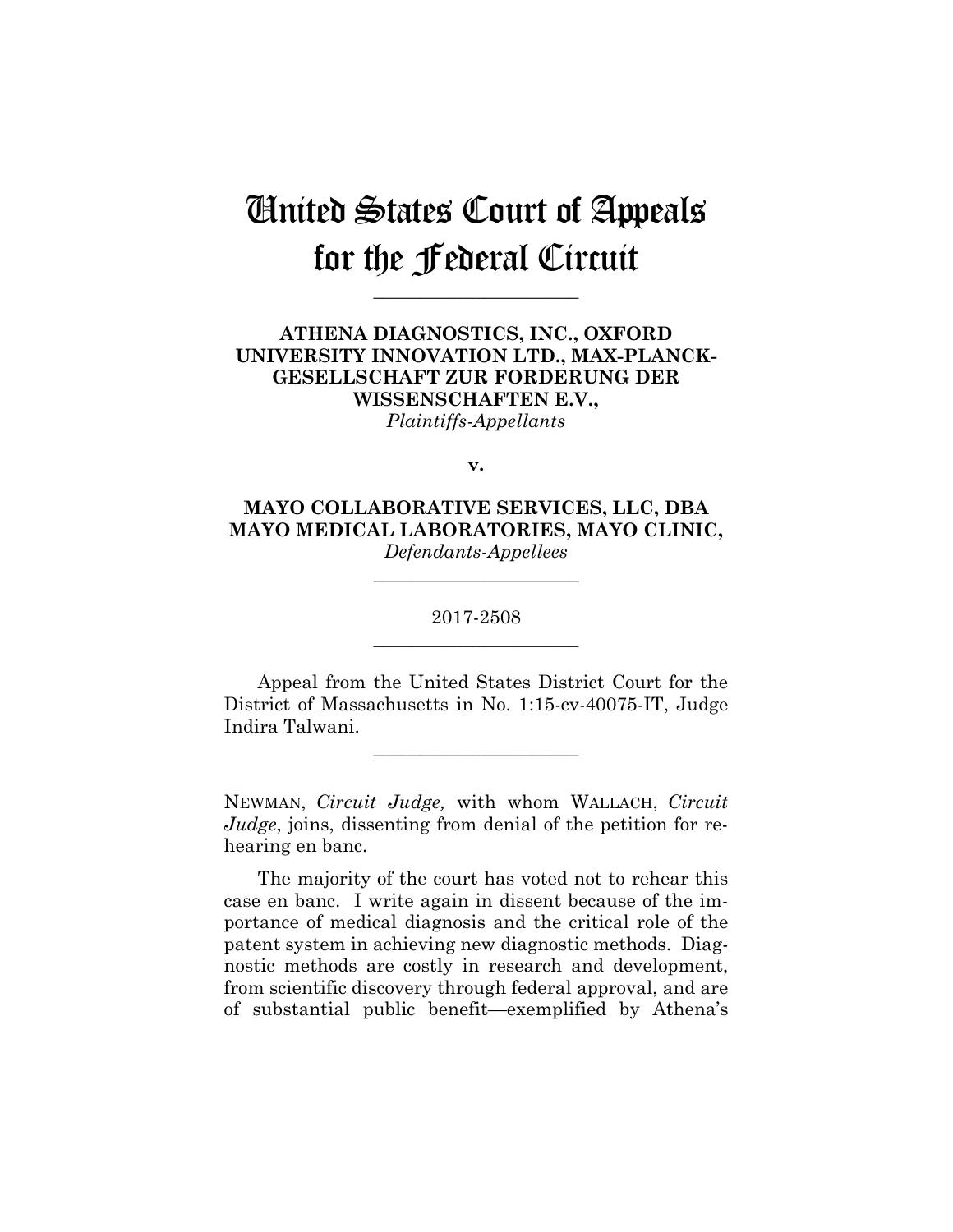# United States Court of Appeals for the Federal Circuit

---

**ATHENA DIAGNOSTICS, INC., OXFORD UNIVERSITY INNOVATION LTD., MAX-PLANCK-GESELLSCHAFT ZUR FORDERUNG DER WISSENSCHAFTEN E.V.,**
*Plaintiffs-Appellants*

**v.**

**MAYO COLLABORATIVE SERVICES, LLC, DBA MAYO MEDICAL LABORATORIES, MAYO CLINIC,**
*Defendants-Appellees*

---

2017-2508

---

Appeal from the United States District Court for the District of Massachusetts in No. 1:15-cv-40075-IT, Judge Indira Talwani.

---

NEWMAN, *Circuit Judge,* with whom WALLACH, *Circuit Judge*, joins, dissenting from denial of the petition for rehearing en banc.

The majority of the court has voted not to rehear this case en banc. I write again in dissent because of the importance of medical diagnosis and the critical role of the patent system in achieving new diagnostic methods. Diagnostic methods are costly in research and development, from scientific discovery through federal approval, and are of substantial public benefit—exemplified by Athena's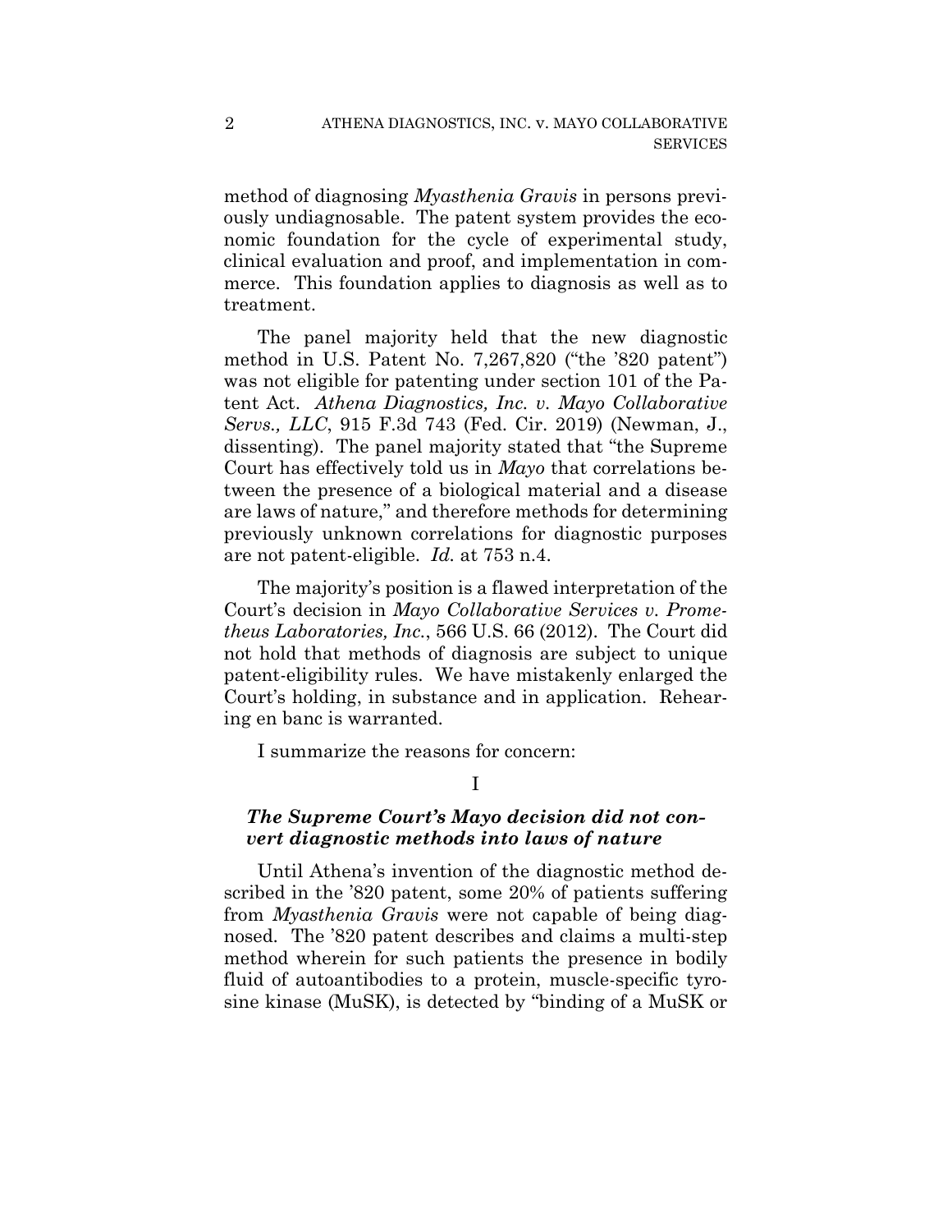method of diagnosing *Myasthenia Gravis* in persons previously undiagnosable. The patent system provides the economic foundation for the cycle of experimental study, clinical evaluation and proof, and implementation in commerce. This foundation applies to diagnosis as well as to treatment.

The panel majority held that the new diagnostic method in U.S. Patent No. 7,267,820 ("the '820 patent") was not eligible for patenting under section 101 of the Patent Act. *Athena Diagnostics, Inc. v. Mayo Collaborative Servs., LLC*, 915 F.3d 743 (Fed. Cir. 2019) (Newman, J., dissenting). The panel majority stated that "the Supreme Court has effectively told us in *Mayo* that correlations between the presence of a biological material and a disease are laws of nature," and therefore methods for determining previously unknown correlations for diagnostic purposes are not patent-eligible. *Id.* at 753 n.4.

The majority's position is a flawed interpretation of the Court's decision in *Mayo Collaborative Services v. Prometheus Laboratories, Inc.*, 566 U.S. 66 (2012). The Court did not hold that methods of diagnosis are subject to unique patent-eligibility rules. We have mistakenly enlarged the Court's holding, in substance and in application. Rehearing en banc is warranted.

I summarize the reasons for concern:

## I

### ***The Supreme Court's Mayo decision did not convert diagnostic methods into laws of nature***

Until Athena's invention of the diagnostic method described in the '820 patent, some 20% of patients suffering from *Myasthenia Gravis* were not capable of being diagnosed. The '820 patent describes and claims a multi-step method wherein for such patients the presence in bodily fluid of autoantibodies to a protein, muscle-specific tyrosine kinase (MuSK), is detected by "binding of a MuSK or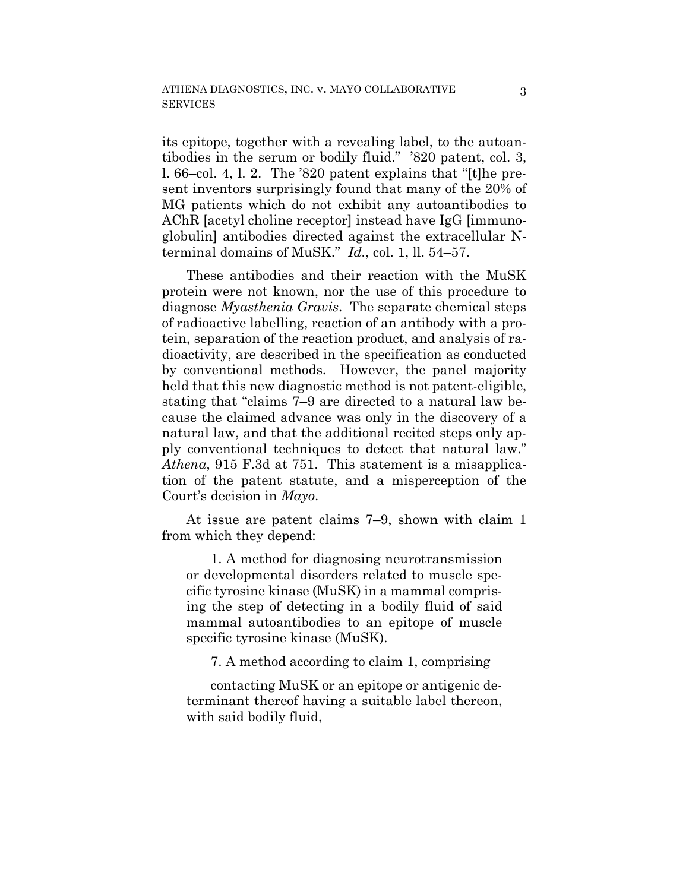its epitope, together with a revealing label, to the autoantibodies in the serum or bodily fluid." '820 patent, col. 3, l. 66–col. 4, l. 2. The '820 patent explains that "[t]he present inventors surprisingly found that many of the 20% of MG patients which do not exhibit any autoantibodies to AChR [acetyl choline receptor] instead have IgG [immunoglobulin] antibodies directed against the extracellular N-terminal domains of MuSK." *Id.*, col. 1, ll. 54–57.

These antibodies and their reaction with the MuSK protein were not known, nor the use of this procedure to diagnose *Myasthenia Gravis*. The separate chemical steps of radioactive labelling, reaction of an antibody with a protein, separation of the reaction product, and analysis of radioactivity, are described in the specification as conducted by conventional methods. However, the panel majority held that this new diagnostic method is not patent-eligible, stating that "claims 7–9 are directed to a natural law because the claimed advance was only in the discovery of a natural law, and that the additional recited steps only apply conventional techniques to detect that natural law." *Athena*, 915 F.3d at 751. This statement is a misapplication of the patent statute, and a misperception of the Court's decision in *Mayo*.

At issue are patent claims 7–9, shown with claim 1 from which they depend:

> 1. A method for diagnosing neurotransmission or developmental disorders related to muscle specific tyrosine kinase (MuSK) in a mammal comprising the step of detecting in a bodily fluid of said mammal autoantibodies to an epitope of muscle specific tyrosine kinase (MuSK).
>
> 7. A method according to claim 1, comprising
>
> contacting MuSK or an epitope or antigenic determinant thereof having a suitable label thereon, with said bodily fluid,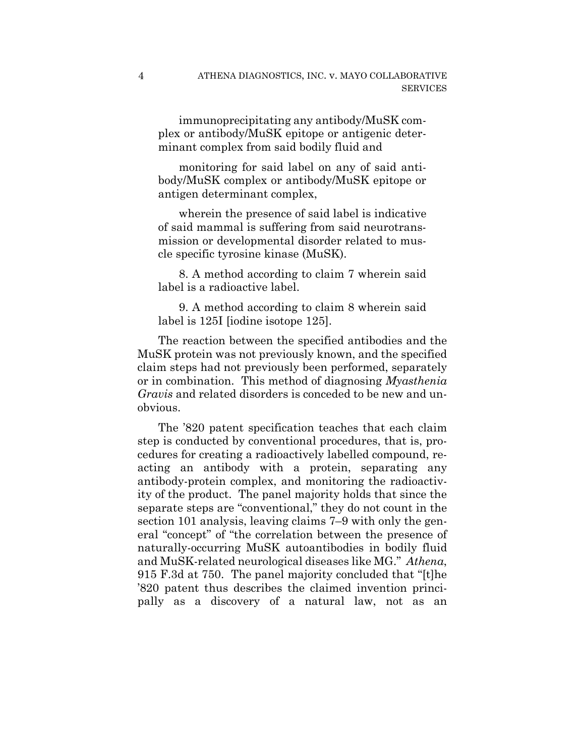immunoprecipitating any antibody/MuSK complex or antibody/MuSK epitope or antigenic determinant complex from said bodily fluid and

monitoring for said label on any of said antibody/MuSK complex or antibody/MuSK epitope or antigen determinant complex,

wherein the presence of said label is indicative of said mammal is suffering from said neurotransmission or developmental disorder related to muscle specific tyrosine kinase (MuSK).

8. A method according to claim 7 wherein said label is a radioactive label.

9. A method according to claim 8 wherein said label is 125I [iodine isotope 125].

The reaction between the specified antibodies and the MuSK protein was not previously known, and the specified claim steps had not previously been performed, separately or in combination. This method of diagnosing *Myasthenia Gravis* and related disorders is conceded to be new and unobvious.

The '820 patent specification teaches that each claim step is conducted by conventional procedures, that is, procedures for creating a radioactively labelled compound, reacting an antibody with a protein, separating any antibody-protein complex, and monitoring the radioactivity of the product. The panel majority holds that since the separate steps are "conventional," they do not count in the section 101 analysis, leaving claims 7–9 with only the general "concept" of "the correlation between the presence of naturally-occurring MuSK autoantibodies in bodily fluid and MuSK-related neurological diseases like MG." *Athena*, 915 F.3d at 750. The panel majority concluded that "[t]he '820 patent thus describes the claimed invention principally as a discovery of a natural law, not as an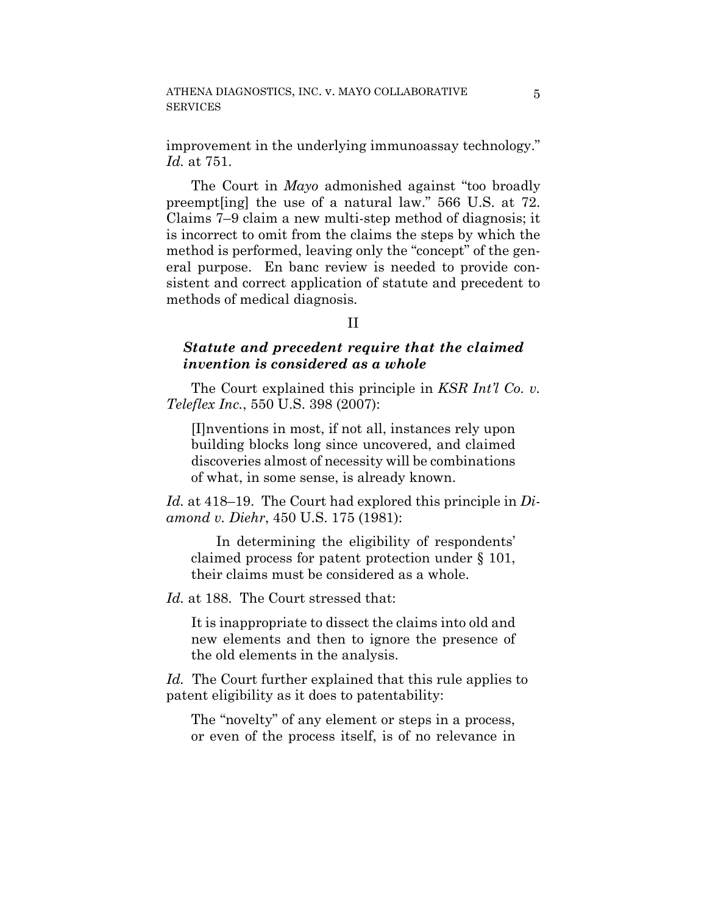improvement in the underlying immunoassay technology." *Id.* at 751.

The Court in *Mayo* admonished against "too broadly preempt[ing] the use of a natural law." 566 U.S. at 72. Claims 7–9 claim a new multi-step method of diagnosis; it is incorrect to omit from the claims the steps by which the method is performed, leaving only the "concept" of the general purpose. En banc review is needed to provide consistent and correct application of statute and precedent to methods of medical diagnosis.

II

***Statute and precedent require that the claimed invention is considered as a whole***

The Court explained this principle in *KSR Int'l Co. v. Teleflex Inc.*, 550 U.S. 398 (2007):

> [I]nventions in most, if not all, instances rely upon building blocks long since uncovered, and claimed discoveries almost of necessity will be combinations of what, in some sense, is already known.

*Id.* at 418–19. The Court had explored this principle in *Diamond v. Diehr*, 450 U.S. 175 (1981):

> In determining the eligibility of respondents' claimed process for patent protection under § 101, their claims must be considered as a whole.

*Id.* at 188. The Court stressed that:

> It is inappropriate to dissect the claims into old and new elements and then to ignore the presence of the old elements in the analysis.

*Id.* The Court further explained that this rule applies to patent eligibility as it does to patentability:

> The "novelty" of any element or steps in a process, or even of the process itself, is of no relevance in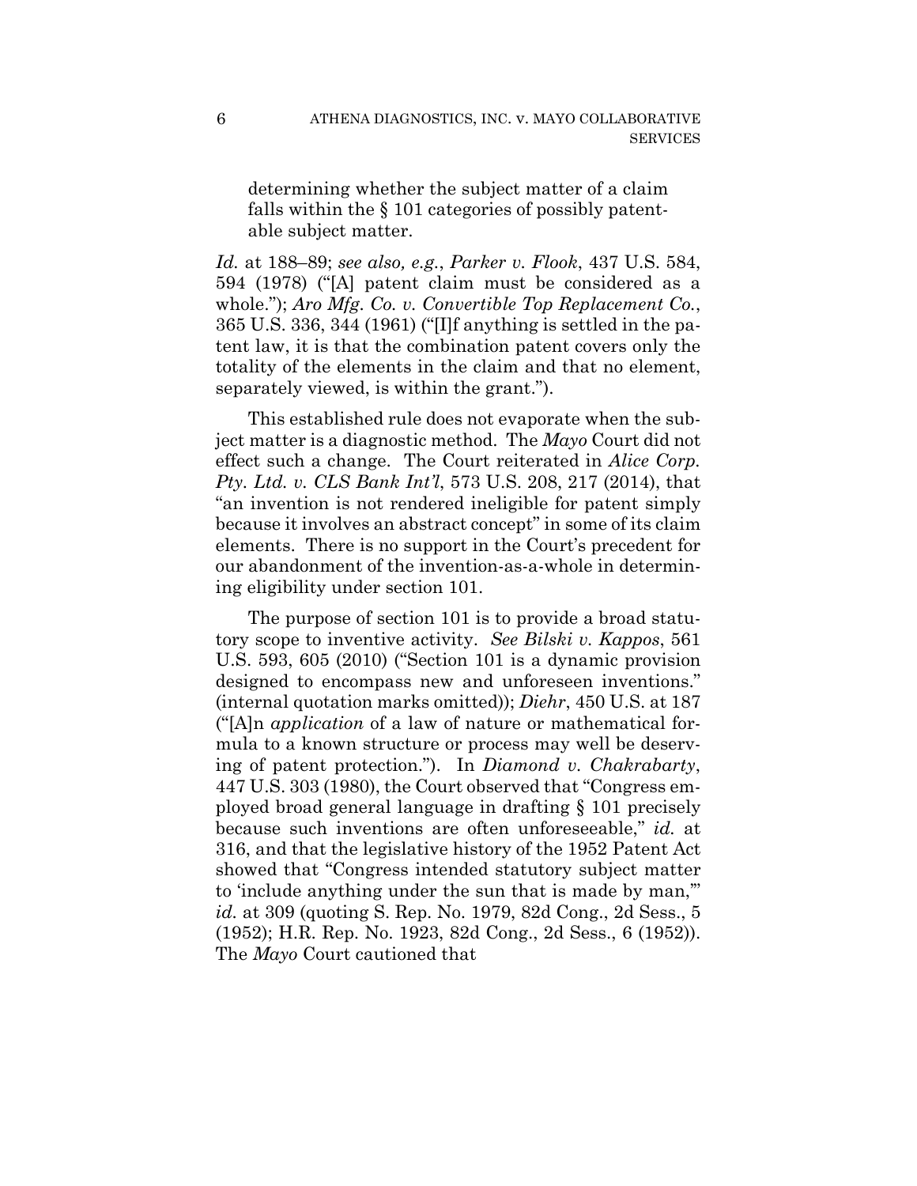> determining whether the subject matter of a claim falls within the § 101 categories of possibly patentable subject matter.

*Id.* at 188–89; *see also, e.g.*, *Parker v. Flook*, 437 U.S. 584, 594 (1978) ("[A] patent claim must be considered as a whole."); *Aro Mfg. Co. v. Convertible Top Replacement Co.*, 365 U.S. 336, 344 (1961) ("[I]f anything is settled in the patent law, it is that the combination patent covers only the totality of the elements in the claim and that no element, separately viewed, is within the grant.").

This established rule does not evaporate when the subject matter is a diagnostic method. The *Mayo* Court did not effect such a change. The Court reiterated in *Alice Corp. Pty. Ltd. v. CLS Bank Int'l*, 573 U.S. 208, 217 (2014), that "an invention is not rendered ineligible for patent simply because it involves an abstract concept" in some of its claim elements. There is no support in the Court's precedent for our abandonment of the invention-as-a-whole in determining eligibility under section 101.

The purpose of section 101 is to provide a broad statutory scope to inventive activity. *See Bilski v. Kappos*, 561 U.S. 593, 605 (2010) ("Section 101 is a dynamic provision designed to encompass new and unforeseen inventions." (internal quotation marks omitted)); *Diehr*, 450 U.S. at 187 ("[A]n *application* of a law of nature or mathematical formula to a known structure or process may well be deserving of patent protection."). In *Diamond v. Chakrabarty*, 447 U.S. 303 (1980), the Court observed that "Congress employed broad general language in drafting § 101 precisely because such inventions are often unforeseeable," *id.* at 316, and that the legislative history of the 1952 Patent Act showed that "Congress intended statutory subject matter to 'include anything under the sun that is made by man,'" *id.* at 309 (quoting S. Rep. No. 1979, 82d Cong., 2d Sess., 5 (1952); H.R. Rep. No. 1923, 82d Cong., 2d Sess., 6 (1952)). The *Mayo* Court cautioned that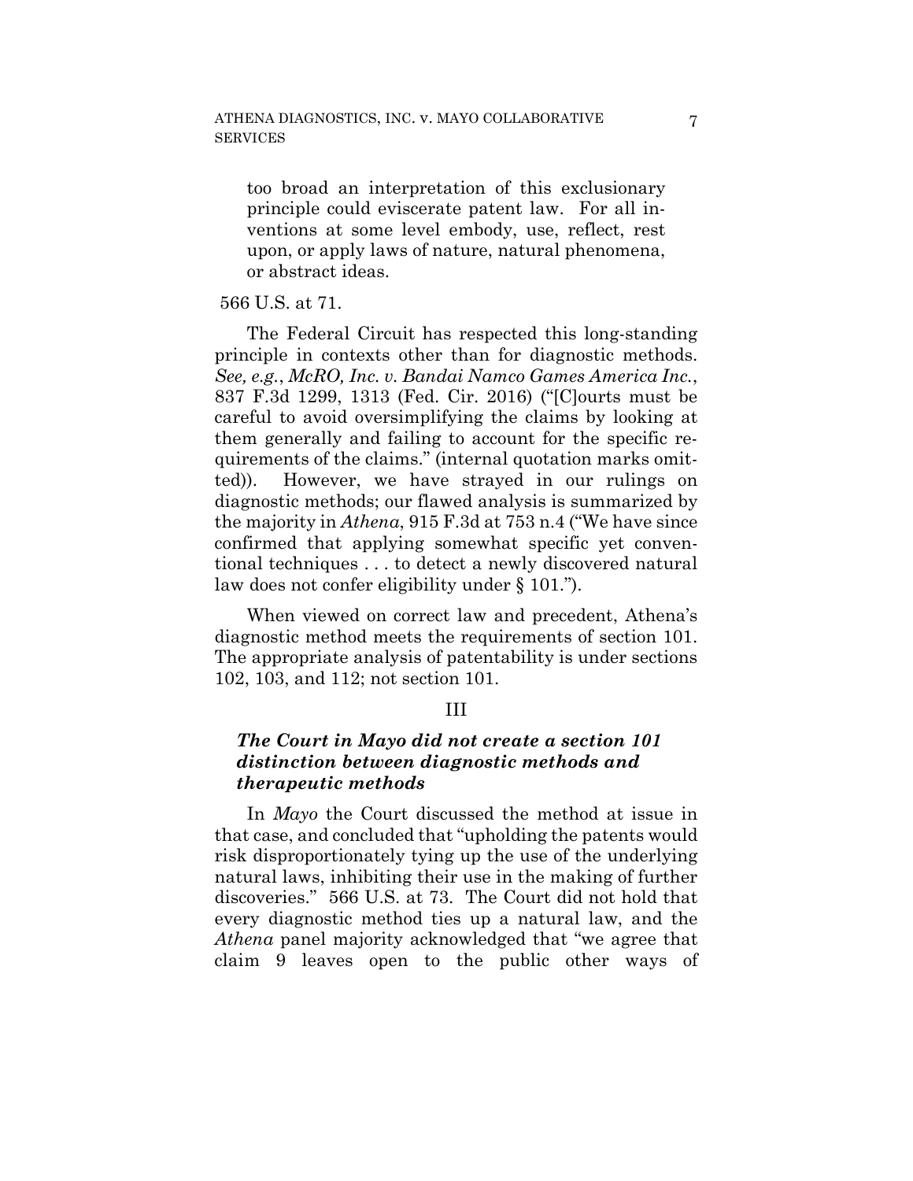> too broad an interpretation of this exclusionary principle could eviscerate patent law. For all inventions at some level embody, use, reflect, rest upon, or apply laws of nature, natural phenomena, or abstract ideas.

566 U.S. at 71.

The Federal Circuit has respected this long-standing principle in contexts other than for diagnostic methods. *See, e.g.*, *McRO, Inc. v. Bandai Namco Games America Inc.*, 837 F.3d 1299, 1313 (Fed. Cir. 2016) ("[C]ourts must be careful to avoid oversimplifying the claims by looking at them generally and failing to account for the specific requirements of the claims." (internal quotation marks omitted)). However, we have strayed in our rulings on diagnostic methods; our flawed analysis is summarized by the majority in *Athena*, 915 F.3d at 753 n.4 ("We have since confirmed that applying somewhat specific yet conventional techniques . . . to detect a newly discovered natural law does not confer eligibility under § 101.").

When viewed on correct law and precedent, Athena's diagnostic method meets the requirements of section 101. The appropriate analysis of patentability is under sections 102, 103, and 112; not section 101.

### III

### *The Court in Mayo did not create a section 101 distinction between diagnostic methods and therapeutic methods*

In *Mayo* the Court discussed the method at issue in that case, and concluded that "upholding the patents would risk disproportionately tying up the use of the underlying natural laws, inhibiting their use in the making of further discoveries." 566 U.S. at 73. The Court did not hold that every diagnostic method ties up a natural law, and the *Athena* panel majority acknowledged that "we agree that claim 9 leaves open to the public other ways of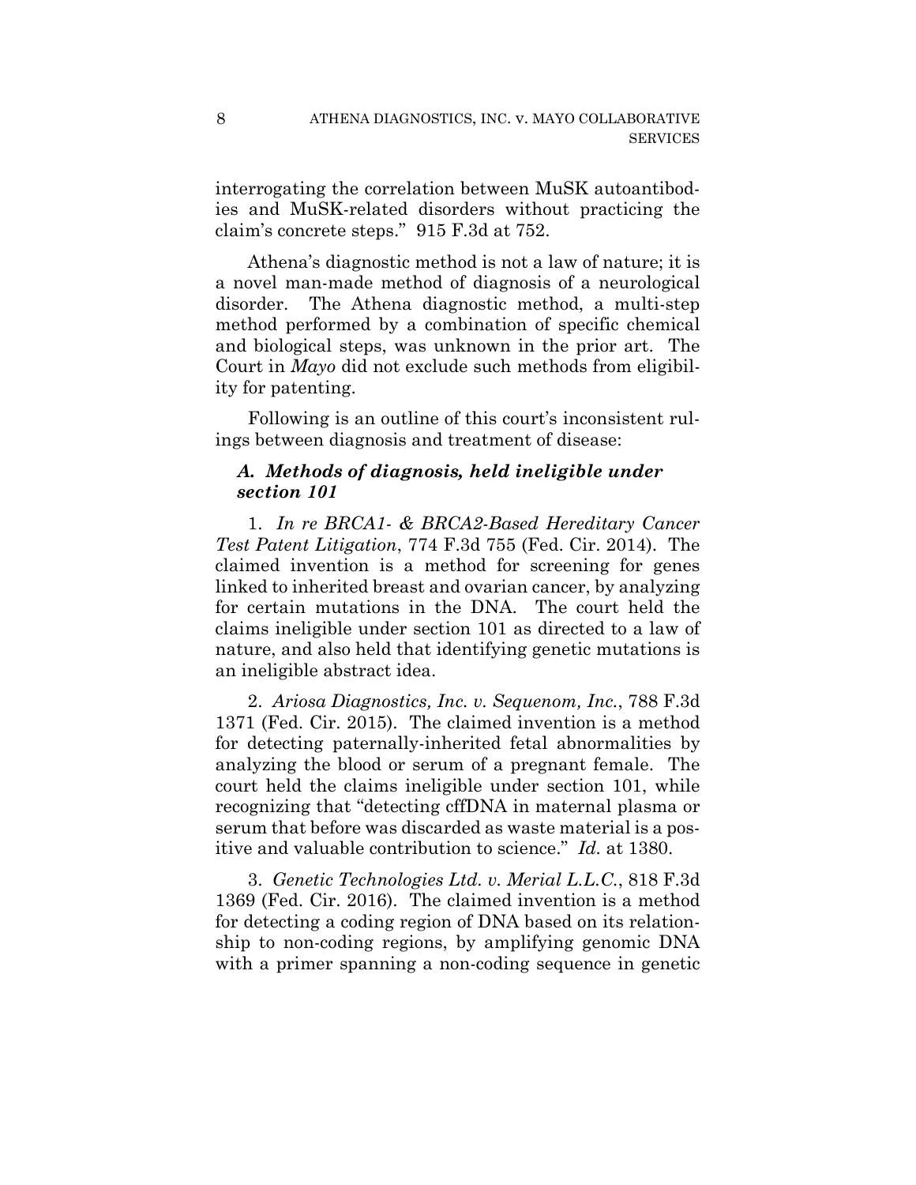interrogating the correlation between MuSK autoantibodies and MuSK-related disorders without practicing the claim's concrete steps." 915 F.3d at 752.

Athena's diagnostic method is not a law of nature; it is a novel man-made method of diagnosis of a neurological disorder. The Athena diagnostic method, a multi-step method performed by a combination of specific chemical and biological steps, was unknown in the prior art. The Court in *Mayo* did not exclude such methods from eligibility for patenting.

Following is an outline of this court's inconsistent rulings between diagnosis and treatment of disease:

### *A. Methods of diagnosis, held ineligible under section 101*

1. *In re BRCA1- & BRCA2-Based Hereditary Cancer Test Patent Litigation*, 774 F.3d 755 (Fed. Cir. 2014). The claimed invention is a method for screening for genes linked to inherited breast and ovarian cancer, by analyzing for certain mutations in the DNA. The court held the claims ineligible under section 101 as directed to a law of nature, and also held that identifying genetic mutations is an ineligible abstract idea.

2. *Ariosa Diagnostics, Inc. v. Sequenom, Inc.*, 788 F.3d 1371 (Fed. Cir. 2015). The claimed invention is a method for detecting paternally-inherited fetal abnormalities by analyzing the blood or serum of a pregnant female. The court held the claims ineligible under section 101, while recognizing that "detecting cffDNA in maternal plasma or serum that before was discarded as waste material is a positive and valuable contribution to science." *Id.* at 1380.

3. *Genetic Technologies Ltd. v. Merial L.L.C.*, 818 F.3d 1369 (Fed. Cir. 2016). The claimed invention is a method for detecting a coding region of DNA based on its relationship to non-coding regions, by amplifying genomic DNA with a primer spanning a non-coding sequence in genetic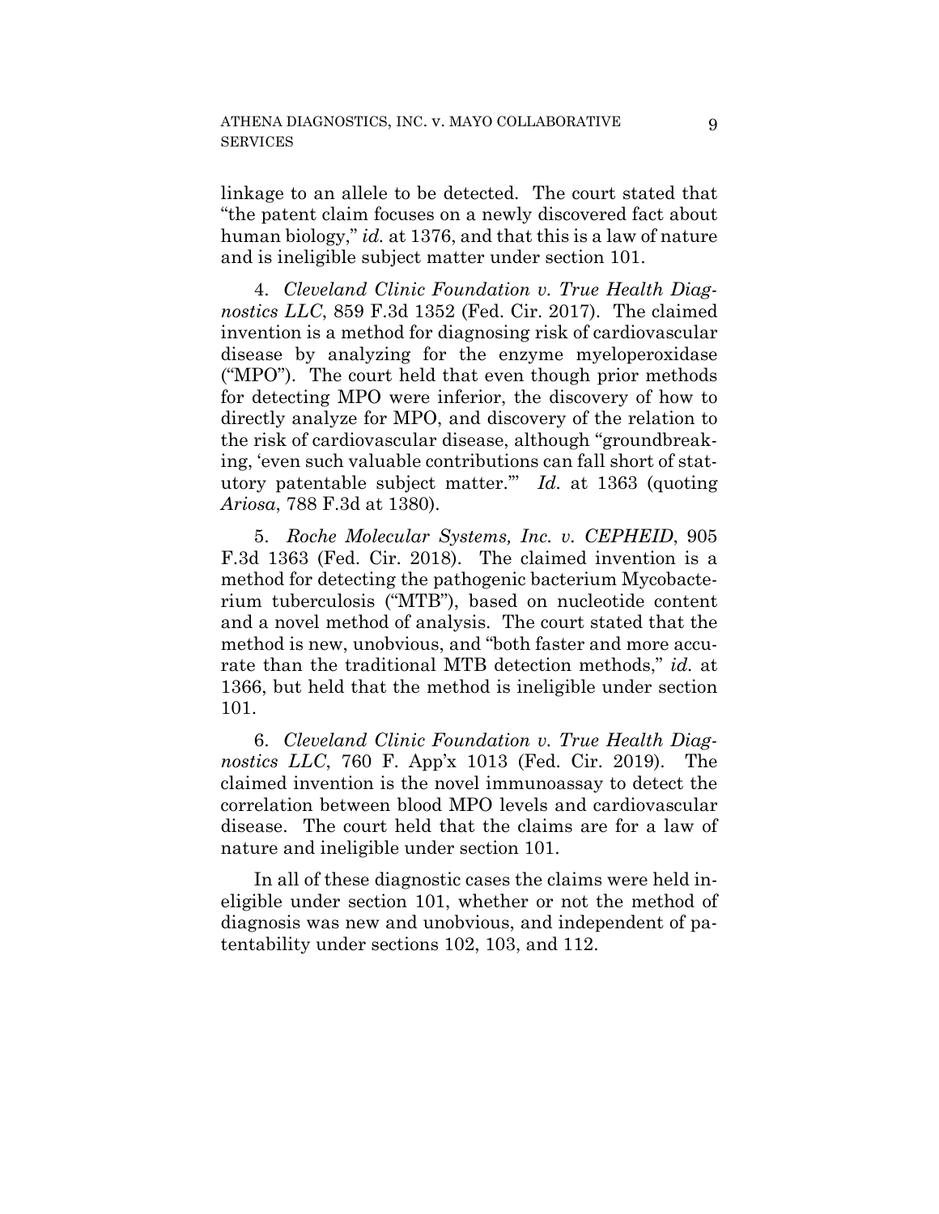linkage to an allele to be detected. The court stated that "the patent claim focuses on a newly discovered fact about human biology," *id.* at 1376, and that this is a law of nature and is ineligible subject matter under section 101.

4. *Cleveland Clinic Foundation v. True Health Diagnostics LLC*, 859 F.3d 1352 (Fed. Cir. 2017). The claimed invention is a method for diagnosing risk of cardiovascular disease by analyzing for the enzyme myeloperoxidase ("MPO"). The court held that even though prior methods for detecting MPO were inferior, the discovery of how to directly analyze for MPO, and discovery of the relation to the risk of cardiovascular disease, although "groundbreaking, 'even such valuable contributions can fall short of statutory patentable subject matter.'" *Id.* at 1363 (quoting *Ariosa*, 788 F.3d at 1380).

5. *Roche Molecular Systems, Inc. v. CEPHEID*, 905 F.3d 1363 (Fed. Cir. 2018). The claimed invention is a method for detecting the pathogenic bacterium Mycobacterium tuberculosis ("MTB"), based on nucleotide content and a novel method of analysis. The court stated that the method is new, unobvious, and "both faster and more accurate than the traditional MTB detection methods," *id.* at 1366, but held that the method is ineligible under section 101.

6. *Cleveland Clinic Foundation v. True Health Diagnostics LLC*, 760 F. App'x 1013 (Fed. Cir. 2019). The claimed invention is the novel immunoassay to detect the correlation between blood MPO levels and cardiovascular disease. The court held that the claims are for a law of nature and ineligible under section 101.

In all of these diagnostic cases the claims were held ineligible under section 101, whether or not the method of diagnosis was new and unobvious, and independent of patentability under sections 102, 103, and 112.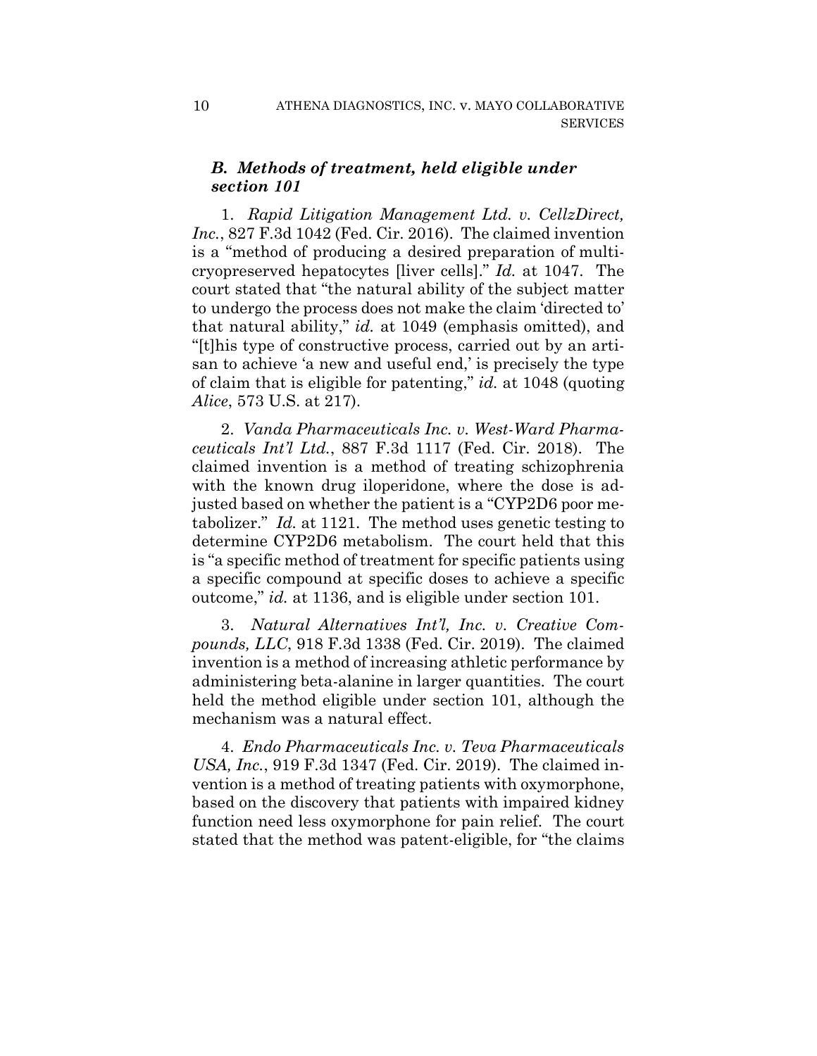### *B. Methods of treatment, held eligible under section 101*

1. *Rapid Litigation Management Ltd. v. CellzDirect, Inc.*, 827 F.3d 1042 (Fed. Cir. 2016). The claimed invention is a "method of producing a desired preparation of multi-cryopreserved hepatocytes [liver cells]." *Id.* at 1047. The court stated that "the natural ability of the subject matter to undergo the process does not make the claim 'directed to' that natural ability," *id.* at 1049 (emphasis omitted), and "[t]his type of constructive process, carried out by an artisan to achieve 'a new and useful end,' is precisely the type of claim that is eligible for patenting," *id.* at 1048 (quoting *Alice*, 573 U.S. at 217).

2. *Vanda Pharmaceuticals Inc. v. West-Ward Pharmaceuticals Int'l Ltd.*, 887 F.3d 1117 (Fed. Cir. 2018). The claimed invention is a method of treating schizophrenia with the known drug iloperidone, where the dose is adjusted based on whether the patient is a "CYP2D6 poor metabolizer." *Id.* at 1121. The method uses genetic testing to determine CYP2D6 metabolism. The court held that this is "a specific method of treatment for specific patients using a specific compound at specific doses to achieve a specific outcome," *id.* at 1136, and is eligible under section 101.

3. *Natural Alternatives Int'l, Inc. v. Creative Compounds, LLC*, 918 F.3d 1338 (Fed. Cir. 2019). The claimed invention is a method of increasing athletic performance by administering beta-alanine in larger quantities. The court held the method eligible under section 101, although the mechanism was a natural effect.

4. *Endo Pharmaceuticals Inc. v. Teva Pharmaceuticals USA, Inc.*, 919 F.3d 1347 (Fed. Cir. 2019). The claimed invention is a method of treating patients with oxymorphone, based on the discovery that patients with impaired kidney function need less oxymorphone for pain relief. The court stated that the method was patent-eligible, for "the claims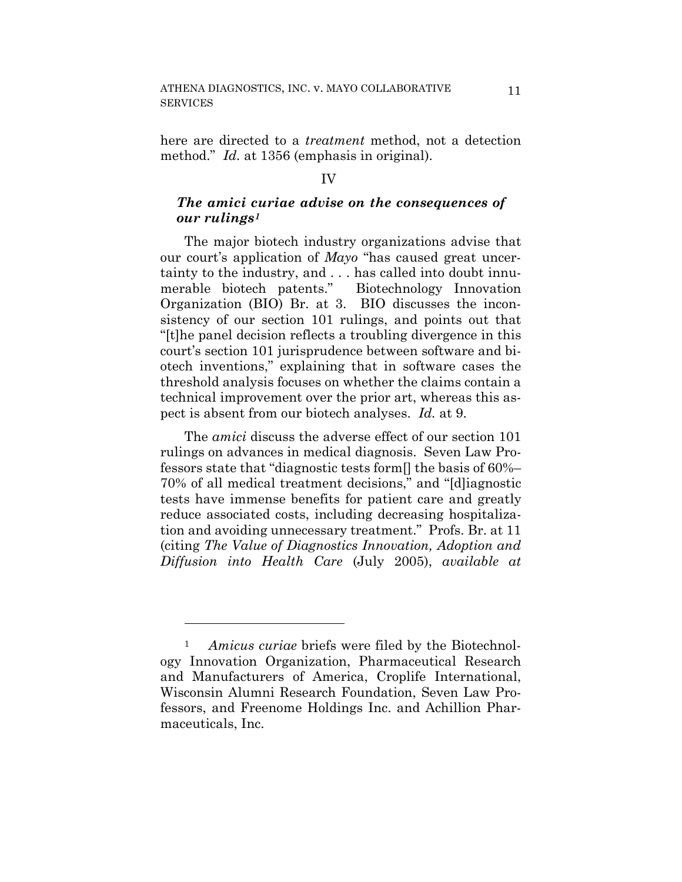here are directed to a *treatment* method, not a detection method." *Id.* at 1356 (emphasis in original).

IV

### ***The amici curiae advise on the consequences of our rulings***[1]

The major biotech industry organizations advise that our court's application of *Mayo* "has caused great uncertainty to the industry, and . . . has called into doubt innumerable biotech patents." Biotechnology Innovation Organization (BIO) Br. at 3. BIO discusses the inconsistency of our section 101 rulings, and points out that "[t]he panel decision reflects a troubling divergence in this court's section 101 jurisprudence between software and biotech inventions," explaining that in software cases the threshold analysis focuses on whether the claims contain a technical improvement over the prior art, whereas this aspect is absent from our biotech analyses. *Id.* at 9.

The *amici* discuss the adverse effect of our section 101 rulings on advances in medical diagnosis. Seven Law Professors state that "diagnostic tests form[] the basis of 60%–70% of all medical treatment decisions," and "[d]iagnostic tests have immense benefits for patient care and greatly reduce associated costs, including decreasing hospitalization and avoiding unnecessary treatment." Profs. Br. at 11 (citing *The Value of Diagnostics Innovation, Adoption and Diffusion into Health Care* (July 2005), *available at*

---

[1] *Amicus curiae* briefs were filed by the Biotechnology Innovation Organization, Pharmaceutical Research and Manufacturers of America, Croplife International, Wisconsin Alumni Research Foundation, Seven Law Professors, and Freenome Holdings Inc. and Achillion Pharmaceuticals, Inc.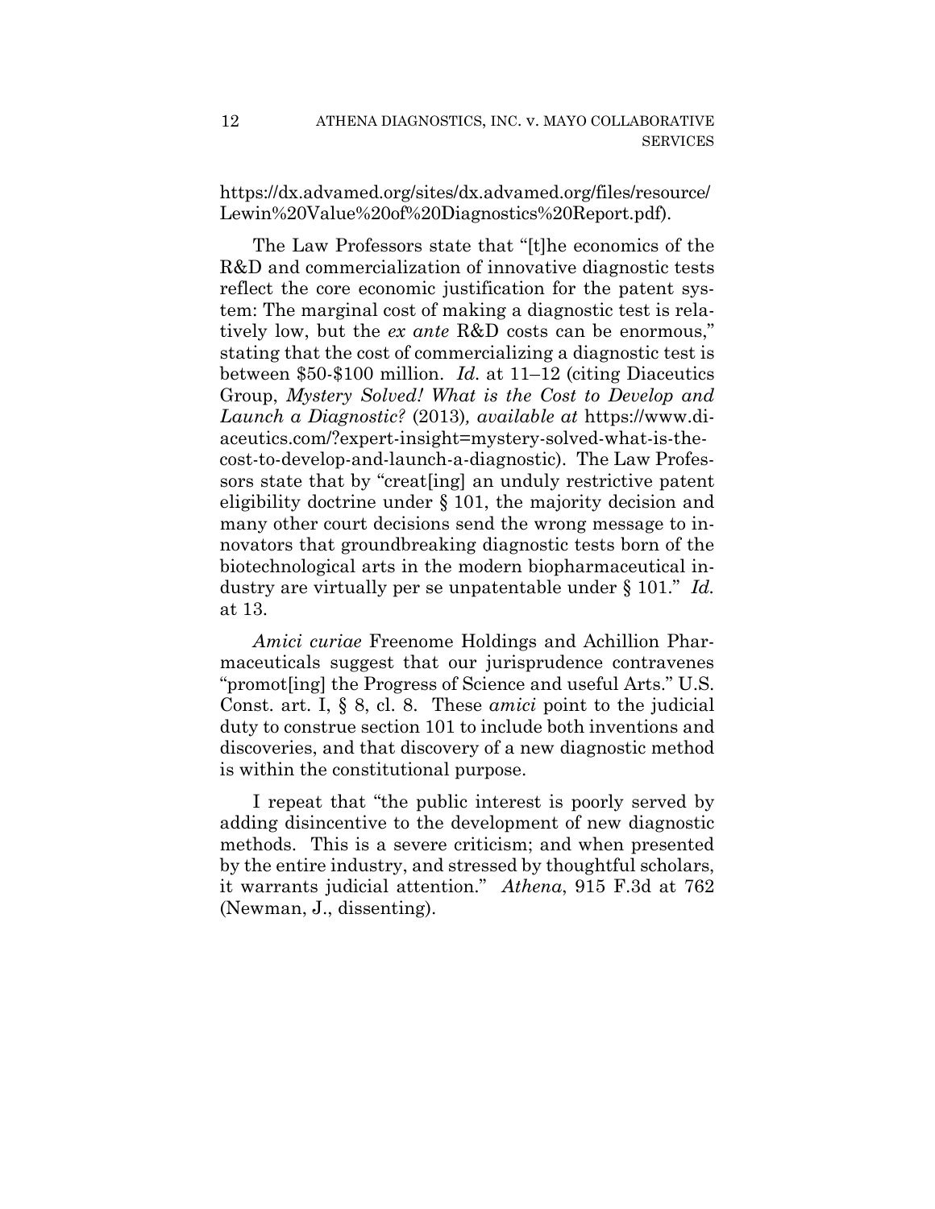https://dx.advamed.org/sites/dx.advamed.org/files/resource/Lewin%20Value%20of%20Diagnostics%20Report.pdf).

The Law Professors state that "[t]he economics of the R&D and commercialization of innovative diagnostic tests reflect the core economic justification for the patent system: The marginal cost of making a diagnostic test is relatively low, but the *ex ante* R&D costs can be enormous," stating that the cost of commercializing a diagnostic test is between $50-$100 million. *Id.* at 11–12 (citing Diaceutics Group, *Mystery Solved! What is the Cost to Develop and Launch a Diagnostic?* (2013), *available at* https://www.diaceutics.com/?expert-insight=mystery-solved-what-is-the-cost-to-develop-and-launch-a-diagnostic). The Law Professors state that by "creat[ing] an unduly restrictive patent eligibility doctrine under § 101, the majority decision and many other court decisions send the wrong message to innovators that groundbreaking diagnostic tests born of the biotechnological arts in the modern biopharmaceutical industry are virtually per se unpatentable under § 101." *Id.* at 13.

*Amici curiae* Freenome Holdings and Achillion Pharmaceuticals suggest that our jurisprudence contravenes "promot[ing] the Progress of Science and useful Arts." U.S. Const. art. I, § 8, cl. 8. These *amici* point to the judicial duty to construe section 101 to include both inventions and discoveries, and that discovery of a new diagnostic method is within the constitutional purpose.

I repeat that "the public interest is poorly served by adding disincentive to the development of new diagnostic methods. This is a severe criticism; and when presented by the entire industry, and stressed by thoughtful scholars, it warrants judicial attention." *Athena*, 915 F.3d at 762 (Newman, J., dissenting).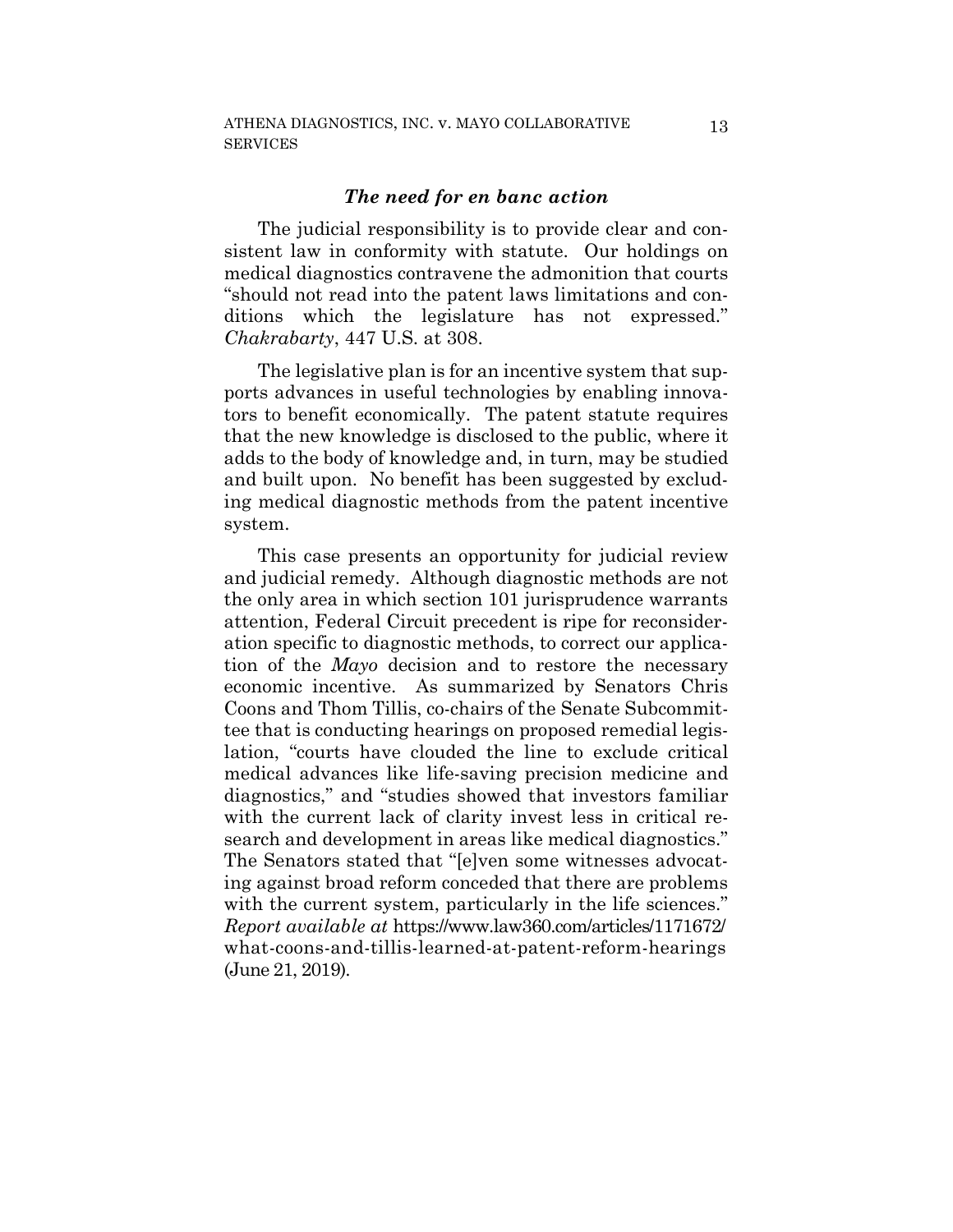### *The need for en banc action*

The judicial responsibility is to provide clear and consistent law in conformity with statute. Our holdings on medical diagnostics contravene the admonition that courts "should not read into the patent laws limitations and conditions which the legislature has not expressed." *Chakrabarty*, 447 U.S. at 308.

The legislative plan is for an incentive system that supports advances in useful technologies by enabling innovators to benefit economically. The patent statute requires that the new knowledge is disclosed to the public, where it adds to the body of knowledge and, in turn, may be studied and built upon. No benefit has been suggested by excluding medical diagnostic methods from the patent incentive system.

This case presents an opportunity for judicial review and judicial remedy. Although diagnostic methods are not the only area in which section 101 jurisprudence warrants attention, Federal Circuit precedent is ripe for reconsideration specific to diagnostic methods, to correct our application of the *Mayo* decision and to restore the necessary economic incentive. As summarized by Senators Chris Coons and Thom Tillis, co-chairs of the Senate Subcommittee that is conducting hearings on proposed remedial legislation, "courts have clouded the line to exclude critical medical advances like life-saving precision medicine and diagnostics," and "studies showed that investors familiar with the current lack of clarity invest less in critical research and development in areas like medical diagnostics." The Senators stated that "[e]ven some witnesses advocating against broad reform conceded that there are problems with the current system, particularly in the life sciences." *Report available at* https://www.law360.com/articles/1171672/what-coons-and-tillis-learned-at-patent-reform-hearings (June 21, 2019).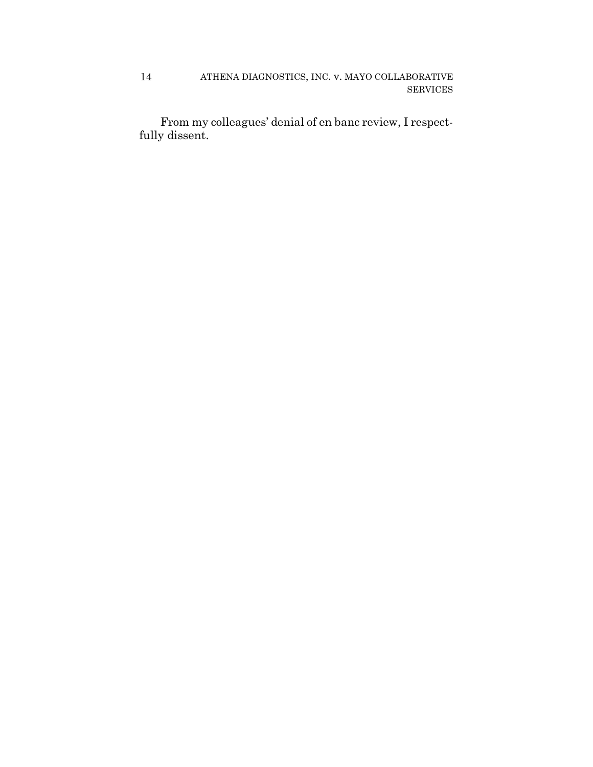From my colleagues' denial of en banc review, I respectfully dissent.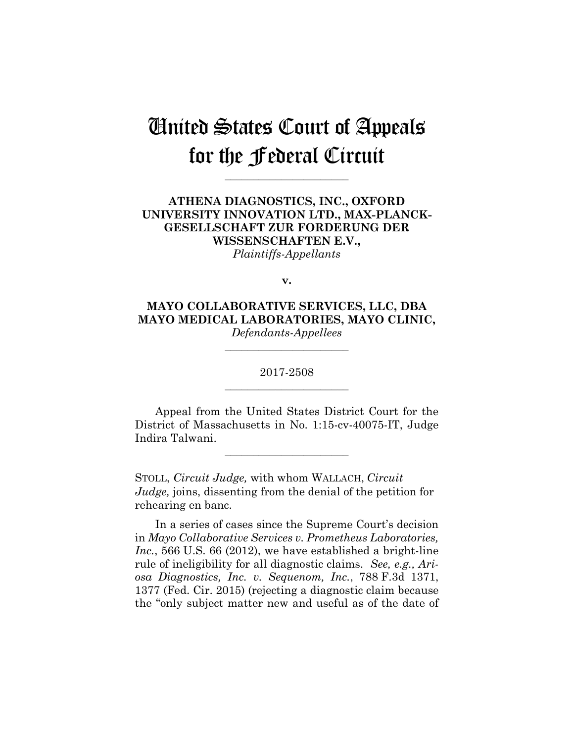# United States Court of Appeals for the Federal Circuit

---

**ATHENA DIAGNOSTICS, INC., OXFORD UNIVERSITY INNOVATION LTD., MAX-PLANCK-GESELLSCHAFT ZUR FORDERUNG DER WISSENSCHAFTEN E.V.,**
*Plaintiffs-Appellants*

**v.**

**MAYO COLLABORATIVE SERVICES, LLC, DBA MAYO MEDICAL LABORATORIES, MAYO CLINIC,**
*Defendants-Appellees*

---

2017-2508

---

Appeal from the United States District Court for the District of Massachusetts in No. 1:15-cv-40075-IT, Judge Indira Talwani.

---

STOLL, *Circuit Judge,* with whom WALLACH, *Circuit Judge,* joins, dissenting from the denial of the petition for rehearing en banc.

In a series of cases since the Supreme Court's decision in *Mayo Collaborative Services v. Prometheus Laboratories, Inc.*, 566 U.S. 66 (2012), we have established a bright-line rule of ineligibility for all diagnostic claims. *See, e.g., Ariosa Diagnostics, Inc. v. Sequenom, Inc.*, 788 F.3d 1371, 1377 (Fed. Cir. 2015) (rejecting a diagnostic claim because the "only subject matter new and useful as of the date of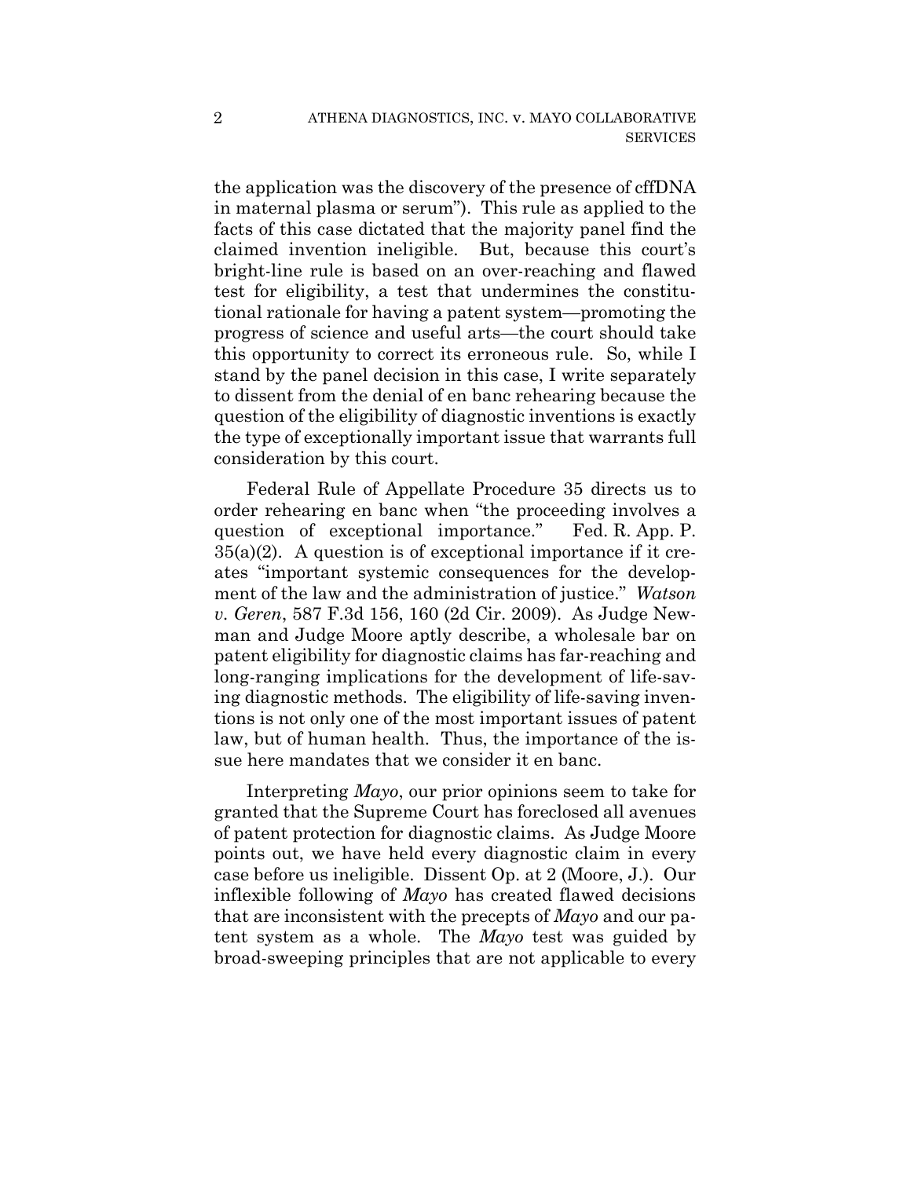the application was the discovery of the presence of cffDNA in maternal plasma or serum"). This rule as applied to the facts of this case dictated that the majority panel find the claimed invention ineligible. But, because this court's bright-line rule is based on an over-reaching and flawed test for eligibility, a test that undermines the constitutional rationale for having a patent system—promoting the progress of science and useful arts—the court should take this opportunity to correct its erroneous rule. So, while I stand by the panel decision in this case, I write separately to dissent from the denial of en banc rehearing because the question of the eligibility of diagnostic inventions is exactly the type of exceptionally important issue that warrants full consideration by this court.

Federal Rule of Appellate Procedure 35 directs us to order rehearing en banc when "the proceeding involves a question of exceptional importance." Fed. R. App. P. 35(a)(2). A question is of exceptional importance if it creates "important systemic consequences for the development of the law and the administration of justice." *Watson v. Geren*, 587 F.3d 156, 160 (2d Cir. 2009). As Judge Newman and Judge Moore aptly describe, a wholesale bar on patent eligibility for diagnostic claims has far-reaching and long-ranging implications for the development of life-saving diagnostic methods. The eligibility of life-saving inventions is not only one of the most important issues of patent law, but of human health. Thus, the importance of the issue here mandates that we consider it en banc.

Interpreting *Mayo*, our prior opinions seem to take for granted that the Supreme Court has foreclosed all avenues of patent protection for diagnostic claims. As Judge Moore points out, we have held every diagnostic claim in every case before us ineligible. Dissent Op. at 2 (Moore, J.). Our inflexible following of *Mayo* has created flawed decisions that are inconsistent with the precepts of *Mayo* and our patent system as a whole. The *Mayo* test was guided by broad-sweeping principles that are not applicable to every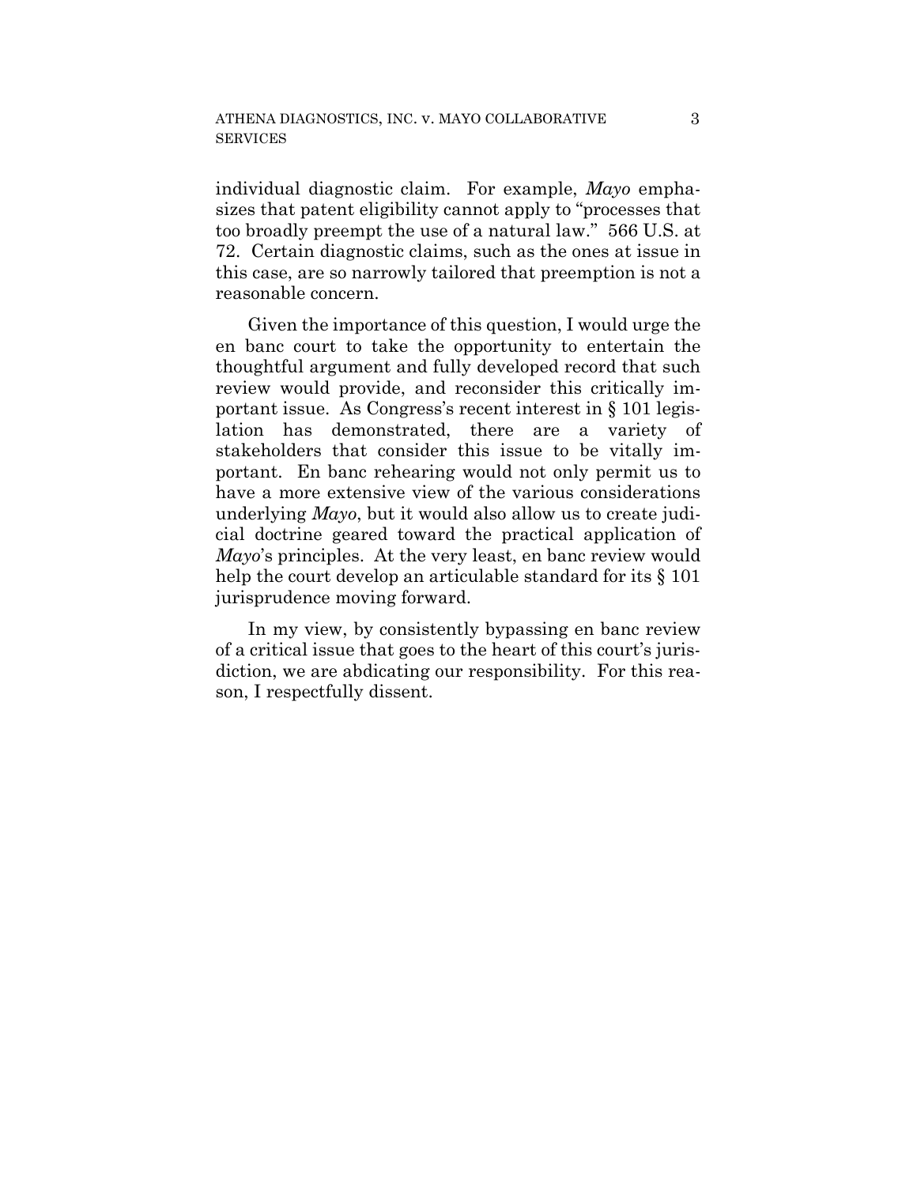individual diagnostic claim. For example, *Mayo* emphasizes that patent eligibility cannot apply to "processes that too broadly preempt the use of a natural law." 566 U.S. at 72. Certain diagnostic claims, such as the ones at issue in this case, are so narrowly tailored that preemption is not a reasonable concern.

Given the importance of this question, I would urge the en banc court to take the opportunity to entertain the thoughtful argument and fully developed record that such review would provide, and reconsider this critically important issue. As Congress's recent interest in § 101 legislation has demonstrated, there are a variety of stakeholders that consider this issue to be vitally important. En banc rehearing would not only permit us to have a more extensive view of the various considerations underlying *Mayo*, but it would also allow us to create judicial doctrine geared toward the practical application of *Mayo*'s principles. At the very least, en banc review would help the court develop an articulable standard for its § 101 jurisprudence moving forward.

In my view, by consistently bypassing en banc review of a critical issue that goes to the heart of this court's jurisdiction, we are abdicating our responsibility. For this reason, I respectfully dissent.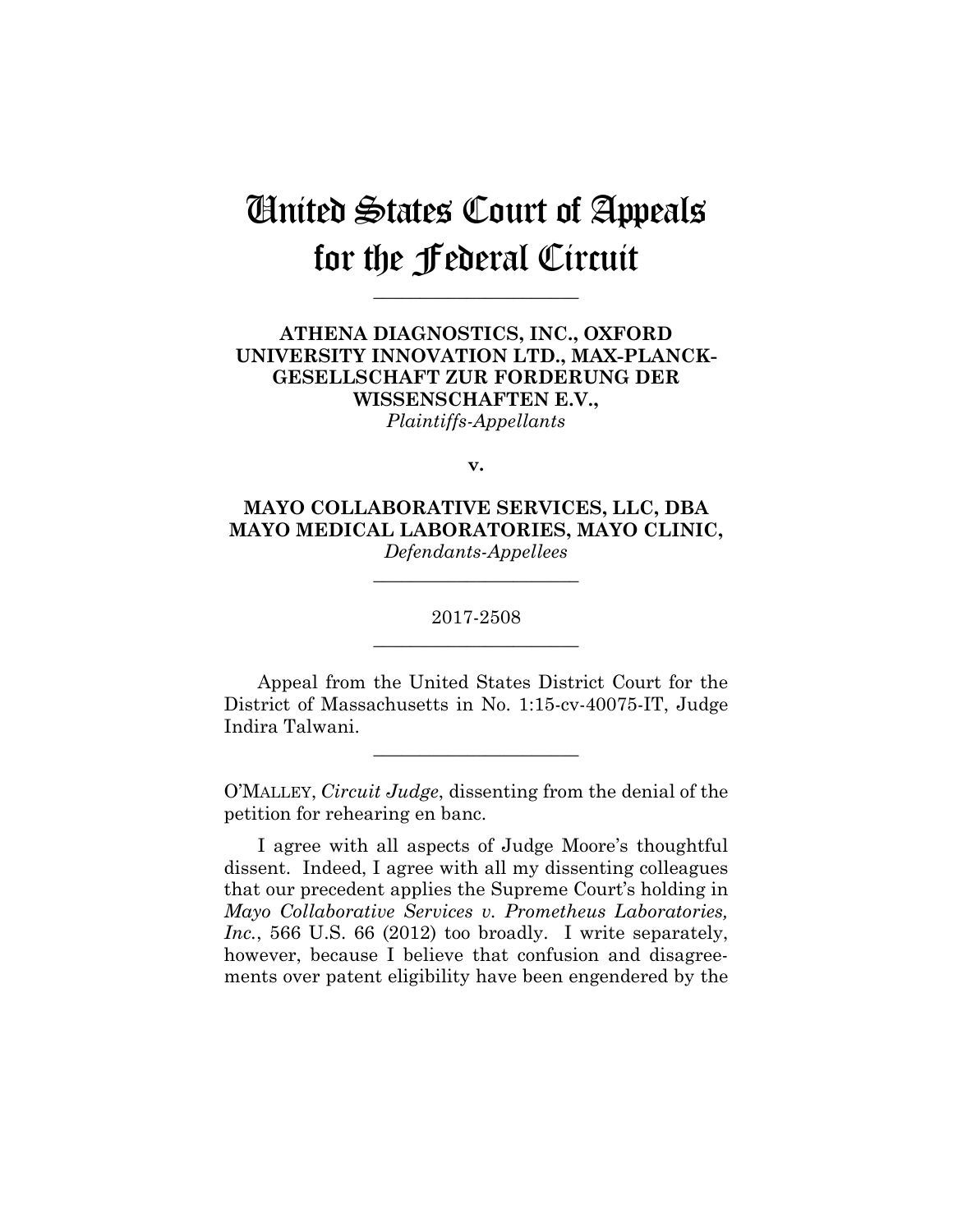# United States Court of Appeals for the Federal Circuit

---

**ATHENA DIAGNOSTICS, INC., OXFORD UNIVERSITY INNOVATION LTD., MAX-PLANCK-GESELLSCHAFT ZUR FORDERUNG DER WISSENSCHAFTEN E.V.,**
*Plaintiffs-Appellants*

**v.**

**MAYO COLLABORATIVE SERVICES, LLC, DBA MAYO MEDICAL LABORATORIES, MAYO CLINIC,**
*Defendants-Appellees*

---

2017-2508

---

Appeal from the United States District Court for the District of Massachusetts in No. 1:15-cv-40075-IT, Judge Indira Talwani.

---

O'MALLEY, *Circuit Judge*, dissenting from the denial of the petition for rehearing en banc.

I agree with all aspects of Judge Moore's thoughtful dissent. Indeed, I agree with all my dissenting colleagues that our precedent applies the Supreme Court's holding in *Mayo Collaborative Services v. Prometheus Laboratories, Inc.*, 566 U.S. 66 (2012) too broadly. I write separately, however, because I believe that confusion and disagreements over patent eligibility have been engendered by the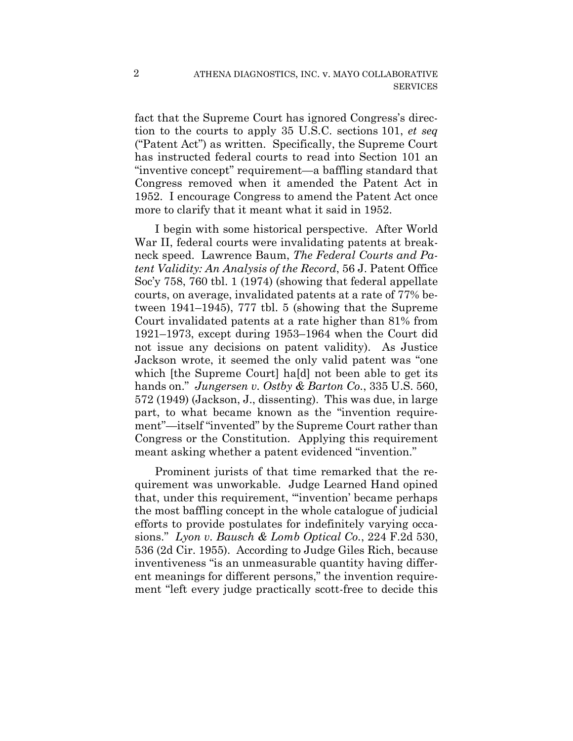fact that the Supreme Court has ignored Congress's direction to the courts to apply 35 U.S.C. sections 101, *et seq* ("Patent Act") as written. Specifically, the Supreme Court has instructed federal courts to read into Section 101 an "inventive concept" requirement—a baffling standard that Congress removed when it amended the Patent Act in 1952. I encourage Congress to amend the Patent Act once more to clarify that it meant what it said in 1952.

I begin with some historical perspective. After World War II, federal courts were invalidating patents at breakneck speed. Lawrence Baum, *The Federal Courts and Patent Validity: An Analysis of the Record*, 56 J. Patent Office Soc'y 758, 760 tbl. 1 (1974) (showing that federal appellate courts, on average, invalidated patents at a rate of 77% between 1941–1945), 777 tbl. 5 (showing that the Supreme Court invalidated patents at a rate higher than 81% from 1921–1973, except during 1953–1964 when the Court did not issue any decisions on patent validity). As Justice Jackson wrote, it seemed the only valid patent was "one which [the Supreme Court] ha[d] not been able to get its hands on." *Jungersen v. Ostby & Barton Co.*, 335 U.S. 560, 572 (1949) (Jackson, J., dissenting). This was due, in large part, to what became known as the "invention requirement"—itself "invented" by the Supreme Court rather than Congress or the Constitution. Applying this requirement meant asking whether a patent evidenced "invention."

Prominent jurists of that time remarked that the requirement was unworkable. Judge Learned Hand opined that, under this requirement, "'invention' became perhaps the most baffling concept in the whole catalogue of judicial efforts to provide postulates for indefinitely varying occasions." *Lyon v. Bausch & Lomb Optical Co.*, 224 F.2d 530, 536 (2d Cir. 1955). According to Judge Giles Rich, because inventiveness "is an unmeasurable quantity having different meanings for different persons," the invention requirement "left every judge practically scott-free to decide this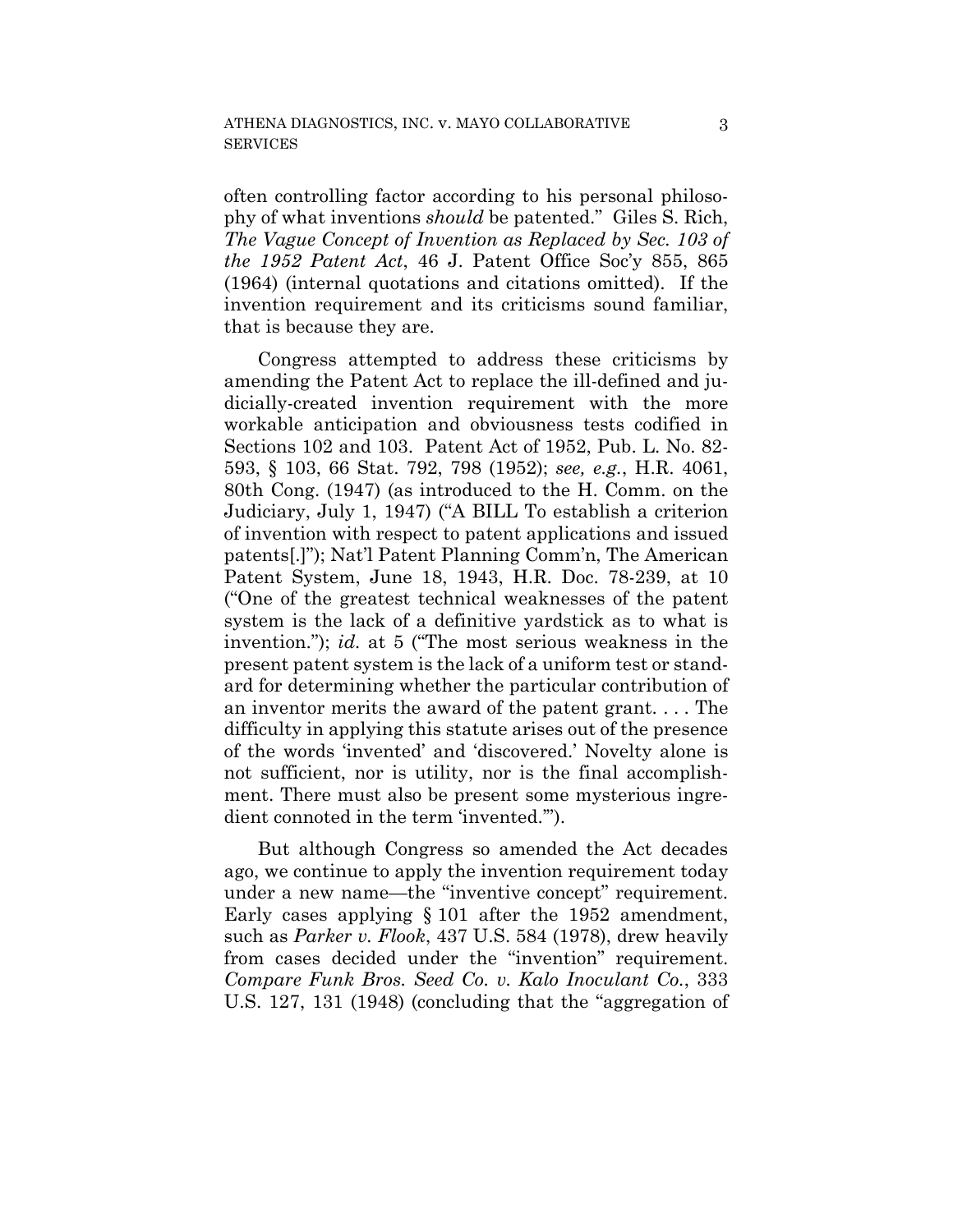often controlling factor according to his personal philosophy of what inventions *should* be patented." Giles S. Rich, *The Vague Concept of Invention as Replaced by Sec. 103 of the 1952 Patent Act*, 46 J. Patent Office Soc'y 855, 865 (1964) (internal quotations and citations omitted). If the invention requirement and its criticisms sound familiar, that is because they are.

Congress attempted to address these criticisms by amending the Patent Act to replace the ill-defined and judicially-created invention requirement with the more workable anticipation and obviousness tests codified in Sections 102 and 103. Patent Act of 1952, Pub. L. No. 82-593, § 103, 66 Stat. 792, 798 (1952); *see, e.g.*, H.R. 4061, 80th Cong. (1947) (as introduced to the H. Comm. on the Judiciary, July 1, 1947) ("A BILL To establish a criterion of invention with respect to patent applications and issued patents[.]"); Nat'l Patent Planning Comm'n, The American Patent System, June 18, 1943, H.R. Doc. 78-239, at 10 ("One of the greatest technical weaknesses of the patent system is the lack of a definitive yardstick as to what is invention."); *id.* at 5 ("The most serious weakness in the present patent system is the lack of a uniform test or standard for determining whether the particular contribution of an inventor merits the award of the patent grant. . . . The difficulty in applying this statute arises out of the presence of the words 'invented' and 'discovered.' Novelty alone is not sufficient, nor is utility, nor is the final accomplishment. There must also be present some mysterious ingredient connoted in the term 'invented.'").

But although Congress so amended the Act decades ago, we continue to apply the invention requirement today under a new name—the "inventive concept" requirement. Early cases applying § 101 after the 1952 amendment, such as *Parker v. Flook*, 437 U.S. 584 (1978), drew heavily from cases decided under the "invention" requirement. *Compare Funk Bros. Seed Co. v. Kalo Inoculant Co.*, 333 U.S. 127, 131 (1948) (concluding that the "aggregation of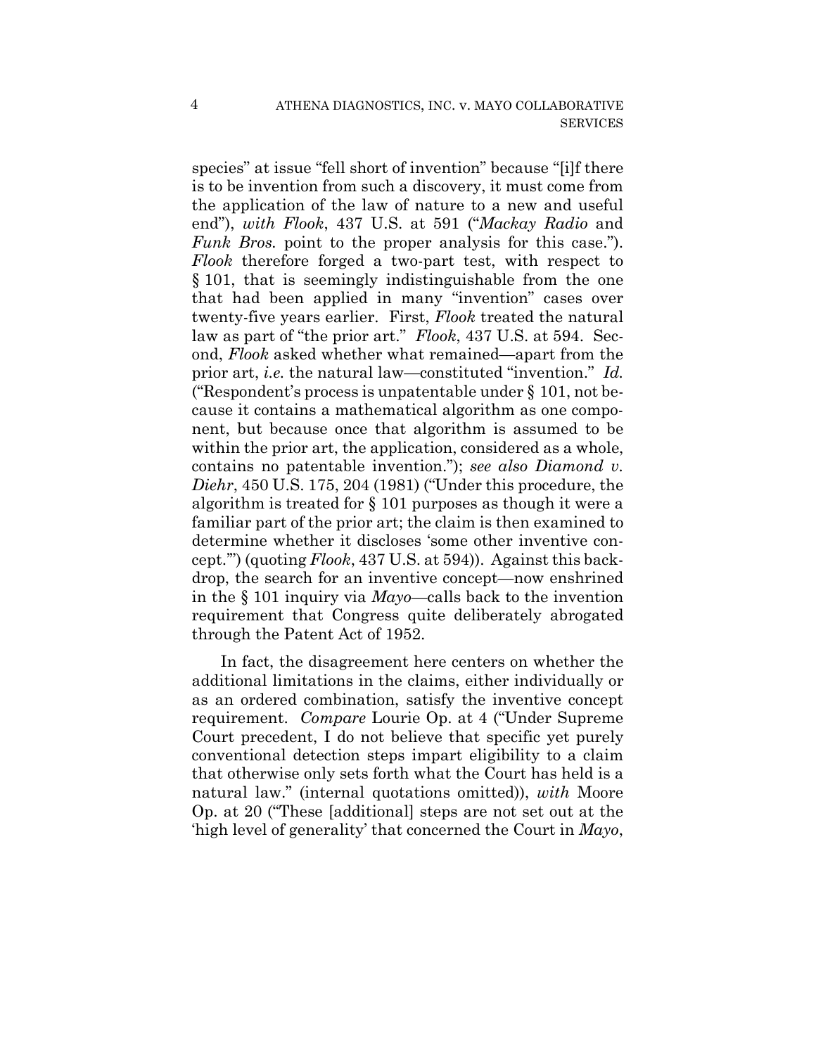species" at issue "fell short of invention" because "[i]f there is to be invention from such a discovery, it must come from the application of the law of nature to a new and useful end"), *with Flook*, 437 U.S. at 591 ("*Mackay Radio* and *Funk Bros.* point to the proper analysis for this case."). *Flook* therefore forged a two-part test, with respect to § 101, that is seemingly indistinguishable from the one that had been applied in many "invention" cases over twenty-five years earlier. First, *Flook* treated the natural law as part of "the prior art." *Flook*, 437 U.S. at 594. Second, *Flook* asked whether what remained—apart from the prior art, *i.e.* the natural law—constituted "invention." *Id.* ("Respondent's process is unpatentable under § 101, not because it contains a mathematical algorithm as one component, but because once that algorithm is assumed to be within the prior art, the application, considered as a whole, contains no patentable invention."); *see also Diamond v. Diehr*, 450 U.S. 175, 204 (1981) ("Under this procedure, the algorithm is treated for § 101 purposes as though it were a familiar part of the prior art; the claim is then examined to determine whether it discloses 'some other inventive concept.'") (quoting *Flook*, 437 U.S. at 594)). Against this backdrop, the search for an inventive concept—now enshrined in the § 101 inquiry via *Mayo*—calls back to the invention requirement that Congress quite deliberately abrogated through the Patent Act of 1952.

In fact, the disagreement here centers on whether the additional limitations in the claims, either individually or as an ordered combination, satisfy the inventive concept requirement. *Compare* Lourie Op. at 4 ("Under Supreme Court precedent, I do not believe that specific yet purely conventional detection steps impart eligibility to a claim that otherwise only sets forth what the Court has held is a natural law." (internal quotations omitted)), *with* Moore Op. at 20 ("These [additional] steps are not set out at the 'high level of generality' that concerned the Court in *Mayo*,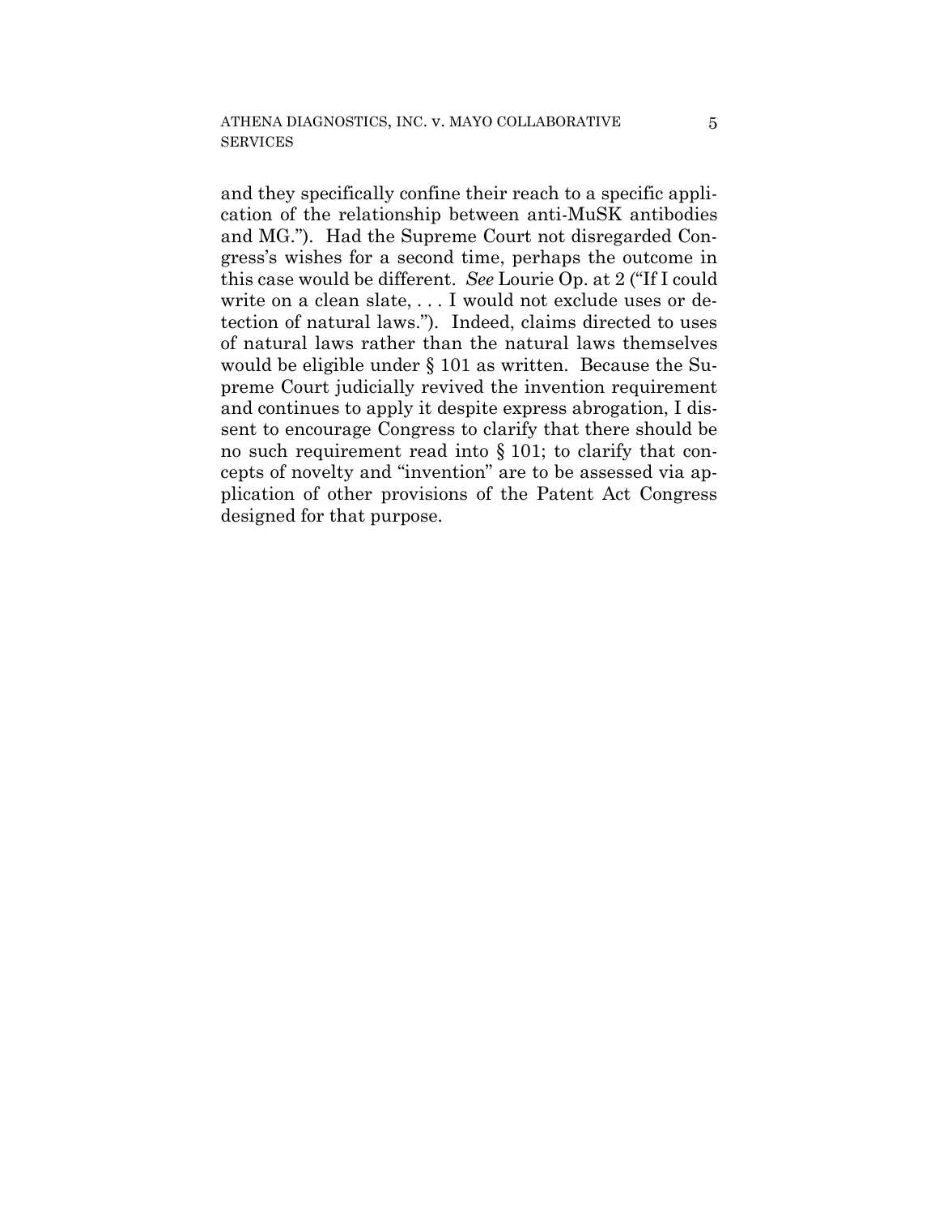and they specifically confine their reach to a specific application of the relationship between anti-MuSK antibodies and MG."). Had the Supreme Court not disregarded Congress's wishes for a second time, perhaps the outcome in this case would be different. *See* Lourie Op. at 2 ("If I could write on a clean slate, . . . I would not exclude uses or detection of natural laws."). Indeed, claims directed to uses of natural laws rather than the natural laws themselves would be eligible under § 101 as written. Because the Supreme Court judicially revived the invention requirement and continues to apply it despite express abrogation, I dissent to encourage Congress to clarify that there should be no such requirement read into § 101; to clarify that concepts of novelty and "invention" are to be assessed via application of other provisions of the Patent Act Congress designed for that purpose.